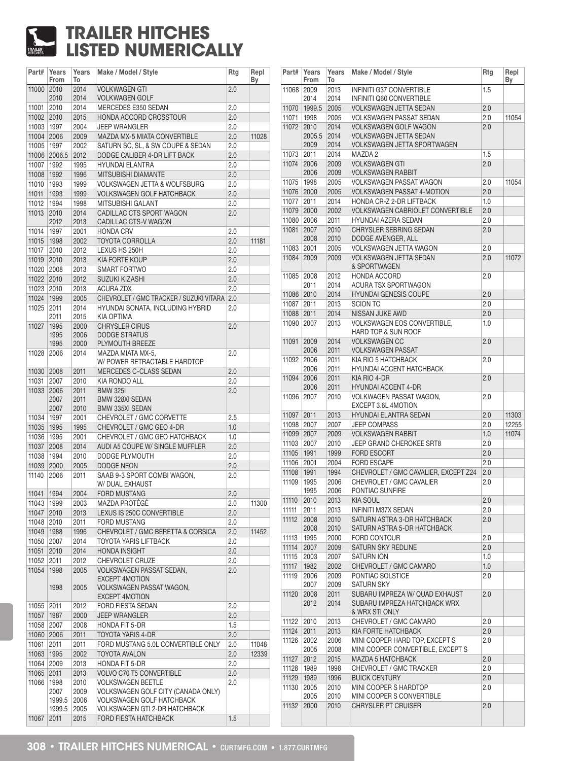# TRAILER HITCHES LISTED NUMERICALLY

| Part# | Years From | Years To | Make / Model / Style | Rtg | Repl By |
|---|---|---|---|---|---|
| 11000 | 2010 | 2014 | VOLKWAGEN GTI | 2.0 | |
| | 2010 | 2014 | VOLKWAGEN GOLF | | |
| 11001 | 2010 | 2014 | MERCEDES E350 SEDAN | 2.0 | |
| 11002 | 2010 | 2015 | HONDA ACCORD CROSSTOUR | 2.0 | |
| 11003 | 1997 | 2004 | JEEP WRANGLER | 2.0 | |
| 11004 | 2006 | 2009 | MAZDA MX-5 MIATA CONVERTIBLE | 2.0 | 11028 |
| 11005 | 1997 | 2002 | SATURN SC, SL, & SW COUPE & SEDAN | 2.0 | |
| 11006 | 2006.5 | 2012 | DODGE CALIBER 4-DR LIFT BACK | 2.0 | |
| 11007 | 1992 | 1995 | HYUNDAI ELANTRA | 2.0 | |
| 11008 | 1992 | 1996 | MITSUBISHI DIAMANTE | 2.0 | |
| 11010 | 1993 | 1999 | VOLKSWAGEN JETTA & WOLFSBURG | 2.0 | |
| 11011 | 1993 | 1999 | VOLKSWAGEN GOLF HATCHBACK | 2.0 | |
| 11012 | 1994 | 1998 | MITSUBISHI GALANT | 2.0 | |
| 11013 | 2010 | 2014 | CADILLAC CTS SPORT WAGON | 2.0 | |
| | 2012 | 2013 | CADILLAC CTS-V WAGON | | |
| 11014 | 1997 | 2001 | HONDA CRV | 2.0 | |
| 11015 | 1998 | 2002 | TOYOTA CORROLLA | 2.0 | 11181 |
| 11017 | 2010 | 2012 | LEXUS HS 250H | 2.0 | |
| 11019 | 2010 | 2013 | KIA FORTE KOUP | 2.0 | |
| 11020 | 2008 | 2013 | SMART FORTWO | 2.0 | |
| 11022 | 2010 | 2012 | SUZUKI KIZASHI | 2.0 | |
| 11023 | 2010 | 2013 | ACURA ZDX | 2.0 | |
| 11024 | 1999 | 2005 | CHEVROLET / GMC TRACKER / SUZUKI VITARA | 2.0 | |
| 11025 | 2011 | 2014 | HYUNDAI SONATA, INCLUDING HYBRID | 2.0 | |
| | 2011 | 2015 | KIA OPTIMA | | |
| 11027 | 1995 | 2000 | CHRYSLER CIRUS | 2.0 | |
| | 1995 | 2006 | DODGE STRATUS | | |
| | 1995 | 2000 | PLYMOUTH BREEZE | | |
| 11028 | 2006 | 2014 | MAZDA MIATA MX-5, W/ POWER RETRACTABLE HARDTOP | 2.0 | |
| 11030 | 2008 | 2011 | MERCEDES C-CLASS SEDAN | 2.0 | |
| 11031 | 2007 | 2010 | KIA RONDO ALL | 2.0 | |
| 11033 | 2006 | 2011 | BMW 325I | 2.0 | |
| | 2007 | 2011 | BMW 328XI SEDAN | | |
| | 2007 | 2010 | BMW 335XI SEDAN | | |
| 11034 | 1997 | 2001 | CHEVROLET / GMC CORVETTE | 2.5 | |
| 11035 | 1995 | 1995 | CHEVROLET / GMC GEO 4-DR | 1.0 | |
| 11036 | 1995 | 2001 | CHEVROLET / GMC GEO HATCHBACK | 1.0 | |
| 11037 | 2008 | 2014 | AUDI A5 COUPE W/ SINGLE MUFFLER | 2.0 | |
| 11038 | 1994 | 2010 | DODGE PLYMOUTH | 2.0 | |
| 11039 | 2000 | 2005 | DODGE NEON | 2.0 | |
| 11140 | 2006 | 2011 | SAAB 9-3 SPORT COMBI WAGON, W/ DUAL EXHAUST | 2.0 | |
| 11041 | 1994 | 2004 | FORD MUSTANG | 2.0 | |
| 11043 | 1999 | 2003 | MAZDA PROTÉGÉ | 2.0 | 11300 |
| 11047 | 2010 | 2013 | LEXUS IS 250C CONVERTIBLE | 2.0 | |
| 11048 | 2010 | 2011 | FORD MUSTANG | 2.0 | |
| 11049 | 1988 | 1996 | CHEVROLET / GMC BERETTA & CORSICA | 2.0 | 11452 |
| 11050 | 2007 | 2014 | TOYOTA YARIS LIFTBACK | 2.0 | |
| 11051 | 2010 | 2014 | HONDA INSIGHT | 2.0 | |
| 11052 | 2011 | 2012 | CHEVROLET CRUZE | 2.0 | |
| 11054 | 1998 | 2005 | VOLKSWAGEN PASSAT SEDAN, EXCEPT 4MOTION | 2.0 | |
| | 1998 | 2005 | VOLKSWAGEN PASSAT WAGON, EXCEPT 4MOTION | | |
| 11055 | 2011 | 2012 | FORD FIESTA SEDAN | 2.0 | |
| 11057 | 1987 | 2000 | JEEP WRANGLER | 2.0 | |
| 11058 | 2007 | 2008 | HONDA FIT 5-DR | 1.5 | |
| 11060 | 2006 | 2011 | TOYOTA YARIS 4-DR | 2.0 | |
| 11061 | 2011 | 2011 | FORD MUSTANG 5.0L CONVERTIBLE ONLY | 2.0 | 11048 |
| 11063 | 1995 | 2002 | TOYOTA AVALON | 2.0 | 12339 |
| 11064 | 2009 | 2013 | HONDA FIT 5-DR | 2.0 | |
| 11065 | 2011 | 2013 | VOLVO C70 T5 CONVERTIBLE | 2.0 | |
| 11066 | 1998 | 2010 | VOLKSWAGEN BEETLE | 2.0 | |
| | 2007 | 2009 | VOLKSWAGEN GOLF CITY (CANADA ONLY) | | |
| | 1999.5 | 2006 | VOLKSWAGEN GOLF HATCHBACK | | |
| | 1999.5 | 2005 | VOLKSWAGEN GTI 2-DR HATCHBACK | | |
| 11067 | 2011 | 2015 | FORD FIESTA HATCHBACK | 1.5 | |
| 11068 | 2009 | 2013 | INFINITI G37 CONVERTIBLE | 1.5 | |
| | 2014 | 2014 | INFINITI Q60 CONVERTIBLE | | |
| 11070 | 1999.5 | 2005 | VOLKSWAGEN JETTA SEDAN | 2.0 | |
| 11071 | 1998 | 2005 | VOLKSWAGEN PASSAT SEDAN | 2.0 | 11054 |
| 11072 | 2010 | 2014 | VOLKSWAGEN GOLF WAGON | 2.0 | |
| | 2005.5 | 2014 | VOLKSWAGEN JETTA SEDAN | | |
| | 2009 | 2014 | VOLKSWAGEN JETTA SPORTWAGEN | | |
| 11073 | 2011 | 2014 | MAZDA 2 | 1.5 | |
| 11074 | 2006 | 2009 | VOLKSWAGEN GTI | 2.0 | |
| | 2006 | 2009 | VOLKSWAGEN RABBIT | | |
| 11075 | 1998 | 2005 | VOLKSWAGEN PASSAT WAGON | 2.0 | 11054 |
| 11076 | 2000 | 2005 | VOLKSWAGEN PASSAT 4-MOTION | 2.0 | |
| 11077 | 2011 | 2014 | HONDA CR-Z 2-DR LIFTBACK | 1.0 | |
| 11079 | 2000 | 2002 | VOLKSWAGEN CABRIOLET CONVERTIBLE | 2.0 | |
| 11080 | 2006 | 2011 | HYUNDAI AZERA SEDAN | 2.0 | |
| 11081 | 2007 | 2010 | CHRYSLER SEBRING SEDAN | 2.0 | |
| | 2008 | 2010 | DODGE AVENGER, ALL | | |
| 11083 | 2001 | 2005 | VOLKSWAGEN JETTA WAGON | 2.0 | |
| 11084 | 2009 | 2009 | VOLKSWAGEN JETTA SEDAN & SPORTWAGEN | 2.0 | 11072 |
| 11085 | 2008 | 2012 | HONDA ACCORD | 2.0 | |
| | 2011 | 2014 | ACURA TSX SPORTWAGON | | |
| 11086 | 2010 | 2014 | HYUNDAI GENESIS COUPE | 2.0 | |
| 11087 | 2011 | 2013 | SCION TC | 2.0 | |
| 11088 | 2011 | 2014 | NISSAN JUKE AWD | 2.0 | |
| 11090 | 2007 | 2013 | VOLKSWAGEN EOS CONVERTIBLE, HARD TOP & SUN ROOF | 1.0 | |
| 11091 | 2009 | 2014 | VOLKSWAGEN CC | 2.0 | |
| | 2006 | 2011 | VOLKSWAGEN PASSAT | | |
| 11092 | 2006 | 2011 | KIA RIO 5 HATCHBACK | 2.0 | |
| | 2006 | 2011 | HYUNDAI ACCENT HATCHBACK | | |
| 11094 | 2006 | 2011 | KIA RIO 4-DR | 2.0 | |
| | 2006 | 2011 | HYUNDAI ACCENT 4-DR | | |
| 11096 | 2007 | 2010 | VOLKWAGEN PASSAT WAGON, EXCEPT 3.6L 4MOTION | 2.0 | |
| 11097 | 2011 | 2013 | HYUNDAI ELANTRA SEDAN | 2.0 | 11303 |
| 11098 | 2007 | 2007 | JEEP COMPASS | 2.0 | 12255 |
| 11099 | 2007 | 2009 | VOLKSWAGEN RABBIT | 1.0 | 11074 |
| 11103 | 2007 | 2010 | JEEP GRAND CHEROKEE SRT8 | 2.0 | |
| 11105 | 1991 | 1999 | FORD ESCORT | 2.0 | |
| 11106 | 2001 | 2004 | FORD ESCAPE | 2.0 | |
| 11108 | 1991 | 1994 | CHEVROLET / GMC CAVALIER, EXCEPT Z24 | 2.0 | |
| 11109 | 1995 | 2006 | CHEVROLET / GMC CAVALIER | 2.0 | |
| | 1995 | 2006 | PONTIAC SUNFIRE | | |
| 11110 | 2010 | 2013 | KIA SOUL | 2.0 | |
| 11111 | 2011 | 2013 | INFINITI M37X SEDAN | 2.0 | |
| 11112 | 2008 | 2010 | SATURN ASTRA 3-DR HATCHBACK | 2.0 | |
| | 2008 | 2010 | SATURN ASTRA 5-DR HATCHBACK | | |
| 11113 | 1995 | 2000 | FORD CONTOUR | 2.0 | |
| 11114 | 2007 | 2009 | SATURN SKY REDLINE | 2.0 | |
| 11115 | 2003 | 2007 | SATURN ION | 1.0 | |
| 11117 | 1982 | 2002 | CHEVROLET / GMC CAMARO | 1.0 | |
| 11119 | 2006 | 2009 | PONTIAC SOLSTICE | 2.0 | |
| | 2007 | 2009 | SATURN SKY | | |
| 11120 | 2008 | 2011 | SUBARU IMPREZA W/ QUAD EXHAUST | 2.0 | |
| | 2012 | 2014 | SUBARU IMPREZA HATCHBACK WRX & WRX STI ONLY | | |
| 11122 | 2010 | 2013 | CHEVROLET / GMC CAMARO | 2.0 | |
| 11124 | 2011 | 2013 | KIA FORTE HATCHBACK | 2.0 | |
| 11126 | 2002 | 2006 | MINI COOPER HARD TOP, EXCEPT S | 2.0 | |
| | 2005 | 2008 | MINI COOPER CONVERTIBLE, EXCEPT S | | |
| 11127 | 2012 | 2015 | MAZDA 5 HATCHBACK | 2.0 | |
| 11128 | 1989 | 1998 | CHEVROLET / GMC TRACKER | 2.0 | |
| 11129 | 1989 | 1996 | BUICK CENTURY | 2.0 | |
| 11130 | 2005 | 2010 | MINI COOPER S HARDTOP | 2.0 | |
| | 2005 | 2010 | MINI COOPER S CONVERTIBLE | | |
| 11132 | 2000 | 2010 | CHRYSLER PT CRUISER | 2.0 | |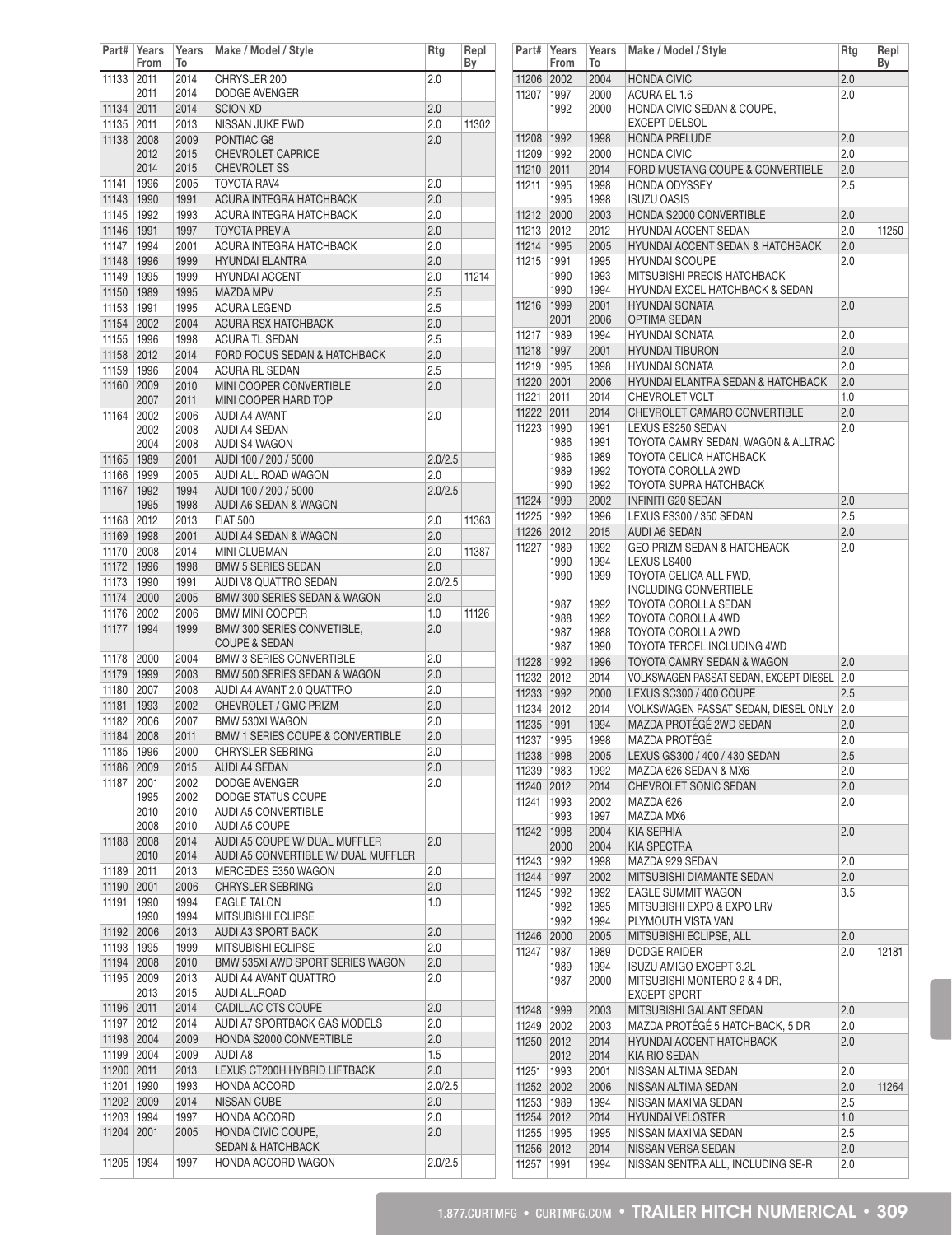| Part# | Years From | Years To | Make / Model / Style | Rtg | Repl By |
|---|---|---|---|---|---|
| 11133 | 2011 | 2014 | CHRYSLER 200 | 2.0 | |
| | 2011 | 2014 | DODGE AVENGER | | |
| 11134 | 2011 | 2014 | SCION XD | 2.0 | |
| 11135 | 2011 | 2013 | NISSAN JUKE FWD | 2.0 | 11302 |
| 11138 | 2008 | 2009 | PONTIAC G8 | 2.0 | |
| | 2012 | 2015 | CHEVROLET CAPRICE | | |
| | 2014 | 2015 | CHEVROLET SS | | |
| 11141 | 1996 | 2005 | TOYOTA RAV4 | 2.0 | |
| 11143 | 1990 | 1991 | ACURA INTEGRA HATCHBACK | 2.0 | |
| 11145 | 1992 | 1993 | ACURA INTEGRA HATCHBACK | 2.0 | |
| 11146 | 1991 | 1997 | TOYOTA PREVIA | 2.0 | |
| 11147 | 1994 | 2001 | ACURA INTEGRA HATCHBACK | 2.0 | |
| 11148 | 1996 | 1999 | HYUNDAI ELANTRA | 2.0 | |
| 11149 | 1995 | 1999 | HYUNDAI ACCENT | 2.0 | 11214 |
| 11150 | 1989 | 1995 | MAZDA MPV | 2.5 | |
| 11153 | 1991 | 1995 | ACURA LEGEND | 2.5 | |
| 11154 | 2002 | 2004 | ACURA RSX HATCHBACK | 2.0 | |
| 11155 | 1996 | 1998 | ACURA TL SEDAN | 2.5 | |
| 11158 | 2012 | 2014 | FORD FOCUS SEDAN & HATCHBACK | 2.0 | |
| 11159 | 1996 | 2004 | ACURA RL SEDAN | 2.5 | |
| 11160 | 2009 | 2010 | MINI COOPER CONVERTIBLE | 2.0 | |
| | 2007 | 2011 | MINI COOPER HARD TOP | | |
| 11164 | 2002 | 2006 | AUDI A4 AVANT | 2.0 | |
| | 2002 | 2008 | AUDI A4 SEDAN | | |
| | 2004 | 2008 | AUDI S4 WAGON | | |
| 11165 | 1989 | 2001 | AUDI 100 / 200 / 5000 | 2.0/2.5 | |
| 11166 | 1999 | 2005 | AUDI ALL ROAD WAGON | 2.0 | |
| 11167 | 1992 | 1994 | AUDI 100 / 200 / 5000 | 2.0/2.5 | |
| | 1995 | 1998 | AUDI A6 SEDAN & WAGON | | |
| 11168 | 2012 | 2013 | FIAT 500 | 2.0 | 11363 |
| 11169 | 1998 | 2001 | AUDI A4 SEDAN & WAGON | 2.0 | |
| 11170 | 2008 | 2014 | MINI CLUBMAN | 2.0 | 11387 |
| 11172 | 1996 | 1998 | BMW 5 SERIES SEDAN | 2.0 | |
| 11173 | 1990 | 1991 | AUDI V8 QUATTRO SEDAN | 2.0/2.5 | |
| 11174 | 2000 | 2005 | BMW 300 SERIES SEDAN & WAGON | 2.0 | |
| 11176 | 2002 | 2006 | BMW MINI COOPER | 1.0 | 11126 |
| 11177 | 1994 | 1999 | BMW 300 SERIES CONVETIBLE, COUPE & SEDAN | 2.0 | |
| 11178 | 2000 | 2004 | BMW 3 SERIES CONVERTIBLE | 2.0 | |
| 11179 | 1999 | 2003 | BMW 500 SERIES SEDAN & WAGON | 2.0 | |
| 11180 | 2007 | 2008 | AUDI A4 AVANT 2.0 QUATTRO | 2.0 | |
| 11181 | 1993 | 2002 | CHEVROLET / GMC PRIZM | 2.0 | |
| 11182 | 2006 | 2007 | BMW 530XI WAGON | 2.0 | |
| 11184 | 2008 | 2011 | BMW 1 SERIES COUPE & CONVERTIBLE | 2.0 | |
| 11185 | 1996 | 2000 | CHRYSLER SEBRING | 2.0 | |
| 11186 | 2009 | 2015 | AUDI A4 SEDAN | 2.0 | |
| 11187 | 2001 | 2002 | DODGE AVENGER | 2.0 | |
| | 1995 | 2002 | DODGE STATUS COUPE | | |
| | 2010 | 2010 | AUDI A5 CONVERTIBLE | | |
| | 2008 | 2010 | AUDI A5 COUPE | | |
| 11188 | 2008 | 2014 | AUDI A5 COUPE W/ DUAL MUFFLER | 2.0 | |
| | 2010 | 2014 | AUDI A5 CONVERTIBLE W/ DUAL MUFFLER | | |
| 11189 | 2011 | 2013 | MERCEDES E350 WAGON | 2.0 | |
| 11190 | 2001 | 2006 | CHRYSLER SEBRING | 2.0 | |
| 11191 | 1990 | 1994 | EAGLE TALON | 1.0 | |
| | 1990 | 1994 | MITSUBISHI ECLIPSE | | |
| 11192 | 2006 | 2013 | AUDI A3 SPORT BACK | 2.0 | |
| 11193 | 1995 | 1999 | MITSUBISHI ECLIPSE | 2.0 | |
| 11194 | 2008 | 2010 | BMW 535XI AWD SPORT SERIES WAGON | 2.0 | |
| 11195 | 2009 | 2013 | AUDI A4 AVANT QUATTRO | 2.0 | |
| | 2013 | 2015 | AUDI ALLROAD | | |
| 11196 | 2011 | 2014 | CADILLAC CTS COUPE | 2.0 | |
| 11197 | 2012 | 2014 | AUDI A7 SPORTBACK GAS MODELS | 2.0 | |
| 11198 | 2004 | 2009 | HONDA S2000 CONVERTIBLE | 2.0 | |
| 11199 | 2004 | 2009 | AUDI A8 | 1.5 | |
| 11200 | 2011 | 2013 | LEXUS CT200H HYBRID LIFTBACK | 2.0 | |
| 11201 | 1990 | 1993 | HONDA ACCORD | 2.0/2.5 | |
| 11202 | 2009 | 2014 | NISSAN CUBE | 2.0 | |
| 11203 | 1994 | 1997 | HONDA ACCORD | 2.0 | |
| 11204 | 2001 | 2005 | HONDA CIVIC COUPE, SEDAN & HATCHBACK | 2.0 | |
| 11205 | 1994 | 1997 | HONDA ACCORD WAGON | 2.0/2.5 | |
| 11206 | 2002 | 2004 | HONDA CIVIC | 2.0 | |
| 11207 | 1997 | 2000 | ACURA EL 1.6 | 2.0 | |
| | 1992 | 2000 | HONDA CIVIC SEDAN & COUPE, EXCEPT DELSOL | | |
| 11208 | 1992 | 1998 | HONDA PRELUDE | 2.0 | |
| 11209 | 1992 | 2000 | HONDA CIVIC | 2.0 | |
| 11210 | 2011 | 2014 | FORD MUSTANG COUPE & CONVERTIBLE | 2.0 | |
| 11211 | 1995 | 1998 | HONDA ODYSSEY | 2.5 | |
| | 1995 | 1998 | ISUZU OASIS | | |
| 11212 | 2000 | 2003 | HONDA S2000 CONVERTIBLE | 2.0 | |
| 11213 | 2012 | 2012 | HYUNDAI ACCENT SEDAN | 2.0 | 11250 |
| 11214 | 1995 | 2005 | HYUNDAI ACCENT SEDAN & HATCHBACK | 2.0 | |
| 11215 | 1991 | 1995 | HYUNDAI SCOUPE | 2.0 | |
| | 1990 | 1993 | MITSUBISHI PRECIS HATCHBACK | | |
| | 1990 | 1994 | HYUNDAI EXCEL HATCHBACK & SEDAN | | |
| 11216 | 1999 | 2001 | HYUNDAI SONATA | 2.0 | |
| | 2001 | 2006 | OPTIMA SEDAN | | |
| 11217 | 1989 | 1994 | HYUNDAI SONATA | 2.0 | |
| 11218 | 1997 | 2001 | HYUNDAI TIBURON | 2.0 | |
| 11219 | 1995 | 1998 | HYUNDAI SONATA | 2.0 | |
| 11220 | 2001 | 2006 | HYUNDAI ELANTRA SEDAN & HATCHBACK | 2.0 | |
| 11221 | 2011 | 2014 | CHEVROLET VOLT | 1.0 | |
| 11222 | 2011 | 2014 | CHEVROLET CAMARO CONVERTIBLE | 2.0 | |
| 11223 | 1990 | 1991 | LEXUS ES250 SEDAN | 2.0 | |
| | 1986 | 1991 | TOYOTA CAMRY SEDAN, WAGON & ALLTRAC | | |
| | 1986 | 1989 | TOYOTA CELICA HATCHBACK | | |
| | 1989 | 1992 | TOYOTA COROLLA 2WD | | |
| | 1990 | 1992 | TOYOTA SUPRA HATCHBACK | | |
| 11224 | 1999 | 2002 | INFINITI G20 SEDAN | 2.0 | |
| 11225 | 1992 | 1996 | LEXUS ES300 / 350 SEDAN | 2.5 | |
| 11226 | 2012 | 2015 | AUDI A6 SEDAN | 2.0 | |
| 11227 | 1989 | 1992 | GEO PRIZM SEDAN & HATCHBACK | 2.0 | |
| | 1990 | 1994 | LEXUS LS400 | | |
| | 1990 | 1999 | TOYOTA CELICA ALL FWD, INCLUDING CONVERTIBLE | | |
| | 1987 | 1992 | TOYOTA COROLLA SEDAN | | |
| | 1988 | 1992 | TOYOTA COROLLA 4WD | | |
| | 1987 | 1988 | TOYOTA COROLLA 2WD | | |
| | 1987 | 1990 | TOYOTA TERCEL INCLUDING 4WD | | |
| 11228 | 1992 | 1996 | TOYOTA CAMRY SEDAN & WAGON | 2.0 | |
| 11232 | 2012 | 2014 | VOLKSWAGEN PASSAT SEDAN, EXCEPT DIESEL | 2.0 | |
| 11233 | 1992 | 2000 | LEXUS SC300 / 400 COUPE | 2.5 | |
| 11234 | 2012 | 2014 | VOLKSWAGEN PASSAT SEDAN, DIESEL ONLY | 2.0 | |
| 11235 | 1991 | 1994 | MAZDA PROTÉGÉ 2WD SEDAN | 2.0 | |
| 11237 | 1995 | 1998 | MAZDA PROTÉGÉ | 2.0 | |
| 11238 | 1998 | 2005 | LEXUS GS300 / 400 / 430 SEDAN | 2.5 | |
| 11239 | 1983 | 1992 | MAZDA 626 SEDAN & MX6 | 2.0 | |
| 11240 | 2012 | 2014 | CHEVROLET SONIC SEDAN | 2.0 | |
| 11241 | 1993 | 2002 | MAZDA 626 | 2.0 | |
| | 1993 | 1997 | MAZDA MX6 | | |
| 11242 | 1998 | 2004 | KIA SEPHIA | 2.0 | |
| | 2000 | 2004 | KIA SPECTRA | | |
| 11243 | 1992 | 1998 | MAZDA 929 SEDAN | 2.0 | |
| 11244 | 1997 | 2002 | MITSUBISHI DIAMANTE SEDAN | 2.0 | |
| 11245 | 1992 | 1992 | EAGLE SUMMIT WAGON | 3.5 | |
| | 1992 | 1995 | MITSUBISHI EXPO & EXPO LRV | | |
| | 1992 | 1994 | PLYMOUTH VISTA VAN | | |
| 11246 | 2000 | 2005 | MITSUBISHI ECLIPSE, ALL | 2.0 | |
| 11247 | 1987 | 1989 | DODGE RAIDER | 2.0 | 12181 |
| | 1989 | 1994 | ISUZU AMIGO EXCEPT 3.2L | | |
| | 1987 | 2000 | MITSUBISHI MONTERO 2 & 4 DR, EXCEPT SPORT | | |
| 11248 | 1999 | 2003 | MITSUBISHI GALANT SEDAN | 2.0 | |
| 11249 | 2002 | 2003 | MAZDA PROTÉGÉ 5 HATCHBACK, 5 DR | 2.0 | |
| 11250 | 2012 | 2014 | HYUNDAI ACCENT HATCHBACK | 2.0 | |
| | 2012 | 2014 | KIA RIO SEDAN | | |
| 11251 | 1993 | 2001 | NISSAN ALTIMA SEDAN | 2.0 | |
| 11252 | 2002 | 2006 | NISSAN ALTIMA SEDAN | 2.0 | 11264 |
| 11253 | 1989 | 1994 | NISSAN MAXIMA SEDAN | 2.5 | |
| 11254 | 2012 | 2014 | HYUNDAI VELOSTER | 1.0 | |
| 11255 | 1995 | 1995 | NISSAN MAXIMA SEDAN | 2.5 | |
| 11256 | 2012 | 2014 | NISSAN VERSA SEDAN | 2.0 | |
| 11257 | 1991 | 1994 | NISSAN SENTRA ALL, INCLUDING SE-R | 2.0 | |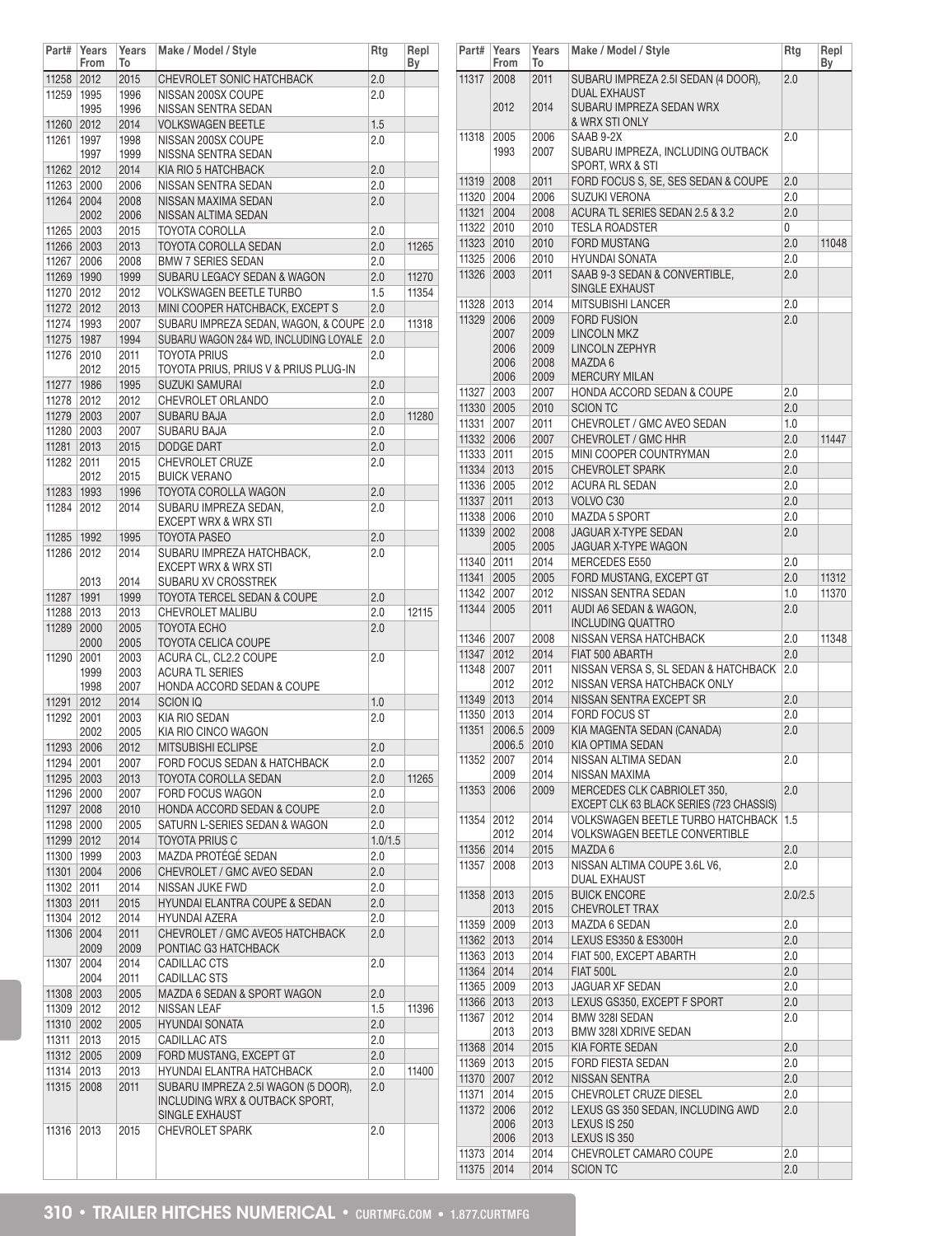| Part# | Years From | Years To | Make / Model / Style | Rtg | Repl By |
|---|---|---|---|---|---|
| 11258 | 2012 | 2015 | CHEVROLET SONIC HATCHBACK | 2.0 | |
| 11259 | 1995 | 1996 | NISSAN 200SX COUPE | 2.0 | |
| | 1995 | 1996 | NISSAN SENTRA SEDAN | | |
| 11260 | 2012 | 2014 | VOLKSWAGEN BEETLE | 1.5 | |
| 11261 | 1997 | 1998 | NISSAN 200SX COUPE | 2.0 | |
| | 1997 | 1999 | NISSNA SENTRA SEDAN | | |
| 11262 | 2012 | 2014 | KIA RIO 5 HATCHBACK | 2.0 | |
| 11263 | 2000 | 2006 | NISSAN SENTRA SEDAN | 2.0 | |
| 11264 | 2004 | 2008 | NISSAN MAXIMA SEDAN | 2.0 | |
| | 2002 | 2006 | NISSAN ALTIMA SEDAN | | |
| 11265 | 2003 | 2015 | TOYOTA COROLLA | 2.0 | |
| 11266 | 2003 | 2013 | TOYOTA COROLLA SEDAN | 2.0 | 11265 |
| 11267 | 2006 | 2008 | BMW 7 SERIES SEDAN | 2.0 | |
| 11269 | 1990 | 1999 | SUBARU LEGACY SEDAN & WAGON | 2.0 | 11270 |
| 11270 | 2012 | 2012 | VOLKSWAGEN BEETLE TURBO | 1.5 | 11354 |
| 11272 | 2012 | 2013 | MINI COOPER HATCHBACK, EXCEPT S | 2.0 | |
| 11274 | 1993 | 2007 | SUBARU IMPREZA SEDAN, WAGON, & COUPE | 2.0 | 11318 |
| 11275 | 1987 | 1994 | SUBARU WAGON 2&4 WD, INCLUDING LOYALE | 2.0 | |
| 11276 | 2010 | 2011 | TOYOTA PRIUS | 2.0 | |
| | 2012 | 2015 | TOYOTA PRIUS, PRIUS V & PRIUS PLUG-IN | | |
| 11277 | 1986 | 1995 | SUZUKI SAMURAI | 2.0 | |
| 11278 | 2012 | 2012 | CHEVROLET ORLANDO | 2.0 | |
| 11279 | 2003 | 2007 | SUBARU BAJA | 2.0 | 11280 |
| 11280 | 2003 | 2007 | SUBARU BAJA | 2.0 | |
| 11281 | 2013 | 2015 | DODGE DART | 2.0 | |
| 11282 | 2011 | 2015 | CHEVROLET CRUZE | 2.0 | |
| | 2012 | 2015 | BUICK VERANO | | |
| 11283 | 1993 | 1996 | TOYOTA COROLLA WAGON | 2.0 | |
| 11284 | 2012 | 2014 | SUBARU IMPREZA SEDAN, EXCEPT WRX & WRX STI | 2.0 | |
| 11285 | 1992 | 1995 | TOYOTA PASEO | 2.0 | |
| 11286 | 2012 | 2014 | SUBARU IMPREZA HATCHBACK, EXCEPT WRX & WRX STI | 2.0 | |
| | 2013 | 2014 | SUBARU XV CROSSTREK | | |
| 11287 | 1991 | 1999 | TOYOTA TERCEL SEDAN & COUPE | 2.0 | |
| 11288 | 2013 | 2013 | CHEVROLET MALIBU | 2.0 | 12115 |
| 11289 | 2000 | 2005 | TOYOTA ECHO | 2.0 | |
| | 2000 | 2005 | TOYOTA CELICA COUPE | | |
| 11290 | 2001 | 2003 | ACURA CL, CL2.2 COUPE | 2.0 | |
| | 1999 | 2003 | ACURA TL SERIES | | |
| | 1998 | 2007 | HONDA ACCORD SEDAN & COUPE | | |
| 11291 | 2012 | 2014 | SCION IQ | 1.0 | |
| 11292 | 2001 | 2003 | KIA RIO SEDAN | 2.0 | |
| | 2002 | 2005 | KIA RIO CINCO WAGON | | |
| 11293 | 2006 | 2012 | MITSUBISHI ECLIPSE | 2.0 | |
| 11294 | 2001 | 2007 | FORD FOCUS SEDAN & HATCHBACK | 2.0 | |
| 11295 | 2003 | 2013 | TOYOTA COROLLA SEDAN | 2.0 | 11265 |
| 11296 | 2000 | 2007 | FORD FOCUS WAGON | 2.0 | |
| 11297 | 2008 | 2010 | HONDA ACCORD SEDAN & COUPE | 2.0 | |
| 11298 | 2000 | 2005 | SATURN L-SERIES SEDAN & WAGON | 2.0 | |
| 11299 | 2012 | 2014 | TOYOTA PRIUS C | 1.0/1.5 | |
| 11300 | 1999 | 2003 | MAZDA PROTÉGÉ SEDAN | 2.0 | |
| 11301 | 2004 | 2006 | CHEVROLET / GMC AVEO SEDAN | 2.0 | |
| 11302 | 2011 | 2014 | NISSAN JUKE FWD | 2.0 | |
| 11303 | 2011 | 2015 | HYUNDAI ELANTRA COUPE & SEDAN | 2.0 | |
| 11304 | 2012 | 2014 | HYUNDAI AZERA | 2.0 | |
| 11306 | 2004 | 2011 | CHEVROLET / GMC AVEO5 HATCHBACK | 2.0 | |
| | 2009 | 2009 | PONTIAC G3 HATCHBACK | | |
| 11307 | 2004 | 2014 | CADILLAC CTS | 2.0 | |
| | 2004 | 2011 | CADILLAC STS | | |
| 11308 | 2003 | 2005 | MAZDA 6 SEDAN & SPORT WAGON | 2.0 | |
| 11309 | 2012 | 2012 | NISSAN LEAF | 1.5 | 11396 |
| 11310 | 2002 | 2005 | HYUNDAI SONATA | 2.0 | |
| 11311 | 2013 | 2015 | CADILLAC ATS | 2.0 | |
| 11312 | 2005 | 2009 | FORD MUSTANG, EXCEPT GT | 2.0 | |
| 11314 | 2013 | 2013 | HYUNDAI ELANTRA HATCHBACK | 2.0 | 11400 |
| 11315 | 2008 | 2011 | SUBARU IMPREZA 2.5I WAGON (5 DOOR), INCLUDING WRX & OUTBACK SPORT, SINGLE EXHAUST | 2.0 | |
| 11316 | 2013 | 2015 | CHEVROLET SPARK | 2.0 | |
| 11317 | 2008 | 2011 | SUBARU IMPREZA 2.5I SEDAN (4 DOOR), DUAL EXHAUST | 2.0 | |
| | 2012 | 2014 | SUBARU IMPREZA SEDAN WRX & WRX STI ONLY | | |
| 11318 | 2005 | 2006 | SAAB 9-2X | 2.0 | |
| | 1993 | 2007 | SUBARU IMPREZA, INCLUDING OUTBACK SPORT, WRX & STI | | |
| 11319 | 2008 | 2011 | FORD FOCUS S, SE, SES SEDAN & COUPE | 2.0 | |
| 11320 | 2004 | 2006 | SUZUKI VERONA | 2.0 | |
| 11321 | 2004 | 2008 | ACURA TL SERIES SEDAN 2.5 & 3.2 | 2.0 | |
| 11322 | 2010 | 2010 | TESLA ROADSTER | 0 | |
| 11323 | 2010 | 2010 | FORD MUSTANG | 2.0 | 11048 |
| 11325 | 2006 | 2010 | HYUNDAI SONATA | 2.0 | |
| 11326 | 2003 | 2011 | SAAB 9-3 SEDAN & CONVERTIBLE, SINGLE EXHAUST | 2.0 | |
| 11328 | 2013 | 2014 | MITSUBISHI LANCER | 2.0 | |
| 11329 | 2006 | 2009 | FORD FUSION | 2.0 | |
| | 2007 | 2009 | LINCOLN MKZ | | |
| | 2006 | 2009 | LINCOLN ZEPHYR | | |
| | 2006 | 2008 | MAZDA 6 | | |
| | 2006 | 2009 | MERCURY MILAN | | |
| 11327 | 2003 | 2007 | HONDA ACCORD SEDAN & COUPE | 2.0 | |
| 11330 | 2005 | 2010 | SCION TC | 2.0 | |
| 11331 | 2007 | 2011 | CHEVROLET / GMC AVEO SEDAN | 1.0 | |
| 11332 | 2006 | 2007 | CHEVROLET / GMC HHR | 2.0 | 11447 |
| 11333 | 2011 | 2015 | MINI COOPER COUNTRYMAN | 2.0 | |
| 11334 | 2013 | 2015 | CHEVROLET SPARK | 2.0 | |
| 11336 | 2005 | 2012 | ACURA RL SEDAN | 2.0 | |
| 11337 | 2011 | 2013 | VOLVO C30 | 2.0 | |
| 11338 | 2006 | 2010 | MAZDA 5 SPORT | 2.0 | |
| 11339 | 2002 | 2008 | JAGUAR X-TYPE SEDAN | 2.0 | |
| | 2005 | 2005 | JAGUAR X-TYPE WAGON | | |
| 11340 | 2011 | 2014 | MERCEDES E550 | 2.0 | |
| 11341 | 2005 | 2005 | FORD MUSTANG, EXCEPT GT | 2.0 | 11312 |
| 11342 | 2007 | 2012 | NISSAN SENTRA SEDAN | 1.0 | 11370 |
| 11344 | 2005 | 2011 | AUDI A6 SEDAN & WAGON, INCLUDING QUATTRO | 2.0 | |
| 11346 | 2007 | 2008 | NISSAN VERSA HATCHBACK | 2.0 | 11348 |
| 11347 | 2012 | 2014 | FIAT 500 ABARTH | 2.0 | |
| 11348 | 2007 | 2011 | NISSAN VERSA S, SL SEDAN & HATCHBACK | 2.0 | |
| | 2012 | 2012 | NISSAN VERSA HATCHBACK ONLY | | |
| 11349 | 2013 | 2014 | NISSAN SENTRA EXCEPT SR | 2.0 | |
| 11350 | 2013 | 2014 | FORD FOCUS ST | 2.0 | |
| 11351 | 2006.5 | 2009 | KIA MAGENTA SEDAN (CANADA) | 2.0 | |
| | 2006.5 | 2010 | KIA OPTIMA SEDAN | | |
| 11352 | 2007 | 2014 | NISSAN ALTIMA SEDAN | 2.0 | |
| | 2009 | 2014 | NISSAN MAXIMA | | |
| 11353 | 2006 | 2009 | MERCEDES CLK CABRIOLET 350, EXCEPT CLK 63 BLACK SERIES (723 CHASSIS) | 2.0 | |
| 11354 | 2012 | 2014 | VOLKSWAGEN BEETLE TURBO HATCHBACK | 1.5 | |
| | 2012 | 2014 | VOLKSWAGEN BEETLE CONVERTIBLE | | |
| 11356 | 2014 | 2015 | MAZDA 6 | 2.0 | |
| 11357 | 2008 | 2013 | NISSAN ALTIMA COUPE 3.6L V6, DUAL EXHAUST | 2.0 | |
| 11358 | 2013 | 2015 | BUICK ENCORE | 2.0/2.5 | |
| | 2013 | 2015 | CHEVROLET TRAX | | |
| 11359 | 2009 | 2013 | MAZDA 6 SEDAN | 2.0 | |
| 11362 | 2013 | 2014 | LEXUS ES350 & ES300H | 2.0 | |
| 11363 | 2013 | 2014 | FIAT 500, EXCEPT ABARTH | 2.0 | |
| 11364 | 2014 | 2014 | FIAT 500L | 2.0 | |
| 11365 | 2009 | 2013 | JAGUAR XF SEDAN | 2.0 | |
| 11366 | 2013 | 2013 | LEXUS GS350, EXCEPT F SPORT | 2.0 | |
| 11367 | 2012 | 2014 | BMW 328I SEDAN | 2.0 | |
| | 2013 | 2013 | BMW 328I XDRIVE SEDAN | | |
| 11368 | 2014 | 2015 | KIA FORTE SEDAN | 2.0 | |
| 11369 | 2013 | 2015 | FORD FIESTA SEDAN | 2.0 | |
| 11370 | 2007 | 2012 | NISSAN SENTRA | 2.0 | |
| 11371 | 2014 | 2015 | CHEVROLET CRUZE DIESEL | 2.0 | |
| 11372 | 2006 | 2012 | LEXUS GS 350 SEDAN, INCLUDING AWD | 2.0 | |
| | 2006 | 2013 | LEXUS IS 250 | | |
| | 2006 | 2013 | LEXUS IS 350 | | |
| 11373 | 2014 | 2014 | CHEVROLET CAMARO COUPE | 2.0 | |
| 11375 | 2014 | 2014 | SCION TC | 2.0 | |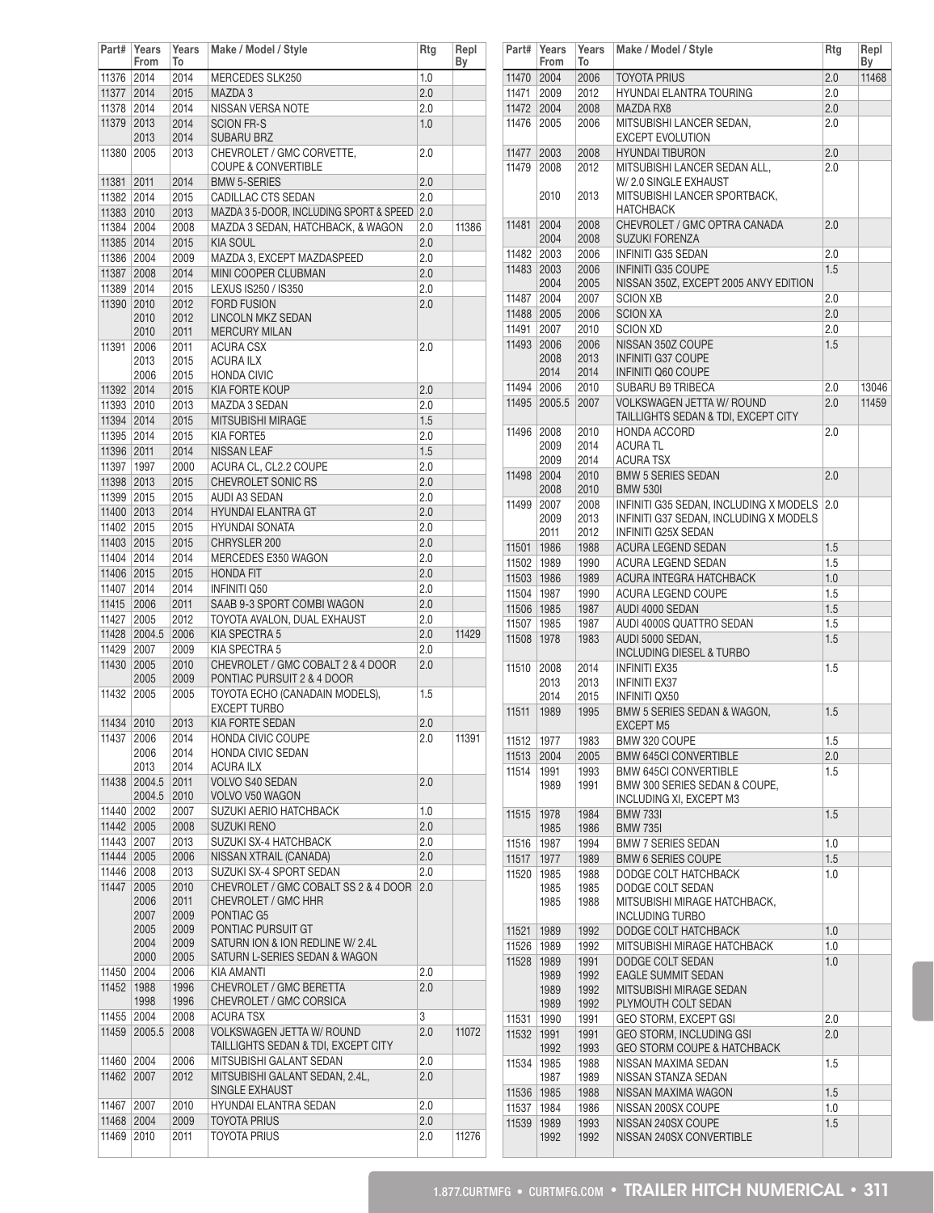| Part# | Years From | Years To | Make / Model / Style | Rtg | Repl By |
|---|---|---|---|---|---|
| 11376 | 2014 | 2014 | MERCEDES SLK250 | 1.0 | |
| 11377 | 2014 | 2015 | MAZDA 3 | 2.0 | |
| 11378 | 2014 | 2014 | NISSAN VERSA NOTE | 2.0 | |
| 11379 | 2013 | 2014 | SCION FR-S | 1.0 | |
| | 2013 | 2014 | SUBARU BRZ | | |
| 11380 | 2005 | 2013 | CHEVROLET / GMC CORVETTE, COUPE & CONVERTIBLE | 2.0 | |
| 11381 | 2011 | 2014 | BMW 5-SERIES | 2.0 | |
| 11382 | 2014 | 2015 | CADILLAC CTS SEDAN | 2.0 | |
| 11383 | 2010 | 2013 | MAZDA 3 5-DOOR, INCLUDING SPORT & SPEED | 2.0 | |
| 11384 | 2004 | 2008 | MAZDA 3 SEDAN, HATCHBACK, & WAGON | 2.0 | 11386 |
| 11385 | 2014 | 2015 | KIA SOUL | 2.0 | |
| 11386 | 2004 | 2009 | MAZDA 3, EXCEPT MAZDASPEED | 2.0 | |
| 11387 | 2008 | 2014 | MINI COOPER CLUBMAN | 2.0 | |
| 11389 | 2014 | 2015 | LEXUS IS250 / IS350 | 2.0 | |
| 11390 | 2010 | 2012 | FORD FUSION | 2.0 | |
| | 2010 | 2012 | LINCOLN MKZ SEDAN | | |
| | 2010 | 2011 | MERCURY MILAN | | |
| 11391 | 2006 | 2011 | ACURA CSX | 2.0 | |
| | 2013 | 2015 | ACURA ILX | | |
| | 2006 | 2015 | HONDA CIVIC | | |
| 11392 | 2014 | 2015 | KIA FORTE KOUP | 2.0 | |
| 11393 | 2010 | 2013 | MAZDA 3 SEDAN | 2.0 | |
| 11394 | 2014 | 2015 | MITSUBISHI MIRAGE | 1.5 | |
| 11395 | 2014 | 2015 | KIA FORTE5 | 2.0 | |
| 11396 | 2011 | 2014 | NISSAN LEAF | 1.5 | |
| 11397 | 1997 | 2000 | ACURA CL, CL2.2 COUPE | 2.0 | |
| 11398 | 2013 | 2015 | CHEVROLET SONIC RS | 2.0 | |
| 11399 | 2015 | 2015 | AUDI A3 SEDAN | 2.0 | |
| 11400 | 2013 | 2014 | HYUNDAI ELANTRA GT | 2.0 | |
| 11402 | 2015 | 2015 | HYUNDAI SONATA | 2.0 | |
| 11403 | 2015 | 2015 | CHRYSLER 200 | 2.0 | |
| 11404 | 2014 | 2014 | MERCEDES E350 WAGON | 2.0 | |
| 11406 | 2015 | 2015 | HONDA FIT | 2.0 | |
| 11407 | 2014 | 2014 | INFINITI Q50 | 2.0 | |
| 11415 | 2006 | 2011 | SAAB 9-3 SPORT COMBI WAGON | 2.0 | |
| 11427 | 2005 | 2012 | TOYOTA AVALON, DUAL EXHAUST | 2.0 | |
| 11428 | 2004.5 | 2006 | KIA SPECTRA 5 | 2.0 | 11429 |
| 11429 | 2007 | 2009 | KIA SPECTRA 5 | 2.0 | |
| 11430 | 2005 | 2010 | CHEVROLET / GMC COBALT 2 & 4 DOOR | 2.0 | |
| | 2005 | 2009 | PONTIAC PURSUIT 2 & 4 DOOR | | |
| 11432 | 2005 | 2005 | TOYOTA ECHO (CANADAIN MODELS), EXCEPT TURBO | 1.5 | |
| 11434 | 2010 | 2013 | KIA FORTE SEDAN | 2.0 | |
| 11437 | 2006 | 2014 | HONDA CIVIC COUPE | 2.0 | 11391 |
| | 2006 | 2014 | HONDA CIVIC SEDAN | | |
| | 2013 | 2014 | ACURA ILX | | |
| 11438 | 2004.5 | 2011 | VOLVO S40 SEDAN | 2.0 | |
| | 2004.5 | 2010 | VOLVO V50 WAGON | | |
| 11440 | 2002 | 2007 | SUZUKI AERIO HATCHBACK | 1.0 | |
| 11442 | 2005 | 2008 | SUZUKI RENO | 2.0 | |
| 11443 | 2007 | 2013 | SUZUKI SX-4 HATCHBACK | 2.0 | |
| 11444 | 2005 | 2006 | NISSAN XTRAIL (CANADA) | 2.0 | |
| 11446 | 2008 | 2013 | SUZUKI SX-4 SPORT SEDAN | 2.0 | |
| 11447 | 2005 | 2010 | CHEVROLET / GMC COBALT SS 2 & 4 DOOR | 2.0 | |
| | 2006 | 2011 | CHEVROLET / GMC HHR | | |
| | 2007 | 2009 | PONTIAC G5 | | |
| | 2005 | 2009 | PONTIAC PURSUIT GT | | |
| | 2004 | 2009 | SATURN ION & ION REDLINE W/ 2.4L | | |
| | 2000 | 2005 | SATURN L-SERIES SEDAN & WAGON | | |
| 11450 | 2004 | 2006 | KIA AMANTI | 2.0 | |
| 11452 | 1988 | 1996 | CHEVROLET / GMC BERETTA | 2.0 | |
| | 1998 | 1996 | CHEVROLET / GMC CORSICA | | |
| 11455 | 2004 | 2008 | ACURA TSX | 3 | |
| 11459 | 2005.5 | 2008 | VOLKSWAGEN JETTA W/ ROUND TAILLIGHTS SEDAN & TDI, EXCEPT CITY | 2.0 | 11072 |
| 11460 | 2004 | 2006 | MITSUBISHI GALANT SEDAN | 2.0 | |
| 11462 | 2007 | 2012 | MITSUBISHI GALANT SEDAN, 2.4L, SINGLE EXHAUST | 2.0 | |
| 11467 | 2007 | 2010 | HYUNDAI ELANTRA SEDAN | 2.0 | |
| 11468 | 2004 | 2009 | TOYOTA PRIUS | 2.0 | |
| 11469 | 2010 | 2011 | TOYOTA PRIUS | 2.0 | 11276 |
| 11470 | 2004 | 2006 | TOYOTA PRIUS | 2.0 | 11468 |
| 11471 | 2009 | 2012 | HYUNDAI ELANTRA TOURING | 2.0 | |
| 11472 | 2004 | 2008 | MAZDA RX8 | 2.0 | |
| 11476 | 2005 | 2006 | MITSUBISHI LANCER SEDAN, EXCEPT EVOLUTION | 2.0 | |
| 11477 | 2003 | 2008 | HYUNDAI TIBURON | 2.0 | |
| 11479 | 2008 | 2012 | MITSUBISHI LANCER SEDAN ALL, W/ 2.0 SINGLE EXHAUST | 2.0 | |
| | 2010 | 2013 | MITSUBISHI LANCER SPORTBACK, HATCHBACK | | |
| 11481 | 2004 | 2008 | CHEVROLET / GMC OPTRA CANADA | 2.0 | |
| | 2004 | 2008 | SUZUKI FORENZA | | |
| 11482 | 2003 | 2006 | INFINITI G35 SEDAN | 2.0 | |
| 11483 | 2003 | 2006 | INFINITI G35 COUPE | 1.5 | |
| | 2004 | 2005 | NISSAN 350Z, EXCEPT 2005 ANVY EDITION | | |
| 11487 | 2004 | 2007 | SCION XB | 2.0 | |
| 11488 | 2005 | 2006 | SCION XA | 2.0 | |
| 11491 | 2007 | 2010 | SCION XD | 2.0 | |
| 11493 | 2006 | 2006 | NISSAN 350Z COUPE | 1.5 | |
| | 2008 | 2013 | INFINITI G37 COUPE | | |
| | 2014 | 2014 | INFINITI Q60 COUPE | | |
| 11494 | 2006 | 2010 | SUBARU B9 TRIBECA | 2.0 | 13046 |
| 11495 | 2005.5 | 2007 | VOLKSWAGEN JETTA W/ ROUND TAILLIGHTS SEDAN & TDI, EXCEPT CITY | 2.0 | 11459 |
| 11496 | 2008 | 2010 | HONDA ACCORD | 2.0 | |
| | 2009 | 2014 | ACURA TL | | |
| | 2009 | 2014 | ACURA TSX | | |
| 11498 | 2004 | 2010 | BMW 5 SERIES SEDAN | 2.0 | |
| | 2008 | 2010 | BMW 530I | | |
| 11499 | 2007 | 2008 | INFINITI G35 SEDAN, INCLUDING X MODELS | 2.0 | |
| | 2009 | 2013 | INFINITI G37 SEDAN, INCLUDING X MODELS | | |
| | 2011 | 2012 | INFINITI G25X SEDAN | | |
| 11501 | 1986 | 1988 | ACURA LEGEND SEDAN | 1.5 | |
| 11502 | 1989 | 1990 | ACURA LEGEND SEDAN | 1.5 | |
| 11503 | 1986 | 1989 | ACURA INTEGRA HATCHBACK | 1.0 | |
| 11504 | 1987 | 1990 | ACURA LEGEND COUPE | 1.5 | |
| 11506 | 1985 | 1987 | AUDI 4000 SEDAN | 1.5 | |
| 11507 | 1985 | 1987 | AUDI 4000S QUATTRO SEDAN | 1.5 | |
| 11508 | 1978 | 1983 | AUDI 5000 SEDAN, INCLUDING DIESEL & TURBO | 1.5 | |
| 11510 | 2008 | 2014 | INFINITI EX35 | 1.5 | |
| | 2013 | 2013 | INFINITI EX37 | | |
| | 2014 | 2015 | INFINITI QX50 | | |
| 11511 | 1989 | 1995 | BMW 5 SERIES SEDAN & WAGON, EXCEPT M5 | 1.5 | |
| 11512 | 1977 | 1983 | BMW 320 COUPE | 1.5 | |
| 11513 | 2004 | 2005 | BMW 645CI CONVERTIBLE | 2.0 | |
| 11514 | 1991 | 1993 | BMW 645CI CONVERTIBLE | 1.5 | |
| | 1989 | 1991 | BMW 300 SERIES SEDAN & COUPE, INCLUDING XI, EXCEPT M3 | | |
| 11515 | 1978 | 1984 | BMW 733I | 1.5 | |
| | 1985 | 1986 | BMW 735I | | |
| 11516 | 1987 | 1994 | BMW 7 SERIES SEDAN | 1.0 | |
| 11517 | 1977 | 1989 | BMW 6 SERIES COUPE | 1.5 | |
| 11520 | 1985 | 1988 | DODGE COLT HATCHBACK | 1.0 | |
| | 1985 | 1985 | DODGE COLT SEDAN | | |
| | 1985 | 1988 | MITSUBISHI MIRAGE HATCHBACK, INCLUDING TURBO | | |
| 11521 | 1989 | 1992 | DODGE COLT HATCHBACK | 1.0 | |
| 11526 | 1989 | 1992 | MITSUBISHI MIRAGE HATCHBACK | 1.0 | |
| 11528 | 1989 | 1991 | DODGE COLT SEDAN | 1.0 | |
| | 1989 | 1992 | EAGLE SUMMIT SEDAN | | |
| | 1989 | 1992 | MITSUBISHI MIRAGE SEDAN | | |
| | 1989 | 1992 | PLYMOUTH COLT SEDAN | | |
| 11531 | 1990 | 1991 | GEO STORM, EXCEPT GSI | 2.0 | |
| 11532 | 1991 | 1991 | GEO STORM, INCLUDING GSI | 2.0 | |
| | 1992 | 1993 | GEO STORM COUPE & HATCHBACK | | |
| 11534 | 1985 | 1988 | NISSAN MAXIMA SEDAN | 1.5 | |
| | 1987 | 1989 | NISSAN STANZA SEDAN | | |
| 11536 | 1985 | 1988 | NISSAN MAXIMA WAGON | 1.5 | |
| 11537 | 1984 | 1986 | NISSAN 200SX COUPE | 1.0 | |
| 11539 | 1989 | 1993 | NISSAN 240SX COUPE | 1.5 | |
| | 1992 | 1992 | NISSAN 240SX CONVERTIBLE | | |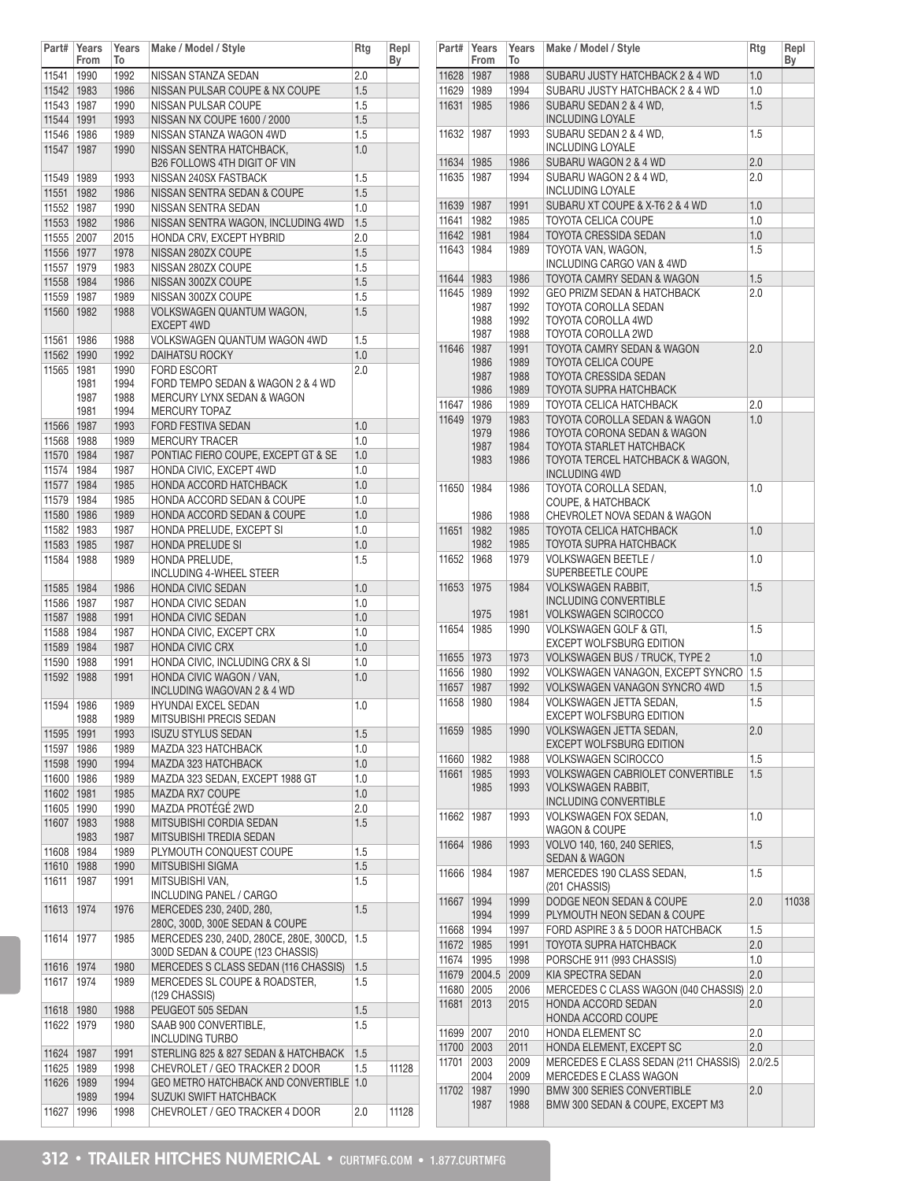| Part# | Years From | Years To | Make / Model / Style | Rtg | Repl By |
|---|---|---|---|---|---|
| 11541 | 1990 | 1992 | NISSAN STANZA SEDAN | 2.0 | |
| 11542 | 1983 | 1986 | NISSAN PULSAR COUPE & NX COUPE | 1.5 | |
| 11543 | 1987 | 1990 | NISSAN PULSAR COUPE | 1.5 | |
| 11544 | 1991 | 1993 | NISSAN NX COUPE 1600 / 2000 | 1.5 | |
| 11546 | 1986 | 1989 | NISSAN STANZA WAGON 4WD | 1.5 | |
| 11547 | 1987 | 1990 | NISSAN SENTRA HATCHBACK, B26 FOLLOWS 4TH DIGIT OF VIN | 1.0 | |
| 11549 | 1989 | 1993 | NISSAN 240SX FASTBACK | 1.5 | |
| 11551 | 1982 | 1986 | NISSAN SENTRA SEDAN & COUPE | 1.5 | |
| 11552 | 1987 | 1990 | NISSAN SENTRA SEDAN | 1.0 | |
| 11553 | 1982 | 1986 | NISSAN SENTRA WAGON, INCLUDING 4WD | 1.5 | |
| 11555 | 2007 | 2015 | HONDA CRV, EXCEPT HYBRID | 2.0 | |
| 11556 | 1977 | 1978 | NISSAN 280ZX COUPE | 1.5 | |
| 11557 | 1979 | 1983 | NISSAN 280ZX COUPE | 1.5 | |
| 11558 | 1984 | 1986 | NISSAN 300ZX COUPE | 1.5 | |
| 11559 | 1987 | 1989 | NISSAN 300ZX COUPE | 1.5 | |
| 11560 | 1982 | 1988 | VOLKSWAGEN QUANTUM WAGON, EXCEPT 4WD | 1.5 | |
| 11561 | 1986 | 1988 | VOLKSWAGEN QUANTUM WAGON 4WD | 1.5 | |
| 11562 | 1990 | 1992 | DAIHATSU ROCKY | 1.0 | |
| 11565 | 1981 | 1990 | FORD ESCORT | 2.0 | |
| | 1981 | 1994 | FORD TEMPO SEDAN & WAGON 2 & 4 WD | | |
| | 1987 | 1988 | MERCURY LYNX SEDAN & WAGON | | |
| | 1981 | 1994 | MERCURY TOPAZ | | |
| 11566 | 1987 | 1993 | FORD FESTIVA SEDAN | 1.0 | |
| 11568 | 1988 | 1989 | MERCURY TRACER | 1.0 | |
| 11570 | 1984 | 1987 | PONTIAC FIERO COUPE, EXCEPT GT & SE | 1.0 | |
| 11574 | 1984 | 1987 | HONDA CIVIC, EXCEPT 4WD | 1.0 | |
| 11577 | 1984 | 1985 | HONDA ACCORD HATCHBACK | 1.0 | |
| 11579 | 1984 | 1985 | HONDA ACCORD SEDAN & COUPE | 1.0 | |
| 11580 | 1986 | 1989 | HONDA ACCORD SEDAN & COUPE | 1.0 | |
| 11582 | 1983 | 1987 | HONDA PRELUDE, EXCEPT SI | 1.0 | |
| 11583 | 1985 | 1987 | HONDA PRELUDE SI | 1.0 | |
| 11584 | 1988 | 1989 | HONDA PRELUDE, INCLUDING 4-WHEEL STEER | 1.5 | |
| 11585 | 1984 | 1986 | HONDA CIVIC SEDAN | 1.0 | |
| 11586 | 1987 | 1987 | HONDA CIVIC SEDAN | 1.0 | |
| 11587 | 1988 | 1991 | HONDA CIVIC SEDAN | 1.0 | |
| 11588 | 1984 | 1987 | HONDA CIVIC, EXCEPT CRX | 1.0 | |
| 11589 | 1984 | 1987 | HONDA CIVIC CRX | 1.0 | |
| 11590 | 1988 | 1991 | HONDA CIVIC, INCLUDING CRX & SI | 1.0 | |
| 11592 | 1988 | 1991 | HONDA CIVIC WAGON / VAN, INCLUDING WAGOVAN 2 & 4 WD | 1.0 | |
| 11594 | 1986 | 1989 | HYUNDAI EXCEL SEDAN | 1.0 | |
| | 1988 | 1989 | MITSUBISHI PRECIS SEDAN | | |
| 11595 | 1991 | 1993 | ISUZU STYLUS SEDAN | 1.5 | |
| 11597 | 1986 | 1989 | MAZDA 323 HATCHBACK | 1.0 | |
| 11598 | 1990 | 1994 | MAZDA 323 HATCHBACK | 1.0 | |
| 11600 | 1986 | 1989 | MAZDA 323 SEDAN, EXCEPT 1988 GT | 1.0 | |
| 11602 | 1981 | 1985 | MAZDA RX7 COUPE | 1.0 | |
| 11605 | 1990 | 1990 | MAZDA PROTÉGÉ 2WD | 2.0 | |
| 11607 | 1983 | 1988 | MITSUBISHI CORDIA SEDAN | 1.5 | |
| | 1983 | 1987 | MITSUBISHI TREDIA SEDAN | | |
| 11608 | 1984 | 1989 | PLYMOUTH CONQUEST COUPE | 1.5 | |
| 11610 | 1988 | 1990 | MITSUBISHI SIGMA | 1.5 | |
| 11611 | 1987 | 1991 | MITSUBISHI VAN, INCLUDING PANEL / CARGO | 1.5 | |
| 11613 | 1974 | 1976 | MERCEDES 230, 240D, 280, 280C, 300D, 300E SEDAN & COUPE | 1.5 | |
| 11614 | 1977 | 1985 | MERCEDES 230, 240D, 280CE, 280E, 300CD, 300D SEDAN & COUPE (123 CHASSIS) | 1.5 | |
| 11616 | 1974 | 1980 | MERCEDES S CLASS SEDAN (116 CHASSIS) | 1.5 | |
| 11617 | 1974 | 1989 | MERCEDES SL COUPE & ROADSTER, (129 CHASSIS) | 1.5 | |
| 11618 | 1980 | 1988 | PEUGEOT 505 SEDAN | 1.5 | |
| 11622 | 1979 | 1980 | SAAB 900 CONVERTIBLE, INCLUDING TURBO | 1.5 | |
| 11624 | 1987 | 1991 | STERLING 825 & 827 SEDAN & HATCHBACK | 1.5 | |
| 11625 | 1989 | 1998 | CHEVROLET / GEO TRACKER 2 DOOR | 1.5 | 11128 |
| 11626 | 1989 | 1994 | GEO METRO HATCHBACK AND CONVERTIBLE | 1.0 | |
| | 1989 | 1994 | SUZUKI SWIFT HATCHBACK | | |
| 11627 | 1996 | 1998 | CHEVROLET / GEO TRACKER 4 DOOR | 2.0 | 11128 |
| 11628 | 1987 | 1988 | SUBARU JUSTY HATCHBACK 2 & 4 WD | 1.0 | |
| 11629 | 1989 | 1994 | SUBARU JUSTY HATCHBACK 2 & 4 WD | 1.0 | |
| 11631 | 1985 | 1986 | SUBARU SEDAN 2 & 4 WD, INCLUDING LOYALE | 1.5 | |
| 11632 | 1987 | 1993 | SUBARU SEDAN 2 & 4 WD, INCLUDING LOYALE | 1.5 | |
| 11634 | 1985 | 1986 | SUBARU WAGON 2 & 4 WD | 2.0 | |
| 11635 | 1987 | 1994 | SUBARU WAGON 2 & 4 WD, INCLUDING LOYALE | 2.0 | |
| 11639 | 1987 | 1991 | SUBARU XT COUPE & X-T6 2 & 4 WD | 1.0 | |
| 11641 | 1982 | 1985 | TOYOTA CELICA COUPE | 1.0 | |
| 11642 | 1981 | 1984 | TOYOTA CRESSIDA SEDAN | 1.0 | |
| 11643 | 1984 | 1989 | TOYOTA VAN, WAGON, INCLUDING CARGO VAN & 4WD | 1.5 | |
| 11644 | 1983 | 1986 | TOYOTA CAMRY SEDAN & WAGON | 1.5 | |
| 11645 | 1989 | 1992 | GEO PRIZM SEDAN & HATCHBACK | 2.0 | |
| | 1987 | 1992 | TOYOTA COROLLA SEDAN | | |
| | 1988 | 1992 | TOYOTA COROLLA 4WD | | |
| | 1987 | 1988 | TOYOTA COROLLA 2WD | | |
| 11646 | 1987 | 1991 | TOYOTA CAMRY SEDAN & WAGON | 2.0 | |
| | 1986 | 1989 | TOYOTA CELICA COUPE | | |
| | 1987 | 1988 | TOYOTA CRESSIDA SEDAN | | |
| | 1986 | 1989 | TOYOTA SUPRA HATCHBACK | | |
| 11647 | 1986 | 1989 | TOYOTA CELICA HATCHBACK | 2.0 | |
| 11649 | 1979 | 1983 | TOYOTA COROLLA SEDAN & WAGON | 1.0 | |
| | 1979 | 1986 | TOYOTA CORONA SEDAN & WAGON | | |
| | 1987 | 1984 | TOYOTA STARLET HATCHBACK | | |
| | 1983 | 1986 | TOYOTA TERCEL HATCHBACK & WAGON, INCLUDING 4WD | | |
| 11650 | 1984 | 1986 | TOYOTA COROLLA SEDAN, COUPE, & HATCHBACK | 1.0 | |
| | 1986 | 1988 | CHEVROLET NOVA SEDAN & WAGON | | |
| 11651 | 1982 | 1985 | TOYOTA CELICA HATCHBACK | 1.0 | |
| | 1982 | 1985 | TOYOTA SUPRA HATCHBACK | | |
| 11652 | 1968 | 1979 | VOLKSWAGEN BEETLE / SUPERBEETLE COUPE | 1.0 | |
| 11653 | 1975 | 1984 | VOLKSWAGEN RABBIT, INCLUDING CONVERTIBLE | 1.5 | |
| | 1975 | 1981 | VOLKSWAGEN SCIROCCO | | |
| 11654 | 1985 | 1990 | VOLKSWAGEN GOLF & GTI, EXCEPT WOLFSBURG EDITION | 1.5 | |
| 11655 | 1973 | 1973 | VOLKSWAGEN BUS / TRUCK, TYPE 2 | 1.0 | |
| 11656 | 1980 | 1992 | VOLKSWAGEN VANAGON, EXCEPT SYNCRO | 1.5 | |
| 11657 | 1987 | 1992 | VOLKSWAGEN VANAGON SYNCRO 4WD | 1.5 | |
| 11658 | 1980 | 1984 | VOLKSWAGEN JETTA SEDAN, EXCEPT WOLFSBURG EDITION | 1.5 | |
| 11659 | 1985 | 1990 | VOLKSWAGEN JETTA SEDAN, EXCEPT WOLFSBURG EDITION | 2.0 | |
| 11660 | 1982 | 1988 | VOLKSWAGEN SCIROCCO | 1.5 | |
| 11661 | 1985 | 1993 | VOLKSWAGEN CABRIOLET CONVERTIBLE | 1.5 | |
| | 1985 | 1993 | VOLKSWAGEN RABBIT, INCLUDING CONVERTIBLE | | |
| 11662 | 1987 | 1993 | VOLKSWAGEN FOX SEDAN, WAGON & COUPE | 1.0 | |
| 11664 | 1986 | 1993 | VOLVO 140, 160, 240 SERIES, SEDAN & WAGON | 1.5 | |
| 11666 | 1984 | 1987 | MERCEDES 190 CLASS SEDAN, (201 CHASSIS) | 1.5 | |
| 11667 | 1994 | 1999 | DODGE NEON SEDAN & COUPE | 2.0 | 11038 |
| | 1994 | 1999 | PLYMOUTH NEON SEDAN & COUPE | | |
| 11668 | 1994 | 1997 | FORD ASPIRE 3 & 5 DOOR HATCHBACK | 1.5 | |
| 11672 | 1985 | 1991 | TOYOTA SUPRA HATCHBACK | 2.0 | |
| 11674 | 1995 | 1998 | PORSCHE 911 (993 CHASSIS) | 1.0 | |
| 11679 | 2004.5 | 2009 | KIA SPECTRA SEDAN | 2.0 | |
| 11680 | 2005 | 2006 | MERCEDES C CLASS WAGON (040 CHASSIS) | 2.0 | |
| 11681 | 2013 | 2015 | HONDA ACCORD SEDAN HONDA ACCORD COUPE | 2.0 | |
| 11699 | 2007 | 2010 | HONDA ELEMENT SC | 2.0 | |
| 11700 | 2003 | 2011 | HONDA ELEMENT, EXCEPT SC | 2.0 | |
| 11701 | 2003 | 2009 | MERCEDES E CLASS SEDAN (211 CHASSIS) | 2.0/2.5 | |
| | 2004 | 2009 | MERCEDES E CLASS WAGON | | |
| 11702 | 1987 | 1990 | BMW 300 SERIES CONVERTIBLE | 2.0 | |
| | 1987 | 1988 | BMW 300 SEDAN & COUPE, EXCEPT M3 | | |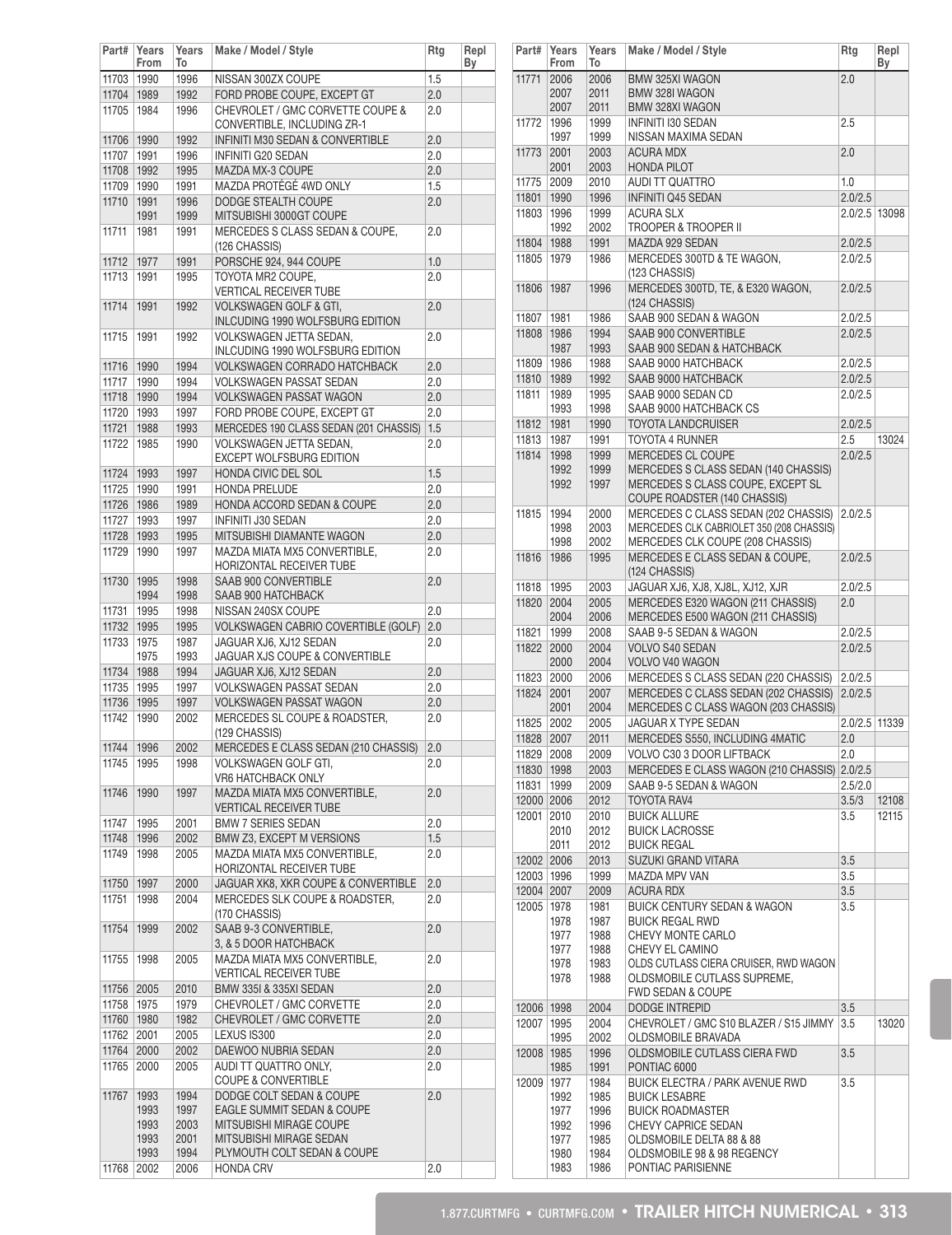| Part# | Years From | Years To | Make / Model / Style | Rtg | Repl By |
|---|---|---|---|---|---|
| 11703 | 1990 | 1996 | NISSAN 300ZX COUPE | 1.5 | |
| 11704 | 1989 | 1992 | FORD PROBE COUPE, EXCEPT GT | 2.0 | |
| 11705 | 1984 | 1996 | CHEVROLET / GMC CORVETTE COUPE & CONVERTIBLE, INCLUDING ZR-1 | 2.0 | |
| 11706 | 1990 | 1992 | INFINITI M30 SEDAN & CONVERTIBLE | 2.0 | |
| 11707 | 1991 | 1996 | INFINITI G20 SEDAN | 2.0 | |
| 11708 | 1992 | 1995 | MAZDA MX-3 COUPE | 2.0 | |
| 11709 | 1990 | 1991 | MAZDA PROTÉGÉ 4WD ONLY | 1.5 | |
| 11710 | 1991 | 1996 | DODGE STEALTH COUPE | 2.0 | |
| | 1991 | 1999 | MITSUBISHI 3000GT COUPE | | |
| 11711 | 1981 | 1991 | MERCEDES S CLASS SEDAN & COUPE, (126 CHASSIS) | 2.0 | |
| 11712 | 1977 | 1991 | PORSCHE 924, 944 COUPE | 1.0 | |
| 11713 | 1991 | 1995 | TOYOTA MR2 COUPE, VERTICAL RECEIVER TUBE | 2.0 | |
| 11714 | 1991 | 1992 | VOLKSWAGEN GOLF & GTI, INLCUDING 1990 WOLFSBURG EDITION | 2.0 | |
| 11715 | 1991 | 1992 | VOLKSWAGEN JETTA SEDAN, INLCUDING 1990 WOLFSBURG EDITION | 2.0 | |
| 11716 | 1990 | 1994 | VOLKSWAGEN CORRADO HATCHBACK | 2.0 | |
| 11717 | 1990 | 1994 | VOLKSWAGEN PASSAT SEDAN | 2.0 | |
| 11718 | 1990 | 1994 | VOLKSWAGEN PASSAT WAGON | 2.0 | |
| 11720 | 1993 | 1997 | FORD PROBE COUPE, EXCEPT GT | 2.0 | |
| 11721 | 1988 | 1993 | MERCEDES 190 CLASS SEDAN (201 CHASSIS) | 1.5 | |
| 11722 | 1985 | 1990 | VOLKSWAGEN JETTA SEDAN, EXCEPT WOLFSBURG EDITION | 2.0 | |
| 11724 | 1993 | 1997 | HONDA CIVIC DEL SOL | 1.5 | |
| 11725 | 1990 | 1991 | HONDA PRELUDE | 2.0 | |
| 11726 | 1986 | 1989 | HONDA ACCORD SEDAN & COUPE | 2.0 | |
| 11727 | 1993 | 1997 | INFINITI J30 SEDAN | 2.0 | |
| 11728 | 1993 | 1995 | MITSUBISHI DIAMANTE WAGON | 2.0 | |
| 11729 | 1990 | 1997 | MAZDA MIATA MX5 CONVERTIBLE, HORIZONTAL RECEIVER TUBE | 2.0 | |
| 11730 | 1995 | 1998 | SAAB 900 CONVERTIBLE | 2.0 | |
| | 1994 | 1998 | SAAB 900 HATCHBACK | | |
| 11731 | 1995 | 1998 | NISSAN 240SX COUPE | 2.0 | |
| 11732 | 1995 | 1995 | VOLKSWAGEN CABRIO COVERTIBLE (GOLF) | 2.0 | |
| 11733 | 1975 | 1987 | JAGUAR XJ6, XJ12 SEDAN | 2.0 | |
| | 1975 | 1993 | JAGUAR XJS COUPE & CONVERTIBLE | | |
| 11734 | 1988 | 1994 | JAGUAR XJ6, XJ12 SEDAN | 2.0 | |
| 11735 | 1995 | 1997 | VOLKSWAGEN PASSAT SEDAN | 2.0 | |
| 11736 | 1995 | 1997 | VOLKSWAGEN PASSAT WAGON | 2.0 | |
| 11742 | 1990 | 2002 | MERCEDES SL COUPE & ROADSTER, (129 CHASSIS) | 2.0 | |
| 11744 | 1996 | 2002 | MERCEDES E CLASS SEDAN (210 CHASSIS) | 2.0 | |
| 11745 | 1995 | 1998 | VOLKSWAGEN GOLF GTI, VR6 HATCHBACK ONLY | 2.0 | |
| 11746 | 1990 | 1997 | MAZDA MIATA MX5 CONVERTIBLE, VERTICAL RECEIVER TUBE | 2.0 | |
| 11747 | 1995 | 2001 | BMW 7 SERIES SEDAN | 2.0 | |
| 11748 | 1996 | 2002 | BMW Z3, EXCEPT M VERSIONS | 1.5 | |
| 11749 | 1998 | 2005 | MAZDA MIATA MX5 CONVERTIBLE, HORIZONTAL RECEIVER TUBE | 2.0 | |
| 11750 | 1997 | 2000 | JAGUAR XK8, XKR COUPE & CONVERTIBLE | 2.0 | |
| 11751 | 1998 | 2004 | MERCEDES SLK COUPE & ROADSTER, (170 CHASSIS) | 2.0 | |
| 11754 | 1999 | 2002 | SAAB 9-3 CONVERTIBLE, 3, & 5 DOOR HATCHBACK | 2.0 | |
| 11755 | 1998 | 2005 | MAZDA MIATA MX5 CONVERTIBLE, VERTICAL RECEIVER TUBE | 2.0 | |
| 11756 | 2005 | 2010 | BMW 335I & 335XI SEDAN | 2.0 | |
| 11758 | 1975 | 1979 | CHEVROLET / GMC CORVETTE | 2.0 | |
| 11760 | 1980 | 1982 | CHEVROLET / GMC CORVETTE | 2.0 | |
| 11762 | 2001 | 2005 | LEXUS IS300 | 2.0 | |
| 11764 | 2000 | 2002 | DAEWOO NUBRIA SEDAN | 2.0 | |
| 11765 | 2000 | 2005 | AUDI TT QUATTRO ONLY, COUPE & CONVERTIBLE | 2.0 | |
| 11767 | 1993 | 1994 | DODGE COLT SEDAN & COUPE | 2.0 | |
| | 1993 | 1997 | EAGLE SUMMIT SEDAN & COUPE | | |
| | 1993 | 2003 | MITSUBISHI MIRAGE COUPE | | |
| | 1993 | 2001 | MITSUBISHI MIRAGE SEDAN | | |
| | 1993 | 1994 | PLYMOUTH COLT SEDAN & COUPE | | |
| 11768 | 2002 | 2006 | HONDA CRV | 2.0 | |
| 11771 | 2006 | 2006 | BMW 325XI WAGON | 2.0 | |
| | 2007 | 2011 | BMW 328I WAGON | | |
| | 2007 | 2011 | BMW 328XI WAGON | | |
| 11772 | 1996 | 1999 | INFINITI I30 SEDAN | 2.5 | |
| | 1997 | 1999 | NISSAN MAXIMA SEDAN | | |
| 11773 | 2001 | 2003 | ACURA MDX | 2.0 | |
| | 2001 | 2003 | HONDA PILOT | | |
| 11775 | 2009 | 2010 | AUDI TT QUATTRO | 1.0 | |
| 11801 | 1990 | 1996 | INFINITI Q45 SEDAN | 2.0/2.5 | |
| 11803 | 1996 | 1999 | ACURA SLX | 2.0/2.5 | 13098 |
| | 1992 | 2002 | TROOPER & TROOPER II | | |
| 11804 | 1988 | 1991 | MAZDA 929 SEDAN | 2.0/2.5 | |
| 11805 | 1979 | 1986 | MERCEDES 300TD & TE WAGON, (123 CHASSIS) | 2.0/2.5 | |
| 11806 | 1987 | 1996 | MERCEDES 300TD, TE, & E320 WAGON, (124 CHASSIS) | 2.0/2.5 | |
| 11807 | 1981 | 1986 | SAAB 900 SEDAN & WAGON | 2.0/2.5 | |
| 11808 | 1986 | 1994 | SAAB 900 CONVERTIBLE | 2.0/2.5 | |
| | 1987 | 1993 | SAAB 900 SEDAN & HATCHBACK | | |
| 11809 | 1986 | 1988 | SAAB 9000 HATCHBACK | 2.0/2.5 | |
| 11810 | 1989 | 1992 | SAAB 9000 HATCHBACK | 2.0/2.5 | |
| 11811 | 1989 | 1995 | SAAB 9000 SEDAN CD | 2.0/2.5 | |
| | 1993 | 1998 | SAAB 9000 HATCHBACK CS | | |
| 11812 | 1981 | 1990 | TOYOTA LANDCRUISER | 2.0/2.5 | |
| 11813 | 1987 | 1991 | TOYOTA 4 RUNNER | 2.5 | 13024 |
| 11814 | 1998 | 1999 | MERCEDES CL COUPE | 2.0/2.5 | |
| | 1992 | 1999 | MERCEDES S CLASS SEDAN (140 CHASSIS) | | |
| | 1992 | 1997 | MERCEDES S CLASS COUPE, EXCEPT SL COUPE ROADSTER (140 CHASSIS) | | |
| 11815 | 1994 | 2000 | MERCEDES C CLASS SEDAN (202 CHASSIS) | 2.0/2.5 | |
| | 1998 | 2003 | MERCEDES CLK CABRIOLET 350 (208 CHASSIS) | | |
| | 1998 | 2002 | MERCEDES CLK COUPE (208 CHASSIS) | | |
| 11816 | 1986 | 1995 | MERCEDES E CLASS SEDAN & COUPE, (124 CHASSIS) | 2.0/2.5 | |
| 11818 | 1995 | 2003 | JAGUAR XJ6, XJ8, XJ8L, XJ12, XJR | 2.0/2.5 | |
| 11820 | 2004 | 2005 | MERCEDES E320 WAGON (211 CHASSIS) | 2.0 | |
| | 2004 | 2006 | MERCEDES E500 WAGON (211 CHASSIS) | | |
| 11821 | 1999 | 2008 | SAAB 9-5 SEDAN & WAGON | 2.0/2.5 | |
| 11822 | 2000 | 2004 | VOLVO S40 SEDAN | 2.0/2.5 | |
| | 2000 | 2004 | VOLVO V40 WAGON | | |
| 11823 | 2000 | 2006 | MERCEDES S CLASS SEDAN (220 CHASSIS) | 2.0/2.5 | |
| 11824 | 2001 | 2007 | MERCEDES C CLASS SEDAN (202 CHASSIS) | 2.0/2.5 | |
| | 2001 | 2004 | MERCEDES C CLASS WAGON (203 CHASSIS) | | |
| 11825 | 2002 | 2005 | JAGUAR X TYPE SEDAN | 2.0/2.5 | 11339 |
| 11828 | 2007 | 2011 | MERCEDES S550, INCLUDING 4MATIC | 2.0 | |
| 11829 | 2008 | 2009 | VOLVO C30 3 DOOR LIFTBACK | 2.0 | |
| 11830 | 1998 | 2003 | MERCEDES E CLASS WAGON (210 CHASSIS) | 2.0/2.5 | |
| 11831 | 1999 | 2009 | SAAB 9-5 SEDAN & WAGON | 2.5/2.0 | |
| 12000 | 2006 | 2012 | TOYOTA RAV4 | 3.5/3 | 12108 |
| 12001 | 2010 | 2010 | BUICK ALLURE | 3.5 | 12115 |
| | 2010 | 2012 | BUICK LACROSSE | | |
| | 2011 | 2012 | BUICK REGAL | | |
| 12002 | 2006 | 2013 | SUZUKI GRAND VITARA | 3.5 | |
| 12003 | 1996 | 1999 | MAZDA MPV VAN | 3.5 | |
| 12004 | 2007 | 2009 | ACURA RDX | 3.5 | |
| 12005 | 1978 | 1981 | BUICK CENTURY SEDAN & WAGON | 3.5 | |
| | 1978 | 1987 | BUICK REGAL RWD | | |
| | 1977 | 1988 | CHEVY MONTE CARLO | | |
| | 1977 | 1988 | CHEVY EL CAMINO | | |
| | 1978 | 1983 | OLDS CUTLASS CIERA CRUISER, RWD WAGON | | |
| | 1978 | 1988 | OLDSMOBILE CUTLASS SUPREME, FWD SEDAN & COUPE | | |
| 12006 | 1998 | 2004 | DODGE INTREPID | 3.5 | |
| 12007 | 1995 | 2004 | CHEVROLET / GMC S10 BLAZER / S15 JIMMY | 3.5 | 13020 |
| | 1995 | 2002 | OLDSMOBILE BRAVADA | | |
| 12008 | 1985 | 1996 | OLDSMOBILE CUTLASS CIERA FWD | 3.5 | |
| | 1985 | 1991 | PONTIAC 6000 | | |
| 12009 | 1977 | 1984 | BUICK ELECTRA / PARK AVENUE RWD | 3.5 | |
| | 1992 | 1985 | BUICK LESABRE | | |
| | 1977 | 1996 | BUICK ROADMASTER | | |
| | 1992 | 1996 | CHEVY CAPRICE SEDAN | | |
| | 1977 | 1985 | OLDSMOBILE DELTA 88 & 88 | | |
| | 1980 | 1984 | OLDSMOBILE 98 & 98 REGENCY | | |
| | 1983 | 1986 | PONTIAC PARISIENNE | | |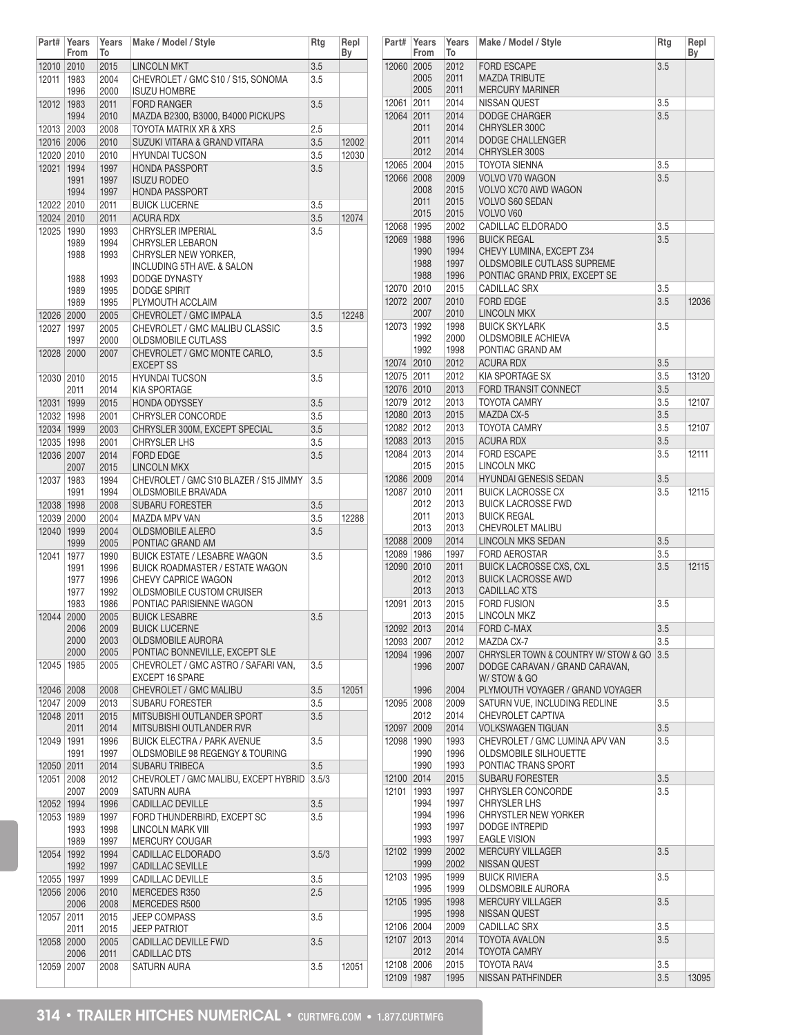| Part# | Years From | Years To | Make / Model / Style | Rtg | Repl By |
|---|---|---|---|---|---|
| 12010 | 2010 | 2015 | LINCOLN MKT | 3.5 | |
| 12011 | 1983 | 2004 | CHEVROLET / GMC S10 / S15, SONOMA | 3.5 | |
| | 1996 | 2000 | ISUZU HOMBRE | | |
| 12012 | 1983 | 2011 | FORD RANGER | 3.5 | |
| | 1994 | 2010 | MAZDA B2300, B3000, B4000 PICKUPS | | |
| 12013 | 2003 | 2008 | TOYOTA MATRIX XR & XRS | 2.5 | |
| 12016 | 2006 | 2010 | SUZUKI VITARA & GRAND VITARA | 3.5 | 12002 |
| 12020 | 2010 | 2010 | HYUNDAI TUCSON | 3.5 | 12030 |
| 12021 | 1994 | 1997 | HONDA PASSPORT | 3.5 | |
| | 1991 | 1997 | ISUZU RODEO | | |
| | 1994 | 1997 | HONDA PASSPORT | | |
| 12022 | 2010 | 2011 | BUICK LUCERNE | 3.5 | |
| 12024 | 2010 | 2011 | ACURA RDX | 3.5 | 12074 |
| 12025 | 1990 | 1993 | CHRYSLER IMPERIAL | 3.5 | |
| | 1989 | 1994 | CHRYSLER LEBARON | | |
| | 1988 | 1993 | CHRYSLER NEW YORKER, INCLUDING 5TH AVE. & SALON | | |
| | 1988 | 1993 | DODGE DYNASTY | | |
| | 1989 | 1995 | DODGE SPIRIT | | |
| | 1989 | 1995 | PLYMOUTH ACCLAIM | | |
| 12026 | 2000 | 2005 | CHEVROLET / GMC IMPALA | 3.5 | 12248 |
| 12027 | 1997 | 2005 | CHEVROLET / GMC MALIBU CLASSIC | 3.5 | |
| | 1997 | 2000 | OLDSMOBILE CUTLASS | | |
| 12028 | 2000 | 2007 | CHEVROLET / GMC MONTE CARLO, EXCEPT SS | 3.5 | |
| 12030 | 2010 | 2015 | HYUNDAI TUCSON | 3.5 | |
| | 2011 | 2014 | KIA SPORTAGE | | |
| 12031 | 1999 | 2015 | HONDA ODYSSEY | 3.5 | |
| 12032 | 1998 | 2001 | CHRYSLER CONCORDE | 3.5 | |
| 12034 | 1999 | 2003 | CHRYSLER 300M, EXCEPT SPECIAL | 3.5 | |
| 12035 | 1998 | 2001 | CHRYSLER LHS | 3.5 | |
| 12036 | 2007 | 2014 | FORD EDGE | 3.5 | |
| | 2007 | 2015 | LINCOLN MKX | | |
| 12037 | 1983 | 1994 | CHEVROLET / GMC S10 BLAZER / S15 JIMMY | 3.5 | |
| | 1991 | 1994 | OLDSMOBILE BRAVADA | | |
| 12038 | 1998 | 2008 | SUBARU FORESTER | 3.5 | |
| 12039 | 2000 | 2004 | MAZDA MPV VAN | 3.5 | 12288 |
| 12040 | 1999 | 2004 | OLDSMOBILE ALERO | 3.5 | |
| | 1999 | 2005 | PONTIAC GRAND AM | | |
| 12041 | 1977 | 1990 | BUICK ESTATE / LESABRE WAGON | 3.5 | |
| | 1991 | 1996 | BUICK ROADMASTER / ESTATE WAGON | | |
| | 1977 | 1996 | CHEVY CAPRICE WAGON | | |
| | 1977 | 1992 | OLDSMOBILE CUSTOM CRUISER | | |
| | 1983 | 1986 | PONTIAC PARISIENNE WAGON | | |
| 12044 | 2000 | 2005 | BUICK LESABRE | 3.5 | |
| | 2006 | 2009 | BUICK LUCERNE | | |
| | 2000 | 2003 | OLDSMOBILE AURORA | | |
| | 2000 | 2005 | PONTIAC BONNEVILLE, EXCEPT SLE | | |
| 12045 | 1985 | 2005 | CHEVROLET / GMC ASTRO / SAFARI VAN, EXCEPT 16 SPARE | 3.5 | |
| 12046 | 2008 | 2008 | CHEVROLET / GMC MALIBU | 3.5 | 12051 |
| 12047 | 2009 | 2013 | SUBARU FORESTER | 3.5 | |
| 12048 | 2011 | 2015 | MITSUBISHI OUTLANDER SPORT | 3.5 | |
| | 2011 | 2014 | MITSUBISHI OUTLANDER RVR | | |
| 12049 | 1991 | 1996 | BUICK ELECTRA / PARK AVENUE | 3.5 | |
| | 1991 | 1997 | OLDSMOBILE 98 REGENGY & TOURING | | |
| 12050 | 2011 | 2014 | SUBARU TRIBECA | 3.5 | |
| 12051 | 2008 | 2012 | CHEVROLET / GMC MALIBU, EXCEPT HYBRID | 3.5/3 | |
| | 2007 | 2009 | SATURN AURA | | |
| 12052 | 1994 | 1996 | CADILLAC DEVILLE | 3.5 | |
| 12053 | 1989 | 1997 | FORD THUNDERBIRD, EXCEPT SC | 3.5 | |
| | 1993 | 1998 | LINCOLN MARK VIII | | |
| | 1989 | 1997 | MERCURY COUGAR | | |
| 12054 | 1992 | 1994 | CADILLAC ELDORADO | 3.5/3 | |
| | 1992 | 1997 | CADILLAC SEVILLE | | |
| 12055 | 1997 | 1999 | CADILLAC DEVILLE | 3.5 | |
| 12056 | 2006 | 2010 | MERCEDES R350 | 2.5 | |
| | 2006 | 2008 | MERCEDES R500 | | |
| 12057 | 2011 | 2015 | JEEP COMPASS | 3.5 | |
| | 2011 | 2015 | JEEP PATRIOT | | |
| 12058 | 2000 | 2005 | CADILLAC DEVILLE FWD | 3.5 | |
| | 2006 | 2011 | CADILLAC DTS | | |
| 12059 | 2007 | 2008 | SATURN AURA | 3.5 | 12051 |
| 12060 | 2005 | 2012 | FORD ESCAPE | 3.5 | |
| | 2005 | 2011 | MAZDA TRIBUTE | | |
| | 2005 | 2011 | MERCURY MARINER | | |
| 12061 | 2011 | 2014 | NISSAN QUEST | 3.5 | |
| 12064 | 2011 | 2014 | DODGE CHARGER | 3.5 | |
| | 2011 | 2014 | CHRYSLER 300C | | |
| | 2011 | 2014 | DODGE CHALLENGER | | |
| | 2012 | 2014 | CHRYSLER 300S | | |
| 12065 | 2004 | 2015 | TOYOTA SIENNA | 3.5 | |
| 12066 | 2008 | 2009 | VOLVO V70 WAGON | 3.5 | |
| | 2008 | 2015 | VOLVO XC70 AWD WAGON | | |
| | 2011 | 2015 | VOLVO S60 SEDAN | | |
| | 2015 | 2015 | VOLVO V60 | | |
| 12068 | 1995 | 2002 | CADILLAC ELDORADO | 3.5 | |
| 12069 | 1988 | 1996 | BUICK REGAL | 3.5 | |
| | 1990 | 1994 | CHEVY LUMINA, EXCEPT Z34 | | |
| | 1988 | 1997 | OLDSMOBILE CUTLASS SUPREME | | |
| | 1988 | 1996 | PONTIAC GRAND PRIX, EXCEPT SE | | |
| 12070 | 2010 | 2015 | CADILLAC SRX | 3.5 | |
| 12072 | 2007 | 2010 | FORD EDGE | 3.5 | 12036 |
| | 2007 | 2010 | LINCOLN MKX | | |
| 12073 | 1992 | 1998 | BUICK SKYLARK | 3.5 | |
| | 1992 | 2000 | OLDSMOBILE ACHIEVA | | |
| | 1992 | 1998 | PONTIAC GRAND AM | | |
| 12074 | 2010 | 2012 | ACURA RDX | 3.5 | |
| 12075 | 2011 | 2012 | KIA SPORTAGE SX | 3.5 | 13120 |
| 12076 | 2010 | 2013 | FORD TRANSIT CONNECT | 3.5 | |
| 12079 | 2012 | 2013 | TOYOTA CAMRY | 3.5 | 12107 |
| 12080 | 2013 | 2015 | MAZDA CX-5 | 3.5 | |
| 12082 | 2012 | 2013 | TOYOTA CAMRY | 3.5 | 12107 |
| 12083 | 2013 | 2015 | ACURA RDX | 3.5 | |
| 12084 | 2013 | 2014 | FORD ESCAPE | 3.5 | 12111 |
| | 2015 | 2015 | LINCOLN MKC | | |
| 12086 | 2009 | 2014 | HYUNDAI GENESIS SEDAN | 3.5 | |
| 12087 | 2010 | 2011 | BUICK LACROSSE CX | 3.5 | 12115 |
| | 2012 | 2013 | BUICK LACROSSE FWD | | |
| | 2011 | 2013 | BUICK REGAL | | |
| | 2013 | 2013 | CHEVROLET MALIBU | | |
| 12088 | 2009 | 2014 | LINCOLN MKS SEDAN | 3.5 | |
| 12089 | 1986 | 1997 | FORD AEROSTAR | 3.5 | |
| 12090 | 2010 | 2011 | BUICK LACROSSE CXS, CXL | 3.5 | 12115 |
| | 2012 | 2013 | BUICK LACROSSE AWD | | |
| | 2013 | 2013 | CADILLAC XTS | | |
| 12091 | 2013 | 2015 | FORD FUSION | 3.5 | |
| | 2013 | 2015 | LINCOLN MKZ | | |
| 12092 | 2013 | 2014 | FORD C-MAX | 3.5 | |
| 12093 | 2007 | 2012 | MAZDA CX-7 | 3.5 | |
| 12094 | 1996 | 2007 | CHRYSLER TOWN & COUNTRY W/ STOW & GO | 3.5 | |
| | 1996 | 2007 | DODGE CARAVAN / GRAND CARAVAN, W/ STOW & GO | | |
| | 1996 | 2004 | PLYMOUTH VOYAGER / GRAND VOYAGER | | |
| 12095 | 2008 | 2009 | SATURN VUE, INCLUDING REDLINE | 3.5 | |
| | 2012 | 2014 | CHEVROLET CAPTIVA | | |
| 12097 | 2009 | 2014 | VOLKSWAGEN TIGUAN | 3.5 | |
| 12098 | 1990 | 1993 | CHEVROLET / GMC LUMINA APV VAN | 3.5 | |
| | 1990 | 1996 | OLDSMOBILE SILHOUETTE | | |
| | 1990 | 1993 | PONTIAC TRANS SPORT | | |
| 12100 | 2014 | 2015 | SUBARU FORESTER | 3.5 | |
| 12101 | 1993 | 1997 | CHRYSLER CONCORDE | 3.5 | |
| | 1994 | 1997 | CHRYSLER LHS | | |
| | 1994 | 1996 | CHRYSTLER NEW YORKER | | |
| | 1993 | 1997 | DODGE INTREPID | | |
| | 1993 | 1997 | EAGLE VISION | | |
| 12102 | 1999 | 2002 | MERCURY VILLAGER | 3.5 | |
| | 1999 | 2002 | NISSAN QUEST | | |
| 12103 | 1995 | 1999 | BUICK RIVIERA | 3.5 | |
| | 1995 | 1999 | OLDSMOBILE AURORA | | |
| 12105 | 1995 | 1998 | MERCURY VILLAGER | 3.5 | |
| | 1995 | 1998 | NISSAN QUEST | | |
| 12106 | 2004 | 2009 | CADILLAC SRX | 3.5 | |
| 12107 | 2013 | 2014 | TOYOTA AVALON | 3.5 | |
| | 2012 | 2014 | TOYOTA CAMRY | | |
| 12108 | 2006 | 2015 | TOYOTA RAV4 | 3.5 | |
| 12109 | 1987 | 1995 | NISSAN PATHFINDER | 3.5 | 13095 |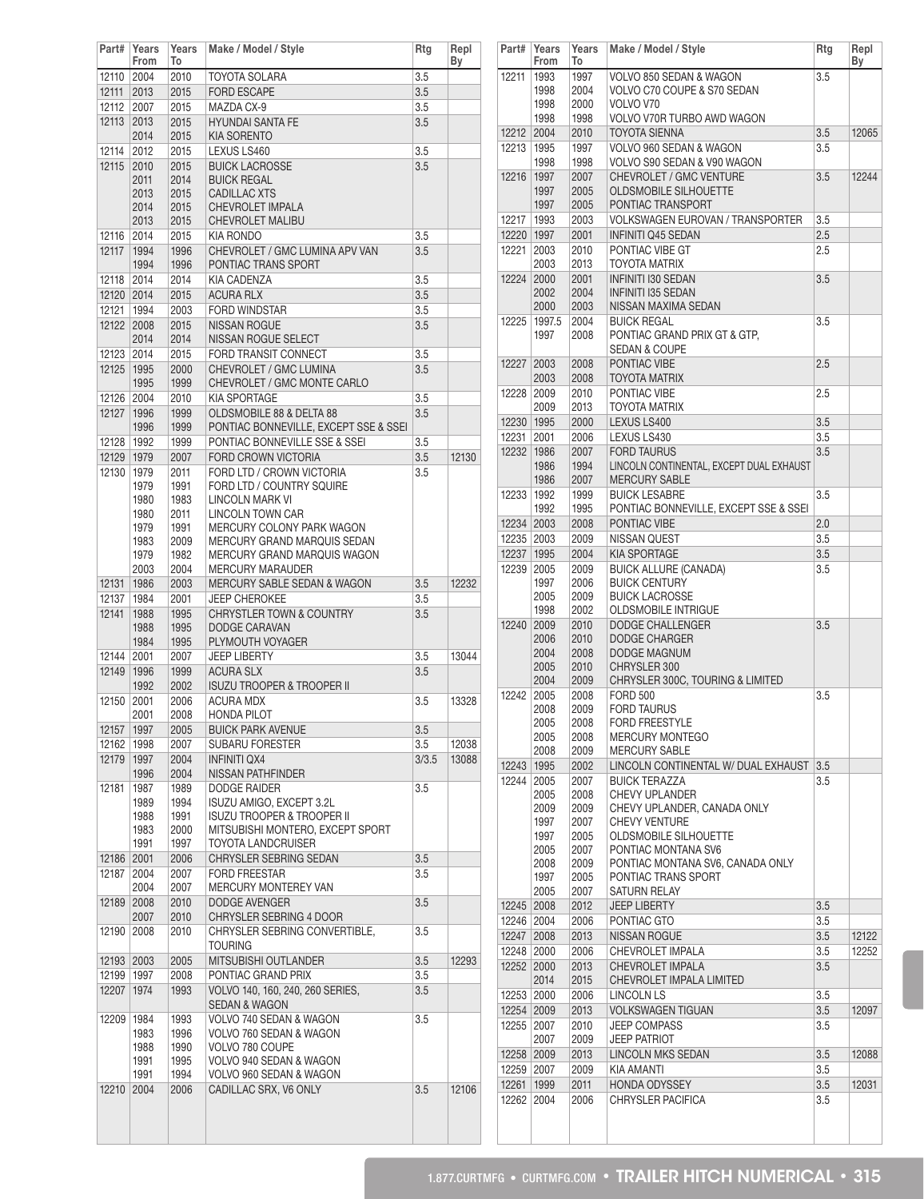| Part# | Years From | Years To | Make / Model / Style | Rtg | Repl By |
|---|---|---|---|---|---|
| 12110 | 2004 | 2010 | TOYOTA SOLARA | 3.5 | |
| 12111 | 2013 | 2015 | FORD ESCAPE | 3.5 | |
| 12112 | 2007 | 2015 | MAZDA CX-9 | 3.5 | |
| 12113 | 2013 | 2015 | HYUNDAI SANTA FE | 3.5 | |
| | 2014 | 2015 | KIA SORENTO | | |
| 12114 | 2012 | 2015 | LEXUS LS460 | 3.5 | |
| 12115 | 2010 | 2015 | BUICK LACROSSE | 3.5 | |
| | 2011 | 2014 | BUICK REGAL | | |
| | 2013 | 2015 | CADILLAC XTS | | |
| | 2014 | 2015 | CHEVROLET IMPALA | | |
| | 2013 | 2015 | CHEVROLET MALIBU | | |
| 12116 | 2014 | 2015 | KIA RONDO | 3.5 | |
| 12117 | 1994 | 1996 | CHEVROLET / GMC LUMINA APV VAN | 3.5 | |
| | 1994 | 1996 | PONTIAC TRANS SPORT | | |
| 12118 | 2014 | 2014 | KIA CADENZA | 3.5 | |
| 12120 | 2014 | 2015 | ACURA RLX | 3.5 | |
| 12121 | 1994 | 2003 | FORD WINDSTAR | 3.5 | |
| 12122 | 2008 | 2015 | NISSAN ROGUE | 3.5 | |
| | 2014 | 2014 | NISSAN ROGUE SELECT | | |
| 12123 | 2014 | 2015 | FORD TRANSIT CONNECT | 3.5 | |
| 12125 | 1995 | 2000 | CHEVROLET / GMC LUMINA | 3.5 | |
| | 1995 | 1999 | CHEVROLET / GMC MONTE CARLO | | |
| 12126 | 2004 | 2010 | KIA SPORTAGE | 3.5 | |
| 12127 | 1996 | 1999 | OLDSMOBILE 88 & DELTA 88 | 3.5 | |
| | 1996 | 1999 | PONTIAC BONNEVILLE, EXCEPT SSE & SSEI | | |
| 12128 | 1992 | 1999 | PONTIAC BONNEVILLE SSE & SSEI | 3.5 | |
| 12129 | 1979 | 2007 | FORD CROWN VICTORIA | 3.5 | 12130 |
| 12130 | 1979 | 2011 | FORD LTD / CROWN VICTORIA | 3.5 | |
| | 1979 | 1991 | FORD LTD / COUNTRY SQUIRE | | |
| | 1980 | 1983 | LINCOLN MARK VI | | |
| | 1980 | 2011 | LINCOLN TOWN CAR | | |
| | 1979 | 1991 | MERCURY COLONY PARK WAGON | | |
| | 1983 | 2009 | MERCURY GRAND MARQUIS SEDAN | | |
| | 1979 | 1982 | MERCURY GRAND MARQUIS WAGON | | |
| | 2003 | 2004 | MERCURY MARAUDER | | |
| 12131 | 1986 | 2003 | MERCURY SABLE SEDAN & WAGON | 3.5 | 12232 |
| 12137 | 1984 | 2001 | JEEP CHEROKEE | 3.5 | |
| 12141 | 1988 | 1995 | CHRYSLER TOWN & COUNTRY | 3.5 | |
| | 1988 | 1995 | DODGE CARAVAN | | |
| | 1984 | 1995 | PLYMOUTH VOYAGER | | |
| 12144 | 2001 | 2007 | JEEP LIBERTY | 3.5 | 13044 |
| 12149 | 1996 | 1999 | ACURA SLX | 3.5 | |
| | 1992 | 2002 | ISUZU TROOPER & TROOPER II | | |
| 12150 | 2001 | 2006 | ACURA MDX | 3.5 | 13328 |
| | 2001 | 2008 | HONDA PILOT | | |
| 12157 | 1997 | 2005 | BUICK PARK AVENUE | 3.5 | |
| 12162 | 1998 | 2007 | SUBARU FORESTER | 3.5 | 12038 |
| 12179 | 1997 | 2004 | INFINITI QX4 | 3/3.5 | 13088 |
| | 1996 | 2004 | NISSAN PATHFINDER | | |
| 12181 | 1987 | 1989 | DODGE RAIDER | 3.5 | |
| | 1989 | 1994 | ISUZU AMIGO, EXCEPT 3.2L | | |
| | 1988 | 1991 | ISUZU TROOPER & TROOPER II | | |
| | 1983 | 2000 | MITSUBISHI MONTERO, EXCEPT SPORT | | |
| | 1991 | 1997 | TOYOTA LANDCRUISER | | |
| 12186 | 2001 | 2006 | CHRYSLER SEBRING SEDAN | 3.5 | |
| 12187 | 2004 | 2007 | FORD FREESTAR | 3.5 | |
| | 2004 | 2007 | MERCURY MONTEREY VAN | | |
| 12189 | 2008 | 2010 | DODGE AVENGER | 3.5 | |
| | 2007 | 2010 | CHRYSLER SEBRING 4 DOOR | | |
| 12190 | 2008 | 2010 | CHRYSLER SEBRING CONVERTIBLE, TOURING | 3.5 | |
| 12193 | 2003 | 2005 | MITSUBISHI OUTLANDER | 3.5 | 12293 |
| 12199 | 1997 | 2008 | PONTIAC GRAND PRIX | 3.5 | |
| 12207 | 1974 | 1993 | VOLVO 140, 160, 240, 260 SERIES, SEDAN & WAGON | 3.5 | |
| 12209 | 1984 | 1993 | VOLVO 740 SEDAN & WAGON | 3.5 | |
| | 1983 | 1996 | VOLVO 760 SEDAN & WAGON | | |
| | 1988 | 1990 | VOLVO 780 COUPE | | |
| | 1991 | 1995 | VOLVO 940 SEDAN & WAGON | | |
| | 1991 | 1994 | VOLVO 960 SEDAN & WAGON | | |
| 12210 | 2004 | 2006 | CADILLAC SRX, V6 ONLY | 3.5 | 12106 |
| 12211 | 1993 | 1997 | VOLVO 850 SEDAN & WAGON | 3.5 | |
| | 1998 | 2004 | VOLVO C70 COUPE & S70 SEDAN | | |
| | 1998 | 2000 | VOLVO V70 | | |
| | 1998 | 1998 | VOLVO V70R TURBO AWD WAGON | | |
| 12212 | 2004 | 2010 | TOYOTA SIENNA | 3.5 | 12065 |
| 12213 | 1995 | 1997 | VOLVO 960 SEDAN & WAGON | 3.5 | |
| | 1998 | 1998 | VOLVO S90 SEDAN & V90 WAGON | | |
| 12216 | 1997 | 2007 | CHEVROLET / GMC VENTURE | 3.5 | 12244 |
| | 1997 | 2005 | OLDSMOBILE SILHOUETTE | | |
| | 1997 | 2005 | PONTIAC TRANSPORT | | |
| 12217 | 1993 | 2003 | VOLKSWAGEN EUROVAN / TRANSPORTER | 3.5 | |
| 12220 | 1997 | 2001 | INFINITI Q45 SEDAN | 2.5 | |
| 12221 | 2003 | 2010 | PONTIAC VIBE GT | 2.5 | |
| | 2003 | 2013 | TOYOTA MATRIX | | |
| 12224 | 2000 | 2001 | INFINITI I30 SEDAN | 3.5 | |
| | 2002 | 2004 | INFINITI I35 SEDAN | | |
| | 2000 | 2003 | NISSAN MAXIMA SEDAN | | |
| 12225 | 1997.5 | 2004 | BUICK REGAL | 3.5 | |
| | 1997 | 2008 | PONTIAC GRAND PRIX GT & GTP, SEDAN & COUPE | | |
| 12227 | 2003 | 2008 | PONTIAC VIBE | 2.5 | |
| | 2003 | 2008 | TOYOTA MATRIX | | |
| 12228 | 2009 | 2010 | PONTIAC VIBE | 2.5 | |
| | 2009 | 2013 | TOYOTA MATRIX | | |
| 12230 | 1995 | 2000 | LEXUS LS400 | 3.5 | |
| 12231 | 2001 | 2006 | LEXUS LS430 | 3.5 | |
| 12232 | 1986 | 2007 | FORD TAURUS | 3.5 | |
| | 1986 | 1994 | LINCOLN CONTINENTAL, EXCEPT DUAL EXHAUST | | |
| | 1986 | 2007 | MERCURY SABLE | | |
| 12233 | 1992 | 1999 | BUICK LESABRE | 3.5 | |
| | 1992 | 1995 | PONTIAC BONNEVILLE, EXCEPT SSE & SSEI | | |
| 12234 | 2003 | 2008 | PONTIAC VIBE | 2.0 | |
| 12235 | 2003 | 2009 | NISSAN QUEST | 3.5 | |
| 12237 | 1995 | 2004 | KIA SPORTAGE | 3.5 | |
| 12239 | 2005 | 2009 | BUICK ALLURE (CANADA) | 3.5 | |
| | 1997 | 2006 | BUICK CENTURY | | |
| | 2005 | 2009 | BUICK LACROSSE | | |
| | 1998 | 2002 | OLDSMOBILE INTRIGUE | | |
| 12240 | 2009 | 2010 | DODGE CHALLENGER | 3.5 | |
| | 2006 | 2010 | DODGE CHARGER | | |
| | 2004 | 2008 | DODGE MAGNUM | | |
| | 2005 | 2010 | CHRYSLER 300 | | |
| | 2004 | 2009 | CHRYSLER 300C, TOURING & LIMITED | | |
| 12242 | 2005 | 2008 | FORD 500 | 3.5 | |
| | 2008 | 2009 | FORD TAURUS | | |
| | 2005 | 2008 | FORD FREESTYLE | | |
| | 2005 | 2008 | MERCURY MONTEGO | | |
| | 2008 | 2009 | MERCURY SABLE | | |
| 12243 | 1995 | 2002 | LINCOLN CONTINENTAL W/ DUAL EXHAUST | 3.5 | |
| 12244 | 2005 | 2007 | BUICK TERAZZA | 3.5 | |
| | 2005 | 2008 | CHEVY UPLANDER | | |
| | 2009 | 2009 | CHEVY UPLANDER, CANADA ONLY | | |
| | 1997 | 2007 | CHEVY VENTURE | | |
| | 1997 | 2005 | OLDSMOBILE SILHOUETTE | | |
| | 2005 | 2007 | PONTIAC MONTANA SV6 | | |
| | 2008 | 2009 | PONTIAC MONTANA SV6, CANADA ONLY | | |
| | 1997 | 2005 | PONTIAC TRANS SPORT | | |
| | 2005 | 2007 | SATURN RELAY | | |
| 12245 | 2008 | 2012 | JEEP LIBERTY | 3.5 | |
| 12246 | 2004 | 2006 | PONTIAC GTO | 3.5 | |
| 12247 | 2008 | 2013 | NISSAN ROGUE | 3.5 | 12122 |
| 12248 | 2000 | 2006 | CHEVROLET IMPALA | 3.5 | 12252 |
| 12252 | 2000 | 2013 | CHEVROLET IMPALA | 3.5 | |
| | 2014 | 2015 | CHEVROLET IMPALA LIMITED | | |
| 12253 | 2000 | 2006 | LINCOLN LS | 3.5 | |
| 12254 | 2009 | 2013 | VOLKSWAGEN TIGUAN | 3.5 | 12097 |
| 12255 | 2007 | 2010 | JEEP COMPASS | 3.5 | |
| | 2007 | 2009 | JEEP PATRIOT | | |
| 12258 | 2009 | 2013 | LINCOLN MKS SEDAN | 3.5 | 12088 |
| 12259 | 2007 | 2009 | KIA AMANTI | 3.5 | |
| 12261 | 1999 | 2011 | HONDA ODYSSEY | 3.5 | 12031 |
| 12262 | 2004 | 2006 | CHRYSLER PACIFICA | 3.5 | |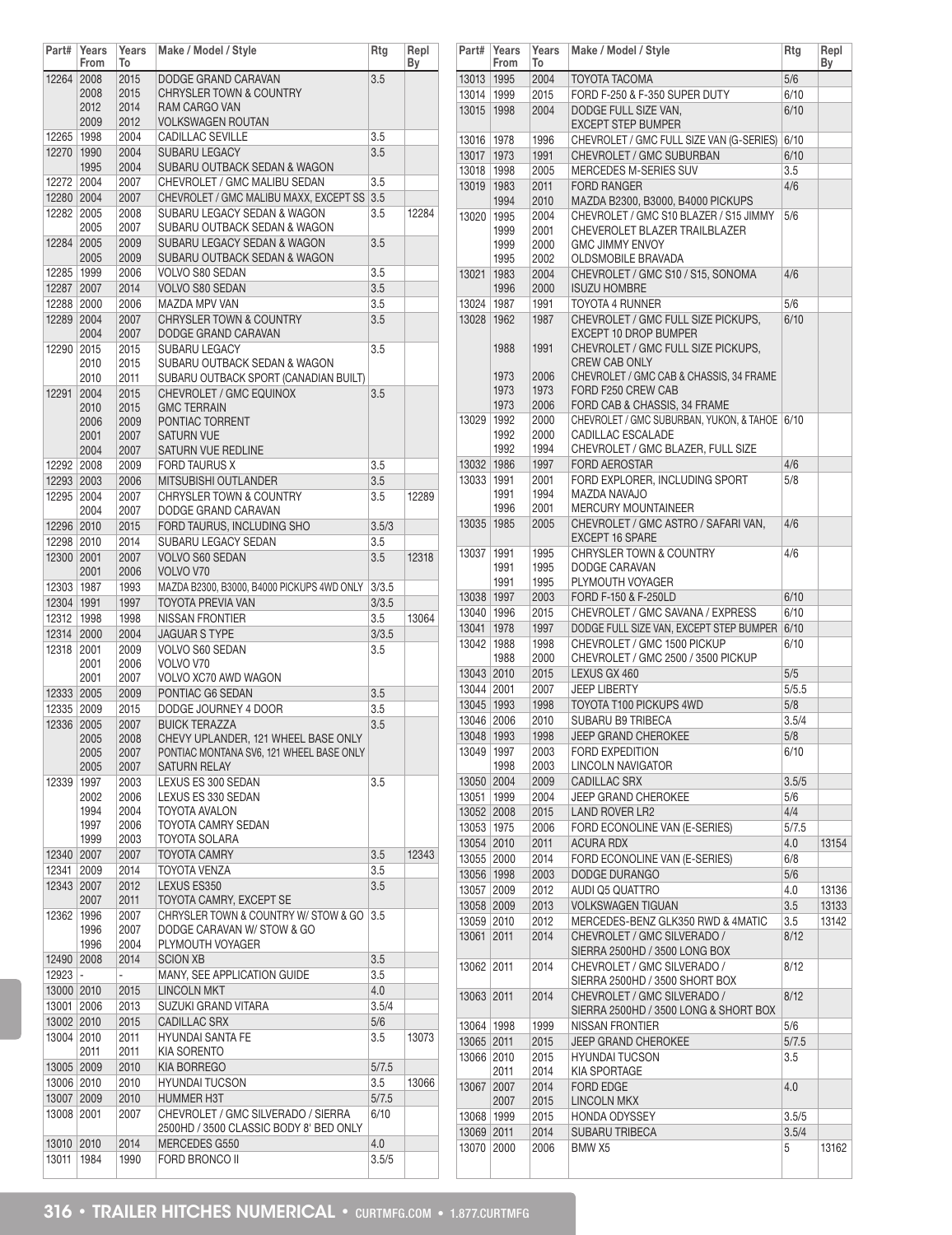| Part# | Years From | Years To | Make / Model / Style | Rtg | Repl By |
|---|---|---|---|---|---|
| 12264 | 2008 | 2015 | DODGE GRAND CARAVAN | 3.5 | |
| | 2008 | 2015 | CHRYSLER TOWN & COUNTRY | | |
| | 2012 | 2014 | RAM CARGO VAN | | |
| | 2009 | 2012 | VOLKSWAGEN ROUTAN | | |
| 12265 | 1998 | 2004 | CADILLAC SEVILLE | 3.5 | |
| 12270 | 1990 | 2004 | SUBARU LEGACY | 3.5 | |
| | 1995 | 2004 | SUBARU OUTBACK SEDAN & WAGON | | |
| 12272 | 2004 | 2007 | CHEVROLET / GMC MALIBU SEDAN | 3.5 | |
| 12280 | 2004 | 2007 | CHEVROLET / GMC MALIBU MAXX, EXCEPT SS | 3.5 | |
| 12282 | 2005 | 2008 | SUBARU LEGACY SEDAN & WAGON | 3.5 | 12284 |
| | 2005 | 2007 | SUBARU OUTBACK SEDAN & WAGON | | |
| 12284 | 2005 | 2009 | SUBARU LEGACY SEDAN & WAGON | 3.5 | |
| | 2005 | 2009 | SUBARU OUTBACK SEDAN & WAGON | | |
| 12285 | 1999 | 2006 | VOLVO S80 SEDAN | 3.5 | |
| 12287 | 2007 | 2014 | VOLVO S80 SEDAN | 3.5 | |
| 12288 | 2000 | 2006 | MAZDA MPV VAN | 3.5 | |
| 12289 | 2004 | 2007 | CHRYSLER TOWN & COUNTRY | 3.5 | |
| | 2004 | 2007 | DODGE GRAND CARAVAN | | |
| 12290 | 2015 | 2015 | SUBARU LEGACY | 3.5 | |
| | 2010 | 2015 | SUBARU OUTBACK SEDAN & WAGON | | |
| | 2010 | 2011 | SUBARU OUTBACK SPORT (CANADIAN BUILT) | | |
| 12291 | 2004 | 2015 | CHEVROLET / GMC EQUINOX | 3.5 | |
| | 2010 | 2015 | GMC TERRAIN | | |
| | 2006 | 2009 | PONTIAC TORRENT | | |
| | 2001 | 2007 | SATURN VUE | | |
| | 2004 | 2007 | SATURN VUE REDLINE | | |
| 12292 | 2008 | 2009 | FORD TAURUS X | 3.5 | |
| 12293 | 2003 | 2006 | MITSUBISHI OUTLANDER | 3.5 | |
| 12295 | 2004 | 2007 | CHRYSLER TOWN & COUNTRY | 3.5 | 12289 |
| | 2004 | 2007 | DODGE GRAND CARAVAN | | |
| 12296 | 2010 | 2015 | FORD TAURUS, INCLUDING SHO | 3.5/3 | |
| 12298 | 2010 | 2014 | SUBARU LEGACY SEDAN | 3.5 | |
| 12300 | 2001 | 2007 | VOLVO S60 SEDAN | 3.5 | 12318 |
| | 2001 | 2006 | VOLVO V70 | | |
| 12303 | 1987 | 1993 | MAZDA B2300, B3000, B4000 PICKUPS 4WD ONLY | 3/3.5 | |
| 12304 | 1991 | 1997 | TOYOTA PREVIA VAN | 3/3.5 | |
| 12312 | 1998 | 1998 | NISSAN FRONTIER | 3.5 | 13064 |
| 12314 | 2000 | 2004 | JAGUAR S TYPE | 3/3.5 | |
| 12318 | 2001 | 2009 | VOLVO S60 SEDAN | 3.5 | |
| | 2001 | 2006 | VOLVO V70 | | |
| | 2001 | 2007 | VOLVO XC70 AWD WAGON | | |
| 12333 | 2005 | 2009 | PONTIAC G6 SEDAN | 3.5 | |
| 12335 | 2009 | 2015 | DODGE JOURNEY 4 DOOR | 3.5 | |
| 12336 | 2005 | 2007 | BUICK TERAZZA | 3.5 | |
| | 2005 | 2008 | CHEVY UPLANDER, 121 WHEEL BASE ONLY | | |
| | 2005 | 2007 | PONTIAC MONTANA SV6, 121 WHEEL BASE ONLY | | |
| | 2005 | 2007 | SATURN RELAY | | |
| 12339 | 1997 | 2003 | LEXUS ES 300 SEDAN | 3.5 | |
| | 2002 | 2006 | LEXUS ES 330 SEDAN | | |
| | 1994 | 2004 | TOYOTA AVALON | | |
| | 1997 | 2006 | TOYOTA CAMRY SEDAN | | |
| | 1999 | 2003 | TOYOTA SOLARA | | |
| 12340 | 2007 | 2007 | TOYOTA CAMRY | 3.5 | 12343 |
| 12341 | 2009 | 2014 | TOYOTA VENZA | 3.5 | |
| 12343 | 2007 | 2012 | LEXUS ES350 | 3.5 | |
| | 2007 | 2011 | TOYOTA CAMRY, EXCEPT SE | | |
| 12362 | 1996 | 2007 | CHRYSLER TOWN & COUNTRY W/ STOW & GO | 3.5 | |
| | 1996 | 2007 | DODGE CARAVAN W/ STOW & GO | | |
| | 1996 | 2004 | PLYMOUTH VOYAGER | | |
| 12490 | 2008 | 2014 | SCION XB | 3.5 | |
| 12923 | - | - | MANY, SEE APPLICATION GUIDE | 3.5 | |
| 13000 | 2010 | 2015 | LINCOLN MKT | 4.0 | |
| 13001 | 2006 | 2013 | SUZUKI GRAND VITARA | 3.5/4 | |
| 13002 | 2010 | 2015 | CADILLAC SRX | 5/6 | |
| 13004 | 2010 | 2011 | HYUNDAI SANTA FE | 3.5 | 13073 |
| | 2011 | 2011 | KIA SORENTO | | |
| 13005 | 2009 | 2010 | KIA BORREGO | 5/7.5 | |
| 13006 | 2010 | 2010 | HYUNDAI TUCSON | 3.5 | 13066 |
| 13007 | 2009 | 2010 | HUMMER H3T | 5/7.5 | |
| 13008 | 2001 | 2007 | CHEVROLET / GMC SILVERADO / SIERRA 2500HD / 3500 CLASSIC BODY 8' BED ONLY | 6/10 | |
| 13010 | 2010 | 2014 | MERCEDES G550 | 4.0 | |
| 13011 | 1984 | 1990 | FORD BRONCO II | 3.5/5 | |
| 13013 | 1995 | 2004 | TOYOTA TACOMA | 5/6 | |
| 13014 | 1999 | 2015 | FORD F-250 & F-350 SUPER DUTY | 6/10 | |
| 13015 | 1998 | 2004 | DODGE FULL SIZE VAN, EXCEPT STEP BUMPER | 6/10 | |
| 13016 | 1978 | 1996 | CHEVROLET / GMC FULL SIZE VAN (G-SERIES) | 6/10 | |
| 13017 | 1973 | 1991 | CHEVROLET / GMC SUBURBAN | 6/10 | |
| 13018 | 1998 | 2005 | MERCEDES M-SERIES SUV | 3.5 | |
| 13019 | 1983 | 2011 | FORD RANGER | 4/6 | |
| | 1994 | 2010 | MAZDA B2300, B3000, B4000 PICKUPS | | |
| 13020 | 1995 | 2004 | CHEVROLET / GMC S10 BLAZER / S15 JIMMY | 5/6 | |
| | 1999 | 2001 | CHEVEROLET BLAZER TRAILBLAZER | | |
| | 1999 | 2000 | GMC JIMMY ENVOY | | |
| | 1995 | 2002 | OLDSMOBILE BRAVADA | | |
| 13021 | 1983 | 2004 | CHEVROLET / GMC S10 / S15, SONOMA | 4/6 | |
| | 1996 | 2000 | ISUZU HOMBRE | | |
| 13024 | 1987 | 1991 | TOYOTA 4 RUNNER | 5/6 | |
| 13028 | 1962 | 1987 | CHEVROLET / GMC FULL SIZE PICKUPS, EXCEPT 10 DROP BUMPER | 6/10 | |
| | 1988 | 1991 | CHEVROLET / GMC FULL SIZE PICKUPS, CREW CAB ONLY | | |
| | 1973 | 2006 | CHEVROLET / GMC CAB & CHASSIS, 34 FRAME | | |
| | 1973 | 1973 | FORD F250 CREW CAB | | |
| | 1973 | 2006 | FORD CAB & CHASSIS, 34 FRAME | | |
| 13029 | 1992 | 2000 | CHEVROLET / GMC SUBURBAN, YUKON, & TAHOE | 6/10 | |
| | 1992 | 2000 | CADILLAC ESCALADE | | |
| | 1992 | 1994 | CHEVROLET / GMC BLAZER, FULL SIZE | | |
| 13032 | 1986 | 1997 | FORD AEROSTAR | 4/6 | |
| 13033 | 1991 | 2001 | FORD EXPLORER, INCLUDING SPORT | 5/8 | |
| | 1991 | 1994 | MAZDA NAVAJO | | |
| | 1996 | 2001 | MERCURY MOUNTAINEER | | |
| 13035 | 1985 | 2005 | CHEVROLET / GMC ASTRO / SAFARI VAN, EXCEPT 16 SPARE | 4/6 | |
| 13037 | 1991 | 1995 | CHRYSLER TOWN & COUNTRY | 4/6 | |
| | 1991 | 1995 | DODGE CARAVAN | | |
| | 1991 | 1995 | PLYMOUTH VOYAGER | | |
| 13038 | 1997 | 2003 | FORD F-150 & F-250LD | 6/10 | |
| 13040 | 1996 | 2015 | CHEVROLET / GMC SAVANA / EXPRESS | 6/10 | |
| 13041 | 1978 | 1997 | DODGE FULL SIZE VAN, EXCEPT STEP BUMPER | 6/10 | |
| 13042 | 1988 | 1998 | CHEVROLET / GMC 1500 PICKUP | 6/10 | |
| | 1988 | 2000 | CHEVROLET / GMC 2500 / 3500 PICKUP | | |
| 13043 | 2010 | 2015 | LEXUS GX 460 | 5/5 | |
| 13044 | 2001 | 2007 | JEEP LIBERTY | 5/5.5 | |
| 13045 | 1993 | 1998 | TOYOTA T100 PICKUPS 4WD | 5/8 | |
| 13046 | 2006 | 2010 | SUBARU B9 TRIBECA | 3.5/4 | |
| 13048 | 1993 | 1998 | JEEP GRAND CHEROKEE | 5/8 | |
| 13049 | 1997 | 2003 | FORD EXPEDITION | 6/10 | |
| | 1998 | 2003 | LINCOLN NAVIGATOR | | |
| 13050 | 2004 | 2009 | CADILLAC SRX | 3.5/5 | |
| 13051 | 1999 | 2004 | JEEP GRAND CHEROKEE | 5/6 | |
| 13052 | 2008 | 2015 | LAND ROVER LR2 | 4/4 | |
| 13053 | 1975 | 2006 | FORD ECONOLINE VAN (E-SERIES) | 5/7.5 | |
| 13054 | 2010 | 2011 | ACURA RDX | 4.0 | 13154 |
| 13055 | 2000 | 2014 | FORD ECONOLINE VAN (E-SERIES) | 6/8 | |
| 13056 | 1998 | 2003 | DODGE DURANGO | 5/6 | |
| 13057 | 2009 | 2012 | AUDI Q5 QUATTRO | 4.0 | 13136 |
| 13058 | 2009 | 2013 | VOLKSWAGEN TIGUAN | 3.5 | 13133 |
| 13059 | 2010 | 2012 | MERCEDES-BENZ GLK350 RWD & 4MATIC | 3.5 | 13142 |
| 13061 | 2011 | 2014 | CHEVROLET / GMC SILVERADO / SIERRA 2500HD / 3500 LONG BOX | 8/12 | |
| 13062 | 2011 | 2014 | CHEVROLET / GMC SILVERADO / SIERRA 2500HD / 3500 SHORT BOX | 8/12 | |
| 13063 | 2011 | 2014 | CHEVROLET / GMC SILVERADO / SIERRA 2500HD / 3500 LONG & SHORT BOX | 8/12 | |
| 13064 | 1998 | 1999 | NISSAN FRONTIER | 5/6 | |
| 13065 | 2011 | 2015 | JEEP GRAND CHEROKEE | 5/7.5 | |
| 13066 | 2010 | 2015 | HYUNDAI TUCSON | 3.5 | |
| | 2011 | 2014 | KIA SPORTAGE | | |
| 13067 | 2007 | 2014 | FORD EDGE | 4.0 | |
| | 2007 | 2015 | LINCOLN MKX | | |
| 13068 | 1999 | 2015 | HONDA ODYSSEY | 3.5/5 | |
| 13069 | 2011 | 2014 | SUBARU TRIBECA | 3.5/4 | |
| 13070 | 2000 | 2006 | BMW X5 | 5 | 13162 |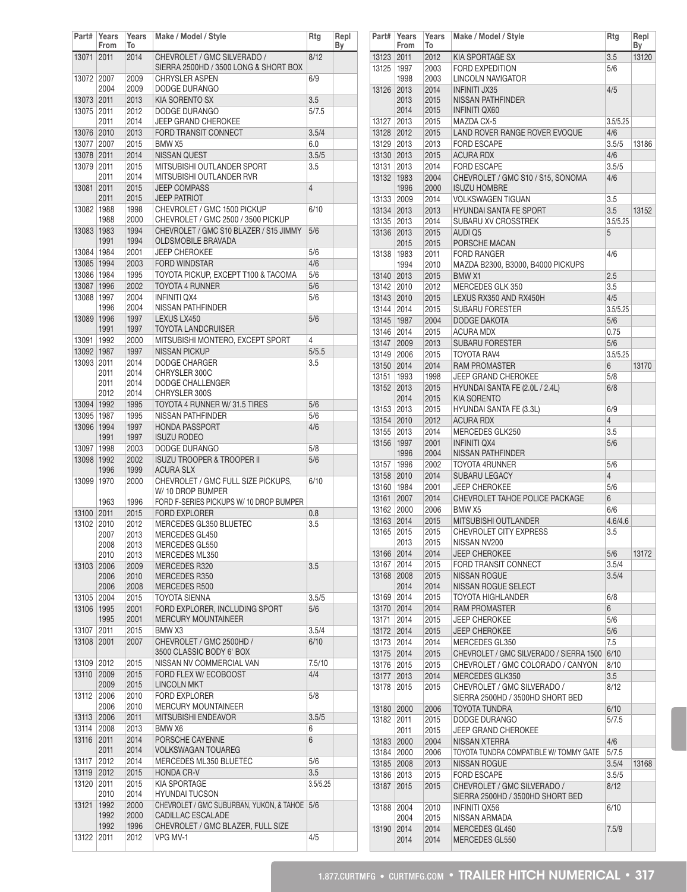| Part# | Years From | Years To | Make / Model / Style | Rtg | Repl By |
|---|---|---|---|---|---|
| 13071 | 2011 | 2014 | CHEVROLET / GMC SILVERADO / SIERRA 2500HD / 3500 LONG & SHORT BOX | 8/12 | |
| 13072 | 2007 | 2009 | CHRYSLER ASPEN | 6/9 | |
| | 2004 | 2009 | DODGE DURANGO | | |
| 13073 | 2011 | 2013 | KIA SORENTO SX | 3.5 | |
| 13075 | 2011 | 2012 | DODGE DURANGO | 5/7.5 | |
| | 2011 | 2014 | JEEP GRAND CHEROKEE | | |
| 13076 | 2010 | 2013 | FORD TRANSIT CONNECT | 3.5/4 | |
| 13077 | 2007 | 2015 | BMW X5 | 6.0 | |
| 13078 | 2011 | 2014 | NISSAN QUEST | 3.5/5 | |
| 13079 | 2011 | 2015 | MITSUBISHI OUTLANDER SPORT | 3.5 | |
| | 2011 | 2014 | MITSUBISHI OUTLANDER RVR | | |
| 13081 | 2011 | 2015 | JEEP COMPASS | 4 | |
| | 2011 | 2015 | JEEP PATRIOT | | |
| 13082 | 1988 | 1998 | CHEVROLET / GMC 1500 PICKUP | 6/10 | |
| | 1988 | 2000 | CHEVROLET / GMC 2500 / 3500 PICKUP | | |
| 13083 | 1983 | 1994 | CHEVROLET / GMC S10 BLAZER / S15 JIMMY | 5/6 | |
| | 1991 | 1994 | OLDSMOBILE BRAVADA | | |
| 13084 | 1984 | 2001 | JEEP CHEROKEE | 5/6 | |
| 13085 | 1994 | 2003 | FORD WINDSTAR | 4/6 | |
| 13086 | 1984 | 1995 | TOYOTA PICKUP, EXCEPT T100 & TACOMA | 5/6 | |
| 13087 | 1996 | 2002 | TOYOTA 4 RUNNER | 5/6 | |
| 13088 | 1997 | 2004 | INFINITI QX4 | 5/6 | |
| | 1996 | 2004 | NISSAN PATHFINDER | | |
| 13089 | 1996 | 1997 | LEXUS LX450 | 5/6 | |
| | 1991 | 1997 | TOYOTA LANDCRUISER | | |
| 13091 | 1992 | 2000 | MITSUBISHI MONTERO, EXCEPT SPORT | 4 | |
| 13092 | 1987 | 1997 | NISSAN PICKUP | 5/5.5 | |
| 13093 | 2011 | 2014 | DODGE CHARGER | 3.5 | |
| | 2011 | 2014 | CHRYSLER 300C | | |
| | 2011 | 2014 | DODGE CHALLENGER | | |
| | 2012 | 2014 | CHRYSLER 300S | | |
| 13094 | 1992 | 1995 | TOYOTA 4 RUNNER W/ 31.5 TIRES | 5/6 | |
| 13095 | 1987 | 1995 | NISSAN PATHFINDER | 5/6 | |
| 13096 | 1994 | 1997 | HONDA PASSPORT | 4/6 | |
| | 1991 | 1997 | ISUZU RODEO | | |
| 13097 | 1998 | 2003 | DODGE DURANGO | 5/8 | |
| 13098 | 1992 | 2002 | ISUZU TROOPER & TROOPER II | 5/6 | |
| | 1996 | 1999 | ACURA SLX | | |
| 13099 | 1970 | 2000 | CHEVROLET / GMC FULL SIZE PICKUPS, W/ 10 DROP BUMPER | 6/10 | |
| | 1963 | 1996 | FORD F-SERIES PICKUPS W/ 10 DROP BUMPER | | |
| 13100 | 2011 | 2015 | FORD EXPLORER | 0.8 | |
| 13102 | 2010 | 2012 | MERCEDES GL350 BLUETEC | 3.5 | |
| | 2007 | 2013 | MERCEDES GL450 | | |
| | 2008 | 2013 | MERCEDES GL550 | | |
| | 2010 | 2013 | MERCEDES ML350 | | |
| 13103 | 2006 | 2009 | MERCEDES R320 | 3.5 | |
| | 2006 | 2010 | MERCEDES R350 | | |
| | 2006 | 2008 | MERCEDES R500 | | |
| 13105 | 2004 | 2015 | TOYOTA SIENNA | 3.5/5 | |
| 13106 | 1995 | 2001 | FORD EXPLORER, INCLUDING SPORT | 5/6 | |
| | 1995 | 2001 | MERCURY MOUNTAINEER | | |
| 13107 | 2011 | 2015 | BMW X3 | 3.5/4 | |
| 13108 | 2001 | 2007 | CHEVROLET / GMC 2500HD / 3500 CLASSIC BODY 6' BOX | 6/10 | |
| 13109 | 2012 | 2015 | NISSAN NV COMMERCIAL VAN | 7.5/10 | |
| 13110 | 2009 | 2015 | FORD FLEX W/ ECOBOOST | 4/4 | |
| | 2009 | 2015 | LINCOLN MKT | | |
| 13112 | 2006 | 2010 | FORD EXPLORER | 5/8 | |
| | 2006 | 2010 | MERCURY MOUNTAINEER | | |
| 13113 | 2006 | 2011 | MITSUBISHI ENDEAVOR | 3.5/5 | |
| 13114 | 2008 | 2013 | BMW X6 | 6 | |
| 13116 | 2011 | 2014 | PORSCHE CAYENNE | 6 | |
| | 2011 | 2014 | VOLKSWAGAN TOUAREG | | |
| 13117 | 2012 | 2014 | MERCEDES ML350 BLUETEC | 5/6 | |
| 13119 | 2012 | 2015 | HONDA CR-V | 3.5 | |
| 13120 | 2011 | 2015 | KIA SPORTAGE | 3.5/5.25 | |
| | 2010 | 2014 | HYUNDAI TUCSON | | |
| 13121 | 1992 | 2000 | CHEVROLET / GMC SUBURBAN, YUKON, & TAHOE | 5/6 | |
| | 1992 | 2000 | CADILLAC ESCALADE | | |
| | 1992 | 1996 | CHEVROLET / GMC BLAZER, FULL SIZE | | |
| 13122 | 2011 | 2012 | VPG MV-1 | 4/5 | |
| 13123 | 2011 | 2012 | KIA SPORTAGE SX | 3.5 | 13120 |
| 13125 | 1997 | 2003 | FORD EXPEDITION | 5/6 | |
| | 1998 | 2003 | LINCOLN NAVIGATOR | | |
| 13126 | 2013 | 2014 | INFINITI JX35 | 4/5 | |
| | 2013 | 2015 | NISSAN PATHFINDER | | |
| | 2014 | 2015 | INFINITI QX60 | | |
| 13127 | 2013 | 2015 | MAZDA CX-5 | 3.5/5.25 | |
| 13128 | 2012 | 2015 | LAND ROVER RANGE ROVER EVOQUE | 4/6 | |
| 13129 | 2013 | 2013 | FORD ESCAPE | 3.5/5 | 13186 |
| 13130 | 2013 | 2015 | ACURA RDX | 4/6 | |
| 13131 | 2013 | 2014 | FORD ESCAPE | 3.5/5 | |
| 13132 | 1983 | 2004 | CHEVROLET / GMC S10 / S15, SONOMA | 4/6 | |
| | 1996 | 2000 | ISUZU HOMBRE | | |
| 13133 | 2009 | 2014 | VOLKSWAGEN TIGUAN | 3.5 | |
| 13134 | 2013 | 2013 | HYUNDAI SANTA FE SPORT | 3.5 | 13152 |
| 13135 | 2013 | 2014 | SUBARU XV CROSSTREK | 3.5/5.25 | |
| 13136 | 2013 | 2015 | AUDI Q5 | 5 | |
| | 2015 | 2015 | PORSCHE MACAN | | |
| 13138 | 1983 | 2011 | FORD RANGER | 4/6 | |
| | 1994 | 2010 | MAZDA B2300, B3000, B4000 PICKUPS | | |
| 13140 | 2013 | 2015 | BMW X1 | 2.5 | |
| 13142 | 2010 | 2012 | MERCEDES GLK 350 | 3.5 | |
| 13143 | 2010 | 2015 | LEXUS RX350 AND RX450H | 4/5 | |
| 13144 | 2014 | 2015 | SUBARU FORESTER | 3.5/5.25 | |
| 13145 | 1987 | 2004 | DODGE DAKOTA | 5/6 | |
| 13146 | 2014 | 2015 | ACURA MDX | 0.75 | |
| 13147 | 2009 | 2013 | SUBARU FORESTER | 5/6 | |
| 13149 | 2006 | 2015 | TOYOTA RAV4 | 3.5/5.25 | |
| 13150 | 2014 | 2014 | RAM PROMASTER | 6 | 13170 |
| 13151 | 1993 | 1998 | JEEP GRAND CHEROKEE | 5/8 | |
| 13152 | 2013 | 2015 | HYUNDAI SANTA FE (2.0L / 2.4L) | 6/8 | |
| | 2014 | 2015 | KIA SORENTO | | |
| 13153 | 2013 | 2015 | HYUNDAI SANTA FE (3.3L) | 6/9 | |
| 13154 | 2010 | 2012 | ACURA RDX | 4 | |
| 13155 | 2013 | 2014 | MERCEDES GLK250 | 3.5 | |
| 13156 | 1997 | 2001 | INFINITI QX4 | 5/6 | |
| | 1996 | 2004 | NISSAN PATHFINDER | | |
| 13157 | 1996 | 2002 | TOYOTA 4RUNNER | 5/6 | |
| 13158 | 2010 | 2014 | SUBARU LEGACY | 4 | |
| 13160 | 1984 | 2001 | JEEP CHEROKEE | 5/6 | |
| 13161 | 2007 | 2014 | CHEVROLET TAHOE POLICE PACKAGE | 6 | |
| 13162 | 2000 | 2006 | BMW X5 | 6/6 | |
| 13163 | 2014 | 2015 | MITSUBISHI OUTLANDER | 4.6/4.6 | |
| 13165 | 2015 | 2015 | CHEVROLET CITY EXPRESS | 3.5 | |
| | 2013 | 2015 | NISSAN NV200 | | |
| 13166 | 2014 | 2014 | JEEP CHEROKEE | 5/6 | 13172 |
| 13167 | 2014 | 2015 | FORD TRANSIT CONNECT | 3.5/4 | |
| 13168 | 2008 | 2015 | NISSAN ROGUE | 3.5/4 | |
| | 2014 | 2014 | NISSAN ROGUE SELECT | | |
| 13169 | 2014 | 2015 | TOYOTA HIGHLANDER | 6/8 | |
| 13170 | 2014 | 2014 | RAM PROMASTER | 6 | |
| 13171 | 2014 | 2015 | JEEP CHEROKEE | 5/6 | |
| 13172 | 2014 | 2015 | JEEP CHEROKEE | 5/6 | |
| 13173 | 2014 | 2014 | MERCEDES GL350 | 7.5 | |
| 13175 | 2014 | 2015 | CHEVROLET / GMC SILVERADO / SIERRA 1500 | 6/10 | |
| 13176 | 2015 | 2015 | CHEVROLET / GMC COLORADO / CANYON | 8/10 | |
| 13177 | 2013 | 2014 | MERCEDES GLK350 | 3.5 | |
| 13178 | 2015 | 2015 | CHEVROLET / GMC SILVERADO / SIERRA 2500HD / 3500HD SHORT BED | 8/12 | |
| 13180 | 2000 | 2006 | TOYOTA TUNDRA | 6/10 | |
| 13182 | 2011 | 2015 | DODGE DURANGO | 5/7.5 | |
| | 2011 | 2015 | JEEP GRAND CHEROKEE | | |
| 13183 | 2000 | 2004 | NISSAN XTERRA | 4/6 | |
| 13184 | 2000 | 2006 | TOYOTA TUNDRA COMPATIBLE W/ TOMMY GATE | 5/7.5 | |
| 13185 | 2008 | 2013 | NISSAN ROGUE | 3.5/4 | 13168 |
| 13186 | 2013 | 2015 | FORD ESCAPE | 3.5/5 | |
| 13187 | 2015 | 2015 | CHEVROLET / GMC SILVERADO / SIERRA 2500HD / 3500HD SHORT BED | 8/12 | |
| 13188 | 2004 | 2010 | INFINITI QX56 | 6/10 | |
| | 2004 | 2015 | NISSAN ARMADA | | |
| 13190 | 2014 | 2014 | MERCEDES GL450 | 7.5/9 | |
| | 2014 | 2014 | MERCEDES GL550 | | |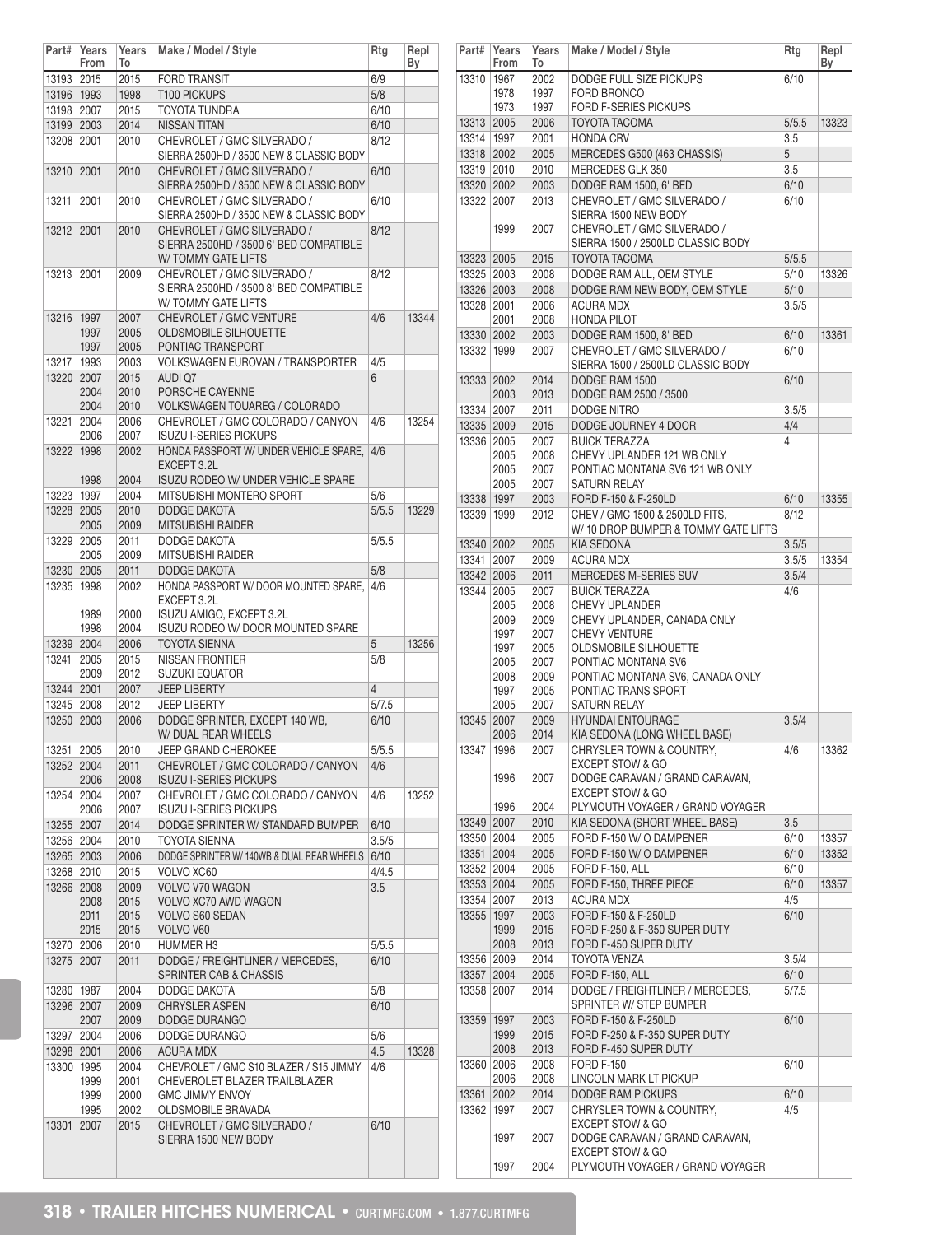| Part# | Years From | Years To | Make / Model / Style | Rtg | Repl By |
|---|---|---|---|---|---|
| 13193 | 2015 | 2015 | FORD TRANSIT | 6/9 | |
| 13196 | 1993 | 1998 | T100 PICKUPS | 5/8 | |
| 13198 | 2007 | 2015 | TOYOTA TUNDRA | 6/10 | |
| 13199 | 2003 | 2014 | NISSAN TITAN | 6/10 | |
| 13208 | 2001 | 2010 | CHEVROLET / GMC SILVERADO / SIERRA 2500HD / 3500 NEW & CLASSIC BODY | 8/12 | |
| 13210 | 2001 | 2010 | CHEVROLET / GMC SILVERADO / SIERRA 2500HD / 3500 NEW & CLASSIC BODY | 6/10 | |
| 13211 | 2001 | 2010 | CHEVROLET / GMC SILVERADO / SIERRA 2500HD / 3500 NEW & CLASSIC BODY | 6/10 | |
| 13212 | 2001 | 2010 | CHEVROLET / GMC SILVERADO / SIERRA 2500HD / 3500 6' BED COMPATIBLE W/ TOMMY GATE LIFTS | 8/12 | |
| 13213 | 2001 | 2009 | CHEVROLET / GMC SILVERADO / SIERRA 2500HD / 3500 8' BED COMPATIBLE W/ TOMMY GATE LIFTS | 8/12 | |
| 13216 | 1997 | 2007 | CHEVROLET / GMC VENTURE | 4/6 | 13344 |
| | 1997 | 2005 | OLDSMOBILE SILHOUETTE | | |
| | 1997 | 2005 | PONTIAC TRANSPORT | | |
| 13217 | 1993 | 2003 | VOLKSWAGEN EUROVAN / TRANSPORTER | 4/5 | |
| 13220 | 2007 | 2015 | AUDI Q7 | 6 | |
| | 2004 | 2010 | PORSCHE CAYENNE | | |
| | 2004 | 2010 | VOLKSWAGEN TOUAREG / COLORADO | | |
| 13221 | 2004 | 2006 | CHEVROLET / GMC COLORADO / CANYON | 4/6 | 13254 |
| | 2006 | 2007 | ISUZU I-SERIES PICKUPS | | |
| 13222 | 1998 | 2002 | HONDA PASSPORT W/ UNDER VEHICLE SPARE, EXCEPT 3.2L | 4/6 | |
| | 1998 | 2004 | ISUZU RODEO W/ UNDER VEHICLE SPARE | | |
| 13223 | 1997 | 2004 | MITSUBISHI MONTERO SPORT | 5/6 | |
| 13228 | 2005 | 2010 | DODGE DAKOTA | 5/5.5 | 13229 |
| | 2005 | 2009 | MITSUBISHI RAIDER | | |
| 13229 | 2005 | 2011 | DODGE DAKOTA | 5/5.5 | |
| | 2005 | 2009 | MITSUBISHI RAIDER | | |
| 13230 | 2005 | 2011 | DODGE DAKOTA | 5/8 | |
| 13235 | 1998 | 2002 | HONDA PASSPORT W/ DOOR MOUNTED SPARE, EXCEPT 3.2L | 4/6 | |
| | 1989 | 2000 | ISUZU AMIGO, EXCEPT 3.2L | | |
| | 1998 | 2004 | ISUZU RODEO W/ DOOR MOUNTED SPARE | | |
| 13239 | 2004 | 2006 | TOYOTA SIENNA | 5 | 13256 |
| 13241 | 2005 | 2015 | NISSAN FRONTIER | 5/8 | |
| | 2009 | 2012 | SUZUKI EQUATOR | | |
| 13244 | 2001 | 2007 | JEEP LIBERTY | 4 | |
| 13245 | 2008 | 2012 | JEEP LIBERTY | 5/7.5 | |
| 13250 | 2003 | 2006 | DODGE SPRINTER, EXCEPT 140 WB, W/ DUAL REAR WHEELS | 6/10 | |
| 13251 | 2005 | 2010 | JEEP GRAND CHEROKEE | 5/5.5 | |
| 13252 | 2004 | 2011 | CHEVROLET / GMC COLORADO / CANYON | 4/6 | |
| | 2006 | 2008 | ISUZU I-SERIES PICKUPS | | |
| 13254 | 2004 | 2007 | CHEVROLET / GMC COLORADO / CANYON | 4/6 | 13252 |
| | 2006 | 2007 | ISUZU I-SERIES PICKUPS | | |
| 13255 | 2007 | 2014 | DODGE SPRINTER W/ STANDARD BUMPER | 6/10 | |
| 13256 | 2004 | 2010 | TOYOTA SIENNA | 3.5/5 | |
| 13265 | 2003 | 2006 | DODGE SPRINTER W/ 140WB & DUAL REAR WHEELS | 6/10 | |
| 13268 | 2010 | 2015 | VOLVO XC60 | 4/4.5 | |
| 13266 | 2008 | 2009 | VOLVO V70 WAGON | 3.5 | |
| | 2008 | 2015 | VOLVO XC70 AWD WAGON | | |
| | 2011 | 2015 | VOLVO S60 SEDAN | | |
| | 2015 | 2015 | VOLVO V60 | | |
| 13270 | 2006 | 2010 | HUMMER H3 | 5/5.5 | |
| 13275 | 2007 | 2011 | DODGE / FREIGHTLINER / MERCEDES, SPRINTER CAB & CHASSIS | 6/10 | |
| 13280 | 1987 | 2004 | DODGE DAKOTA | 5/8 | |
| 13296 | 2007 | 2009 | CHRYSLER ASPEN | 6/10 | |
| | 2007 | 2009 | DODGE DURANGO | | |
| 13297 | 2004 | 2006 | DODGE DURANGO | 5/6 | |
| 13298 | 2001 | 2006 | ACURA MDX | 4.5 | 13328 |
| 13300 | 1995 | 2004 | CHEVROLET / GMC S10 BLAZER / S15 JIMMY | 4/6 | |
| | 1999 | 2001 | CHEVEROLET BLAZER TRAILBLAZER | | |
| | 1999 | 2000 | GMC JIMMY ENVOY | | |
| | 1995 | 2002 | OLDSMOBILE BRAVADA | | |
| 13301 | 2007 | 2015 | CHEVROLET / GMC SILVERADO / SIERRA 1500 NEW BODY | 6/10 | |
| 13310 | 1967 | 2002 | DODGE FULL SIZE PICKUPS | 6/10 | |
| | 1978 | 1997 | FORD BRONCO | | |
| | 1973 | 1997 | FORD F-SERIES PICKUPS | | |
| 13313 | 2005 | 2006 | TOYOTA TACOMA | 5/5.5 | 13323 |
| 13314 | 1997 | 2001 | HONDA CRV | 3.5 | |
| 13318 | 2002 | 2005 | MERCEDES G500 (463 CHASSIS) | 5 | |
| 13319 | 2010 | 2010 | MERCEDES GLK 350 | 3.5 | |
| 13320 | 2002 | 2003 | DODGE RAM 1500, 6' BED | 6/10 | |
| 13322 | 2007 | 2013 | CHEVROLET / GMC SILVERADO / SIERRA 1500 NEW BODY | 6/10 | |
| | 1999 | 2007 | CHEVROLET / GMC SILVERADO / SIERRA 1500 / 2500LD CLASSIC BODY | | |
| 13323 | 2005 | 2015 | TOYOTA TACOMA | 5/5.5 | |
| 13325 | 2003 | 2008 | DODGE RAM ALL, OEM STYLE | 5/10 | 13326 |
| 13326 | 2003 | 2008 | DODGE RAM NEW BODY, OEM STYLE | 5/10 | |
| 13328 | 2001 | 2006 | ACURA MDX | 3.5/5 | |
| | 2001 | 2008 | HONDA PILOT | | |
| 13330 | 2002 | 2003 | DODGE RAM 1500, 8' BED | 6/10 | 13361 |
| 13332 | 1999 | 2007 | CHEVROLET / GMC SILVERADO / SIERRA 1500 / 2500LD CLASSIC BODY | 6/10 | |
| 13333 | 2002 | 2014 | DODGE RAM 1500 | 6/10 | |
| | 2003 | 2013 | DODGE RAM 2500 / 3500 | | |
| 13334 | 2007 | 2011 | DODGE NITRO | 3.5/5 | |
| 13335 | 2009 | 2015 | DODGE JOURNEY 4 DOOR | 4/4 | |
| 13336 | 2005 | 2007 | BUICK TERAZZA | 4 | |
| | 2005 | 2008 | CHEVY UPLANDER 121 WB ONLY | | |
| | 2005 | 2007 | PONTIAC MONTANA SV6 121 WB ONLY | | |
| | 2005 | 2007 | SATURN RELAY | | |
| 13338 | 1997 | 2003 | FORD F-150 & F-250LD | 6/10 | 13355 |
| 13339 | 1999 | 2012 | CHEV / GMC 1500 & 2500LD FITS, W/ 10 DROP BUMPER & TOMMY GATE LIFTS | 8/12 | |
| 13340 | 2002 | 2005 | KIA SEDONA | 3.5/5 | |
| 13341 | 2007 | 2009 | ACURA MDX | 3.5/5 | 13354 |
| 13342 | 2006 | 2011 | MERCEDES M-SERIES SUV | 3.5/4 | |
| 13344 | 2005 | 2007 | BUICK TERAZZA | 4/6 | |
| | 2005 | 2008 | CHEVY UPLANDER | | |
| | 2009 | 2009 | CHEVY UPLANDER, CANADA ONLY | | |
| | 1997 | 2007 | CHEVY VENTURE | | |
| | 1997 | 2005 | OLDSMOBILE SILHOUETTE | | |
| | 2005 | 2007 | PONTIAC MONTANA SV6 | | |
| | 2008 | 2009 | PONTIAC MONTANA SV6, CANADA ONLY | | |
| | 1997 | 2005 | PONTIAC TRANS SPORT | | |
| | 2005 | 2007 | SATURN RELAY | | |
| 13345 | 2007 | 2009 | HYUNDAI ENTOURAGE | 3.5/4 | |
| | 2006 | 2014 | KIA SEDONA (LONG WHEEL BASE) | | |
| 13347 | 1996 | 2007 | CHRYSLER TOWN & COUNTRY, EXCEPT STOW & GO | 4/6 | 13362 |
| | 1996 | 2007 | DODGE CARAVAN / GRAND CARAVAN, EXCEPT STOW & GO | | |
| | 1996 | 2004 | PLYMOUTH VOYAGER / GRAND VOYAGER | | |
| 13349 | 2007 | 2010 | KIA SEDONA (SHORT WHEEL BASE) | 3.5 | |
| 13350 | 2004 | 2005 | FORD F-150 W/ O DAMPENER | 6/10 | 13357 |
| 13351 | 2004 | 2005 | FORD F-150 W/ O DAMPENER | 6/10 | 13352 |
| 13352 | 2004 | 2005 | FORD F-150, ALL | 6/10 | |
| 13353 | 2004 | 2005 | FORD F-150, THREE PIECE | 6/10 | 13357 |
| 13354 | 2007 | 2013 | ACURA MDX | 4/5 | |
| 13355 | 1997 | 2003 | FORD F-150 & F-250LD | 6/10 | |
| | 1999 | 2015 | FORD F-250 & F-350 SUPER DUTY | | |
| | 2008 | 2013 | FORD F-450 SUPER DUTY | | |
| 13356 | 2009 | 2014 | TOYOTA VENZA | 3.5/4 | |
| 13357 | 2004 | 2005 | FORD F-150, ALL | 6/10 | |
| 13358 | 2007 | 2014 | DODGE / FREIGHTLINER / MERCEDES, SPRINTER W/ STEP BUMPER | 5/7.5 | |
| 13359 | 1997 | 2003 | FORD F-150 & F-250LD | 6/10 | |
| | 1999 | 2015 | FORD F-250 & F-350 SUPER DUTY | | |
| | 2008 | 2013 | FORD F-450 SUPER DUTY | | |
| 13360 | 2006 | 2008 | FORD F-150 | 6/10 | |
| | 2006 | 2008 | LINCOLN MARK LT PICKUP | | |
| 13361 | 2002 | 2014 | DODGE RAM PICKUPS | 6/10 | |
| 13362 | 1997 | 2007 | CHRYSLER TOWN & COUNTRY, EXCEPT STOW & GO | 4/5 | |
| | 1997 | 2007 | DODGE CARAVAN / GRAND CARAVAN, EXCEPT STOW & GO | | |
| | 1997 | 2004 | PLYMOUTH VOYAGER / GRAND VOYAGER | | |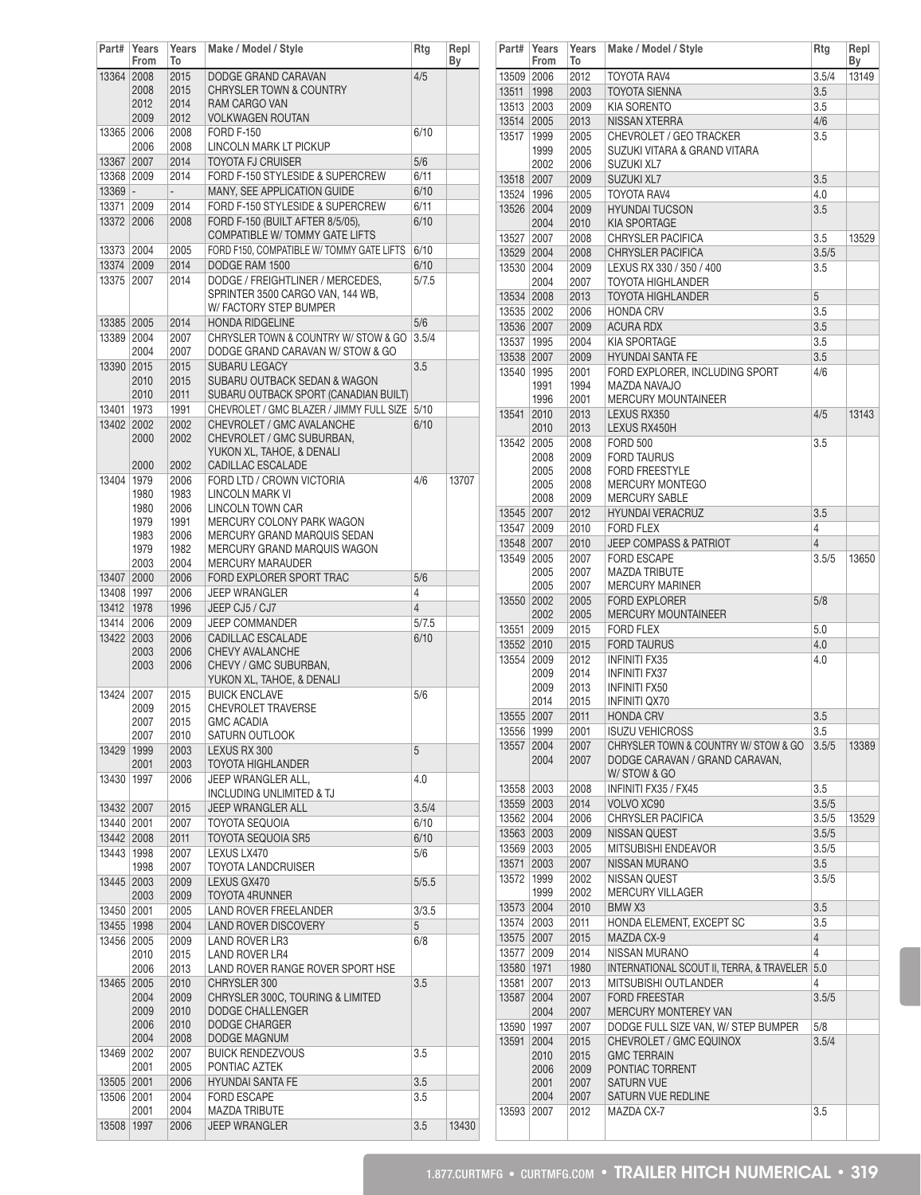| Part# | Years From | Years To | Make / Model / Style | Rtg | Repl By |
|---|---|---|---|---|---|
| 13364 | 2008 | 2015 | DODGE GRAND CARAVAN | 4/5 | |
| | 2008 | 2015 | CHRYSLER TOWN & COUNTRY | | |
| | 2012 | 2014 | RAM CARGO VAN | | |
| | 2009 | 2012 | VOLKWAGEN ROUTAN | | |
| 13365 | 2006 | 2008 | FORD F-150 | 6/10 | |
| | 2006 | 2008 | LINCOLN MARK LT PICKUP | | |
| 13367 | 2007 | 2014 | TOYOTA FJ CRUISER | 5/6 | |
| 13368 | 2009 | 2014 | FORD F-150 STYLESIDE & SUPERCREW | 6/11 | |
| 13369 | - | - | MANY, SEE APPLICATION GUIDE | 6/10 | |
| 13371 | 2009 | 2014 | FORD F-150 STYLESIDE & SUPERCREW | 6/11 | |
| 13372 | 2006 | 2008 | FORD F-150 (BUILT AFTER 8/5/05), COMPATIBLE W/ TOMMY GATE LIFTS | 6/10 | |
| 13373 | 2004 | 2005 | FORD F150, COMPATIBLE W/ TOMMY GATE LIFTS | 6/10 | |
| 13374 | 2009 | 2014 | DODGE RAM 1500 | 6/10 | |
| 13375 | 2007 | 2014 | DODGE / FREIGHTLINER / MERCEDES, SPRINTER 3500 CARGO VAN, 144 WB, W/ FACTORY STEP BUMPER | 5/7.5 | |
| 13385 | 2005 | 2014 | HONDA RIDGELINE | 5/6 | |
| 13389 | 2004 | 2007 | CHRYSLER TOWN & COUNTRY W/ STOW & GO | 3.5/4 | |
| | 2004 | 2007 | DODGE GRAND CARAVAN W/ STOW & GO | | |
| 13390 | 2015 | 2015 | SUBARU LEGACY | 3.5 | |
| | 2010 | 2015 | SUBARU OUTBACK SEDAN & WAGON | | |
| | 2010 | 2011 | SUBARU OUTBACK SPORT (CANADIAN BUILT) | | |
| 13401 | 1973 | 1991 | CHEVROLET / GMC BLAZER / JIMMY FULL SIZE | 5/10 | |
| 13402 | 2002 | 2002 | CHEVROLET / GMC AVALANCHE | 6/10 | |
| | 2000 | 2002 | CHEVROLET / GMC SUBURBAN, YUKON XL, TAHOE, & DENALI | | |
| | 2000 | 2002 | CADILLAC ESCALADE | | |
| 13404 | 1979 | 2006 | FORD LTD / CROWN VICTORIA | 4/6 | 13707 |
| | 1980 | 1983 | LINCOLN MARK VI | | |
| | 1980 | 2006 | LINCOLN TOWN CAR | | |
| | 1979 | 1991 | MERCURY COLONY PARK WAGON | | |
| | 1983 | 2006 | MERCURY GRAND MARQUIS SEDAN | | |
| | 1979 | 1982 | MERCURY GRAND MARQUIS WAGON | | |
| | 2003 | 2004 | MERCURY MARAUDER | | |
| 13407 | 2000 | 2006 | FORD EXPLORER SPORT TRAC | 5/6 | |
| 13408 | 1997 | 2006 | JEEP WRANGLER | 4 | |
| 13412 | 1978 | 1996 | JEEP CJ5 / CJ7 | 4 | |
| 13414 | 2006 | 2009 | JEEP COMMANDER | 5/7.5 | |
| 13422 | 2003 | 2006 | CADILLAC ESCALADE | 6/10 | |
| | 2003 | 2006 | CHEVY AVALANCHE | | |
| | 2003 | 2006 | CHEVY / GMC SUBURBAN, YUKON XL, TAHOE, & DENALI | | |
| 13424 | 2007 | 2015 | BUICK ENCLAVE | 5/6 | |
| | 2009 | 2015 | CHEVROLET TRAVERSE | | |
| | 2007 | 2015 | GMC ACADIA | | |
| | 2007 | 2010 | SATURN OUTLOOK | | |
| 13429 | 1999 | 2003 | LEXUS RX 300 | 5 | |
| | 2001 | 2003 | TOYOTA HIGHLANDER | | |
| 13430 | 1997 | 2006 | JEEP WRANGLER ALL, INCLUDING UNLIMITED & TJ | 4.0 | |
| 13432 | 2007 | 2015 | JEEP WRANGLER ALL | 3.5/4 | |
| 13440 | 2001 | 2007 | TOYOTA SEQUOIA | 6/10 | |
| 13442 | 2008 | 2011 | TOYOTA SEQUOIA SR5 | 6/10 | |
| 13443 | 1998 | 2007 | LEXUS LX470 | 5/6 | |
| | 1998 | 2007 | TOYOTA LANDCRUISER | | |
| 13445 | 2003 | 2009 | LEXUS GX470 | 5/5.5 | |
| | 2003 | 2009 | TOYOTA 4RUNNER | | |
| 13450 | 2001 | 2005 | LAND ROVER FREELANDER | 3/3.5 | |
| 13455 | 1998 | 2004 | LAND ROVER DISCOVERY | 5 | |
| 13456 | 2005 | 2009 | LAND ROVER LR3 | 6/8 | |
| | 2010 | 2015 | LAND ROVER LR4 | | |
| | 2006 | 2013 | LAND ROVER RANGE ROVER SPORT HSE | | |
| 13465 | 2005 | 2010 | CHRYSLER 300 | 3.5 | |
| | 2004 | 2009 | CHRYSLER 300C, TOURING & LIMITED | | |
| | 2009 | 2010 | DODGE CHALLENGER | | |
| | 2006 | 2010 | DODGE CHARGER | | |
| | 2004 | 2008 | DODGE MAGNUM | | |
| 13469 | 2002 | 2007 | BUICK RENDEZVOUS | 3.5 | |
| | 2001 | 2005 | PONTIAC AZTEK | | |
| 13505 | 2001 | 2006 | HYUNDAI SANTA FE | 3.5 | |
| 13506 | 2001 | 2004 | FORD ESCAPE | 3.5 | |
| | 2001 | 2004 | MAZDA TRIBUTE | | |
| 13508 | 1997 | 2006 | JEEP WRANGLER | 3.5 | 13430 |
| 13509 | 2006 | 2012 | TOYOTA RAV4 | 3.5/4 | 13149 |
| 13511 | 1998 | 2003 | TOYOTA SIENNA | 3.5 | |
| 13513 | 2003 | 2009 | KIA SORENTO | 3.5 | |
| 13514 | 2005 | 2013 | NISSAN XTERRA | 4/6 | |
| 13517 | 1999 | 2005 | CHEVROLET / GEO TRACKER | 3.5 | |
| | 1999 | 2005 | SUZUKI VITARA & GRAND VITARA | | |
| | 2002 | 2006 | SUZUKI XL7 | | |
| 13518 | 2007 | 2009 | SUZUKI XL7 | 3.5 | |
| 13524 | 1996 | 2005 | TOYOTA RAV4 | 4.0 | |
| 13526 | 2004 | 2009 | HYUNDAI TUCSON | 3.5 | |
| | 2004 | 2010 | KIA SPORTAGE | | |
| 13527 | 2007 | 2008 | CHRYSLER PACIFICA | 3.5 | 13529 |
| 13529 | 2004 | 2008 | CHRYSLER PACIFICA | 3.5/5 | |
| 13530 | 2004 | 2009 | LEXUS RX 330 / 350 / 400 | 3.5 | |
| | 2004 | 2007 | TOYOTA HIGHLANDER | | |
| 13534 | 2008 | 2013 | TOYOTA HIGHLANDER | 5 | |
| 13535 | 2002 | 2006 | HONDA CRV | 3.5 | |
| 13536 | 2007 | 2009 | ACURA RDX | 3.5 | |
| 13537 | 1995 | 2004 | KIA SPORTAGE | 3.5 | |
| 13538 | 2007 | 2009 | HYUNDAI SANTA FE | 3.5 | |
| 13540 | 1995 | 2001 | FORD EXPLORER, INCLUDING SPORT | 4/6 | |
| | 1991 | 1994 | MAZDA NAVAJO | | |
| | 1996 | 2001 | MERCURY MOUNTAINEER | | |
| 13541 | 2010 | 2013 | LEXUS RX350 | 4/5 | 13143 |
| | 2010 | 2013 | LEXUS RX450H | | |
| 13542 | 2005 | 2008 | FORD 500 | 3.5 | |
| | 2008 | 2009 | FORD TAURUS | | |
| | 2005 | 2008 | FORD FREESTYLE | | |
| | 2005 | 2008 | MERCURY MONTEGO | | |
| | 2008 | 2009 | MERCURY SABLE | | |
| 13545 | 2007 | 2012 | HYUNDAI VERACRUZ | 3.5 | |
| 13547 | 2009 | 2010 | FORD FLEX | 4 | |
| 13548 | 2007 | 2010 | JEEP COMPASS & PATRIOT | 4 | |
| 13549 | 2005 | 2007 | FORD ESCAPE | 3.5/5 | 13650 |
| | 2005 | 2007 | MAZDA TRIBUTE | | |
| | 2005 | 2007 | MERCURY MARINER | | |
| 13550 | 2002 | 2005 | FORD EXPLORER | 5/8 | |
| | 2002 | 2005 | MERCURY MOUNTAINEER | | |
| 13551 | 2009 | 2015 | FORD FLEX | 5.0 | |
| 13552 | 2010 | 2015 | FORD TAURUS | 4.0 | |
| 13554 | 2009 | 2012 | INFINITI FX35 | 4.0 | |
| | 2009 | 2014 | INFINITI FX37 | | |
| | 2009 | 2013 | INFINITI FX50 | | |
| | 2014 | 2015 | INFINITI QX70 | | |
| 13555 | 2007 | 2011 | HONDA CRV | 3.5 | |
| 13556 | 1999 | 2001 | ISUZU VEHICROSS | 3.5 | |
| 13557 | 2004 | 2007 | CHRYSLER TOWN & COUNTRY W/ STOW & GO | 3.5/5 | 13389 |
| | 2004 | 2007 | DODGE CARAVAN / GRAND CARAVAN, W/ STOW & GO | | |
| 13558 | 2003 | 2008 | INFINITI FX35 / FX45 | 3.5 | |
| 13559 | 2003 | 2014 | VOLVO XC90 | 3.5/5 | |
| 13562 | 2004 | 2006 | CHRYSLER PACIFICA | 3.5/5 | 13529 |
| 13563 | 2003 | 2009 | NISSAN QUEST | 3.5/5 | |
| 13569 | 2003 | 2005 | MITSUBISHI ENDEAVOR | 3.5/5 | |
| 13571 | 2003 | 2007 | NISSAN MURANO | 3.5 | |
| 13572 | 1999 | 2002 | NISSAN QUEST | 3.5/5 | |
| | 1999 | 2002 | MERCURY VILLAGER | | |
| 13573 | 2004 | 2010 | BMW X3 | 3.5 | |
| 13574 | 2003 | 2011 | HONDA ELEMENT, EXCEPT SC | 3.5 | |
| 13575 | 2007 | 2015 | MAZDA CX-9 | 4 | |
| 13577 | 2009 | 2014 | NISSAN MURANO | 4 | |
| 13580 | 1971 | 1980 | INTERNATIONAL SCOUT II, TERRA, & TRAVELER | 5.0 | |
| 13581 | 2007 | 2013 | MITSUBISHI OUTLANDER | 4 | |
| 13587 | 2004 | 2007 | FORD FREESTAR | 3.5/5 | |
| | 2004 | 2007 | MERCURY MONTEREY VAN | | |
| 13590 | 1997 | 2007 | DODGE FULL SIZE VAN, W/ STEP BUMPER | 5/8 | |
| 13591 | 2004 | 2015 | CHEVROLET / GMC EQUINOX | 3.5/4 | |
| | 2010 | 2015 | GMC TERRAIN | | |
| | 2006 | 2009 | PONTIAC TORRENT | | |
| | 2001 | 2007 | SATURN VUE | | |
| | 2004 | 2007 | SATURN VUE REDLINE | | |
| 13593 | 2007 | 2012 | MAZDA CX-7 | 3.5 | |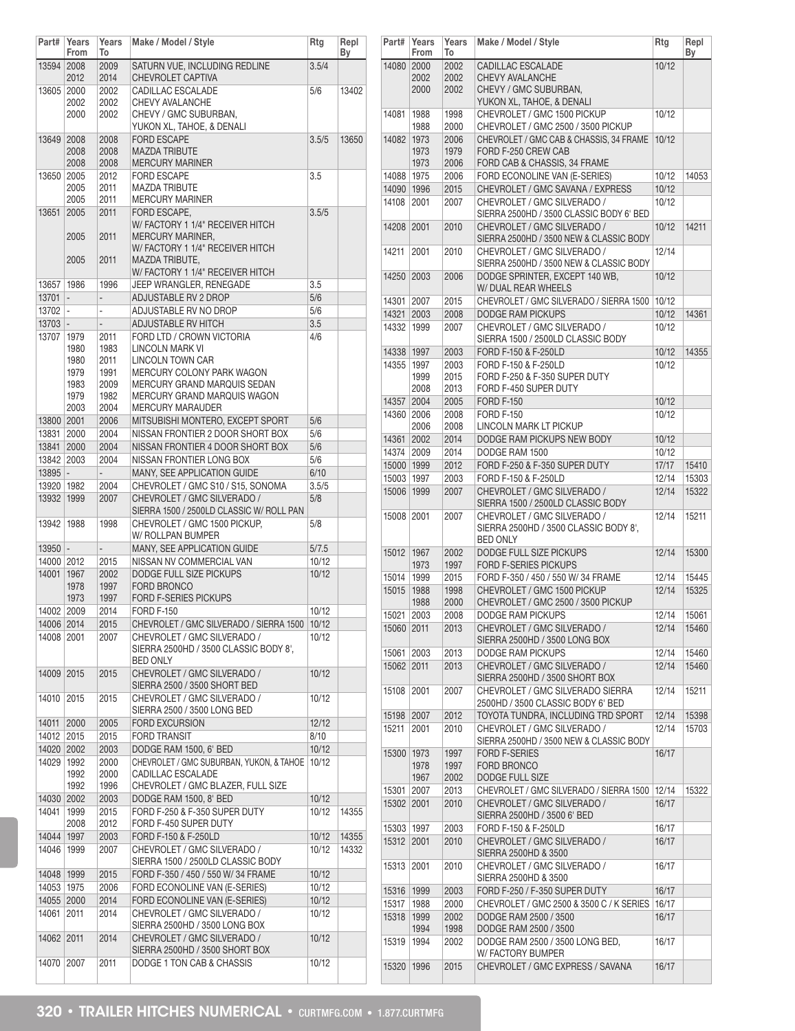| Part# | Years From | Years To | Make / Model / Style | Rtg | Repl By |
|---|---|---|---|---|---|
| 13594 | 2008 | 2009 | SATURN VUE, INCLUDING REDLINE | 3.5/4 | |
| | 2012 | 2014 | CHEVROLET CAPTIVA | | |
| 13605 | 2000 | 2002 | CADILLAC ESCALADE | 5/6 | 13402 |
| | 2002 | 2002 | CHEVY AVALANCHE | | |
| | 2000 | 2002 | CHEVY / GMC SUBURBAN, YUKON XL, TAHOE, & DENALI | | |
| 13649 | 2008 | 2008 | FORD ESCAPE | 3.5/5 | 13650 |
| | 2008 | 2008 | MAZDA TRIBUTE | | |
| | 2008 | 2008 | MERCURY MARINER | | |
| 13650 | 2005 | 2012 | FORD ESCAPE | 3.5 | |
| | 2005 | 2011 | MAZDA TRIBUTE | | |
| | 2005 | 2011 | MERCURY MARINER | | |
| 13651 | 2005 | 2011 | FORD ESCAPE, W/ FACTORY 1 1/4" RECEIVER HITCH | 3.5/5 | |
| | 2005 | 2011 | MERCURY MARINER, W/ FACTORY 1 1/4" RECEIVER HITCH | | |
| | 2005 | 2011 | MAZDA TRIBUTE, W/ FACTORY 1 1/4" RECEIVER HITCH | | |
| 13657 | 1986 | 1996 | JEEP WRANGLER, RENEGADE | 3.5 | |
| 13701 | - | - | ADJUSTABLE RV 2 DROP | 5/6 | |
| 13702 | - | - | ADJUSTABLE RV NO DROP | 5/6 | |
| 13703 | - | - | ADJUSTABLE RV HITCH | 3.5 | |
| 13707 | 1979 | 2011 | FORD LTD / CROWN VICTORIA | 4/6 | |
| | 1980 | 1983 | LINCOLN MARK VI | | |
| | 1980 | 2011 | LINCOLN TOWN CAR | | |
| | 1979 | 1991 | MERCURY COLONY PARK WAGON | | |
| | 1983 | 2009 | MERCURY GRAND MARQUIS SEDAN | | |
| | 1979 | 1982 | MERCURY GRAND MARQUIS WAGON | | |
| | 2003 | 2004 | MERCURY MARAUDER | | |
| 13800 | 2001 | 2006 | MITSUBISHI MONTERO, EXCEPT SPORT | 5/6 | |
| 13831 | 2000 | 2004 | NISSAN FRONTIER 2 DOOR SHORT BOX | 5/6 | |
| 13841 | 2000 | 2004 | NISSAN FRONTIER 4 DOOR SHORT BOX | 5/6 | |
| 13842 | 2003 | 2004 | NISSAN FRONTIER LONG BOX | 5/6 | |
| 13895 | - | - | MANY, SEE APPLICATION GUIDE | 6/10 | |
| 13920 | 1982 | 2004 | CHEVROLET / GMC S10 / S15, SONOMA | 3.5/5 | |
| 13932 | 1999 | 2007 | CHEVROLET / GMC SILVERADO / SIERRA 1500 / 2500LD CLASSIC W/ ROLL PAN | 5/8 | |
| 13942 | 1988 | 1998 | CHEVROLET / GMC 1500 PICKUP, W/ ROLLPAN BUMPER | 5/8 | |
| 13950 | - | - | MANY, SEE APPLICATION GUIDE | 5/7.5 | |
| 14000 | 2012 | 2015 | NISSAN NV COMMERCIAL VAN | 10/12 | |
| 14001 | 1967 | 2002 | DODGE FULL SIZE PICKUPS | 10/12 | |
| | 1978 | 1997 | FORD BRONCO | | |
| | 1973 | 1997 | FORD F-SERIES PICKUPS | | |
| 14002 | 2009 | 2014 | FORD F-150 | 10/12 | |
| 14006 | 2014 | 2015 | CHEVROLET / GMC SILVERADO / SIERRA 1500 | 10/12 | |
| 14008 | 2001 | 2007 | CHEVROLET / GMC SILVERADO / SIERRA 2500HD / 3500 CLASSIC BODY 8', BED ONLY | 10/12 | |
| 14009 | 2015 | 2015 | CHEVROLET / GMC SILVERADO / SIERRA 2500 / 3500 SHORT BED | 10/12 | |
| 14010 | 2015 | 2015 | CHEVROLET / GMC SILVERADO / SIERRA 2500 / 3500 LONG BED | 10/12 | |
| 14011 | 2000 | 2005 | FORD EXCURSION | 12/12 | |
| 14012 | 2015 | 2015 | FORD TRANSIT | 8/10 | |
| 14020 | 2002 | 2003 | DODGE RAM 1500, 6' BED | 10/12 | |
| 14029 | 1992 | 2000 | CHEVROLET / GMC SUBURBAN, YUKON, & TAHOE | 10/12 | |
| | 1992 | 2000 | CADILLAC ESCALADE | | |
| | 1992 | 1996 | CHEVROLET / GMC BLAZER, FULL SIZE | | |
| 14030 | 2002 | 2003 | DODGE RAM 1500, 8' BED | 10/12 | |
| 14041 | 1999 | 2015 | FORD F-250 & F-350 SUPER DUTY | 10/12 | 14355 |
| | 2008 | 2012 | FORD F-450 SUPER DUTY | | |
| 14044 | 1997 | 2003 | FORD F-150 & F-250LD | 10/12 | 14355 |
| 14046 | 1999 | 2007 | CHEVROLET / GMC SILVERADO / SIERRA 1500 / 2500LD CLASSIC BODY | 10/12 | 14332 |
| 14048 | 1999 | 2015 | FORD F-350 / 450 / 550 W/ 34 FRAME | 10/12 | |
| 14053 | 1975 | 2006 | FORD ECONOLINE VAN (E-SERIES) | 10/12 | |
| 14055 | 2000 | 2014 | FORD ECONOLINE VAN (E-SERIES) | 10/12 | |
| 14061 | 2011 | 2014 | CHEVROLET / GMC SILVERADO / SIERRA 2500HD / 3500 LONG BOX | 10/12 | |
| 14062 | 2011 | 2014 | CHEVROLET / GMC SILVERADO / SIERRA 2500HD / 3500 SHORT BOX | 10/12 | |
| 14070 | 2007 | 2011 | DODGE 1 TON CAB & CHASSIS | 10/12 | |
| 14080 | 2000 | 2002 | CADILLAC ESCALADE | 10/12 | |
| | 2002 | 2002 | CHEVY AVALANCHE | | |
| | 2000 | 2002 | CHEVY / GMC SUBURBAN, YUKON XL, TAHOE, & DENALI | | |
| 14081 | 1988 | 1998 | CHEVROLET / GMC 1500 PICKUP | 10/12 | |
| | 1988 | 2000 | CHEVROLET / GMC 2500 / 3500 PICKUP | | |
| 14082 | 1973 | 2006 | CHEVROLET / GMC CAB & CHASSIS, 34 FRAME | 10/12 | |
| | 1973 | 1979 | FORD F-250 CREW CAB | | |
| | 1973 | 2006 | FORD CAB & CHASSIS, 34 FRAME | | |
| 14088 | 1975 | 2006 | FORD ECONOLINE VAN (E-SERIES) | 10/12 | 14053 |
| 14090 | 1996 | 2015 | CHEVROLET / GMC SAVANA / EXPRESS | 10/12 | |
| 14108 | 2001 | 2007 | CHEVROLET / GMC SILVERADO / SIERRA 2500HD / 3500 CLASSIC BODY 6' BED | 10/12 | |
| 14208 | 2001 | 2010 | CHEVROLET / GMC SILVERADO / SIERRA 2500HD / 3500 NEW & CLASSIC BODY | 10/12 | 14211 |
| 14211 | 2001 | 2010 | CHEVROLET / GMC SILVERADO / SIERRA 2500HD / 3500 NEW & CLASSIC BODY | 12/14 | |
| 14250 | 2003 | 2006 | DODGE SPRINTER, EXCEPT 140 WB, W/ DUAL REAR WHEELS | 10/12 | |
| 14301 | 2007 | 2015 | CHEVROLET / GMC SILVERADO / SIERRA 1500 | 10/12 | |
| 14321 | 2003 | 2008 | DODGE RAM PICKUPS | 10/12 | 14361 |
| 14332 | 1999 | 2007 | CHEVROLET / GMC SILVERADO / SIERRA 1500 / 2500LD CLASSIC BODY | 10/12 | |
| 14338 | 1997 | 2003 | FORD F-150 & F-250LD | 10/12 | 14355 |
| 14355 | 1997 | 2003 | FORD F-150 & F-250LD | 10/12 | |
| | 1999 | 2015 | FORD F-250 & F-350 SUPER DUTY | | |
| | 2008 | 2013 | FORD F-450 SUPER DUTY | | |
| 14357 | 2004 | 2005 | FORD F-150 | 10/12 | |
| 14360 | 2006 | 2008 | FORD F-150 | 10/12 | |
| | 2006 | 2008 | LINCOLN MARK LT PICKUP | | |
| 14361 | 2002 | 2014 | DODGE RAM PICKUPS NEW BODY | 10/12 | |
| 14374 | 2009 | 2014 | DODGE RAM 1500 | 10/12 | |
| 15000 | 1999 | 2012 | FORD F-250 & F-350 SUPER DUTY | 17/17 | 15410 |
| 15003 | 1997 | 2003 | FORD F-150 & F-250LD | 12/14 | 15303 |
| 15006 | 1999 | 2007 | CHEVROLET / GMC SILVERADO / SIERRA 1500 / 2500LD CLASSIC BODY | 12/14 | 15322 |
| 15008 | 2001 | 2007 | CHEVROLET / GMC SILVERADO / SIERRA 2500HD / 3500 CLASSIC BODY 8', BED ONLY | 12/14 | 15211 |
| 15012 | 1967 | 2002 | DODGE FULL SIZE PICKUPS | 12/14 | 15300 |
| | 1973 | 1997 | FORD F-SERIES PICKUPS | | |
| 15014 | 1999 | 2015 | FORD F-350 / 450 / 550 W/ 34 FRAME | 12/14 | 15445 |
| 15015 | 1988 | 1998 | CHEVROLET / GMC 1500 PICKUP | 12/14 | 15325 |
| | 1988 | 2000 | CHEVROLET / GMC 2500 / 3500 PICKUP | | |
| 15021 | 2003 | 2008 | DODGE RAM PICKUPS | 12/14 | 15061 |
| 15060 | 2011 | 2013 | CHEVROLET / GMC SILVERADO / SIERRA 2500HD / 3500 LONG BOX | 12/14 | 15460 |
| 15061 | 2003 | 2013 | DODGE RAM PICKUPS | 12/14 | 15460 |
| 15062 | 2011 | 2013 | CHEVROLET / GMC SILVERADO / SIERRA 2500HD / 3500 SHORT BOX | 12/14 | 15460 |
| 15108 | 2001 | 2007 | CHEVROLET / GMC SILVERADO SIERRA 2500HD / 3500 CLASSIC BODY 6' BED | 12/14 | 15211 |
| 15198 | 2007 | 2012 | TOYOTA TUNDRA, INCLUDING TRD SPORT | 12/14 | 15398 |
| 15211 | 2001 | 2010 | CHEVROLET / GMC SILVERADO / SIERRA 2500HD / 3500 NEW & CLASSIC BODY | 12/14 | 15703 |
| 15300 | 1973 | 1997 | FORD F-SERIES | 16/17 | |
| | 1978 | 1997 | FORD BRONCO | | |
| | 1967 | 2002 | DODGE FULL SIZE | | |
| 15301 | 2007 | 2013 | CHEVROLET / GMC SILVERADO / SIERRA 1500 | 12/14 | 15322 |
| 15302 | 2001 | 2010 | CHEVROLET / GMC SILVERADO / SIERRA 2500HD / 3500 6' BED | 16/17 | |
| 15303 | 1997 | 2003 | FORD F-150 & F-250LD | 16/17 | |
| 15312 | 2001 | 2010 | CHEVROLET / GMC SILVERADO / SIERRA 2500HD & 3500 | 16/17 | |
| 15313 | 2001 | 2010 | CHEVROLET / GMC SILVERADO / SIERRA 2500HD & 3500 | 16/17 | |
| 15316 | 1999 | 2003 | FORD F-250 / F-350 SUPER DUTY | 16/17 | |
| 15317 | 1988 | 2000 | CHEVROLET / GMC 2500 & 3500 C / K SERIES | 16/17 | |
| 15318 | 1999 | 2002 | DODGE RAM 2500 / 3500 | 16/17 | |
| | 1994 | 1998 | DODGE RAM 2500 / 3500 | | |
| 15319 | 1994 | 2002 | DODGE RAM 2500 / 3500 LONG BED, W/ FACTORY BUMPER | 16/17 | |
| 15320 | 1996 | 2015 | CHEVROLET / GMC EXPRESS / SAVANA | 16/17 | |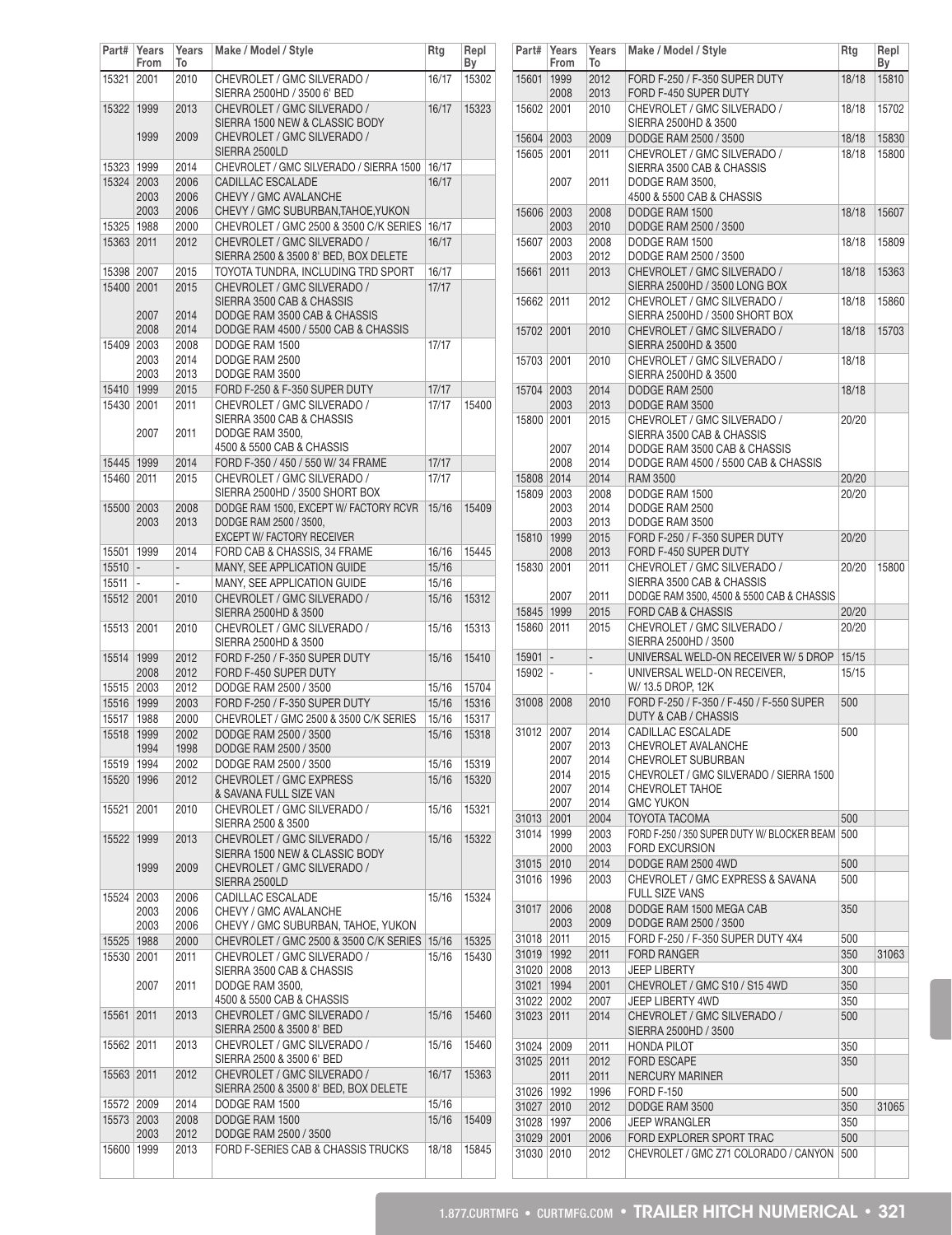| Part# | Years From | Years To | Make / Model / Style | Rtg | Repl By |
|---|---|---|---|---|---|
| 15321 | 2001 | 2010 | CHEVROLET / GMC SILVERADO / SIERRA 2500HD / 3500 6' BED | 16/17 | 15302 |
| 15322 | 1999 | 2013 | CHEVROLET / GMC SILVERADO / SIERRA 1500 NEW & CLASSIC BODY | 16/17 | 15323 |
| | 1999 | 2009 | CHEVROLET / GMC SILVERADO / SIERRA 2500LD | | |
| 15323 | 1999 | 2014 | CHEVROLET / GMC SILVERADO / SIERRA 1500 | 16/17 | |
| 15324 | 2003 | 2006 | CADILLAC ESCALADE | 16/17 | |
| | 2003 | 2006 | CHEVY / GMC AVALANCHE | | |
| | 2003 | 2006 | CHEVY / GMC SUBURBAN,TAHOE,YUKON | | |
| 15325 | 1988 | 2000 | CHEVROLET / GMC 2500 & 3500 C/K SERIES | 16/17 | |
| 15363 | 2011 | 2012 | CHEVROLET / GMC SILVERADO / SIERRA 2500 & 3500 8' BED, BOX DELETE | 16/17 | |
| 15398 | 2007 | 2015 | TOYOTA TUNDRA, INCLUDING TRD SPORT | 16/17 | |
| 15400 | 2001 | 2015 | CHEVROLET / GMC SILVERADO / SIERRA 3500 CAB & CHASSIS | 17/17 | |
| | 2007 | 2014 | DODGE RAM 3500 CAB & CHASSIS | | |
| | 2008 | 2014 | DODGE RAM 4500 / 5500 CAB & CHASSIS | | |
| 15409 | 2003 | 2008 | DODGE RAM 1500 | 17/17 | |
| | 2003 | 2014 | DODGE RAM 2500 | | |
| | 2003 | 2013 | DODGE RAM 3500 | | |
| 15410 | 1999 | 2015 | FORD F-250 & F-350 SUPER DUTY | 17/17 | |
| 15430 | 2001 | 2011 | CHEVROLET / GMC SILVERADO / SIERRA 3500 CAB & CHASSIS | 17/17 | 15400 |
| | 2007 | 2011 | DODGE RAM 3500, 4500 & 5500 CAB & CHASSIS | | |
| 15445 | 1999 | 2014 | FORD F-350 / 450 / 550 W/ 34 FRAME | 17/17 | |
| 15460 | 2011 | 2015 | CHEVROLET / GMC SILVERADO / SIERRA 2500HD / 3500 SHORT BOX | 17/17 | |
| 15500 | 2003 | 2008 | DODGE RAM 1500, EXCEPT W/ FACTORY RCVR | 15/16 | 15409 |
| | 2003 | 2013 | DODGE RAM 2500 / 3500, EXCEPT W/ FACTORY RECEIVER | | |
| 15501 | 1999 | 2014 | FORD CAB & CHASSIS, 34 FRAME | 16/16 | 15445 |
| 15510 | - | - | MANY, SEE APPLICATION GUIDE | 15/16 | |
| 15511 | - | - | MANY, SEE APPLICATION GUIDE | 15/16 | |
| 15512 | 2001 | 2010 | CHEVROLET / GMC SILVERADO / SIERRA 2500HD & 3500 | 15/16 | 15312 |
| 15513 | 2001 | 2010 | CHEVROLET / GMC SILVERADO / SIERRA 2500HD & 3500 | 15/16 | 15313 |
| 15514 | 1999 | 2012 | FORD F-250 / F-350 SUPER DUTY | 15/16 | 15410 |
| | 2008 | 2012 | FORD F-450 SUPER DUTY | | |
| 15515 | 2003 | 2012 | DODGE RAM 2500 / 3500 | 15/16 | 15704 |
| 15516 | 1999 | 2003 | FORD F-250 / F-350 SUPER DUTY | 15/16 | 15316 |
| 15517 | 1988 | 2000 | CHEVROLET / GMC 2500 & 3500 C/K SERIES | 15/16 | 15317 |
| 15518 | 1999 | 2002 | DODGE RAM 2500 / 3500 | 15/16 | 15318 |
| | 1994 | 1998 | DODGE RAM 2500 / 3500 | | |
| 15519 | 1994 | 2002 | DODGE RAM 2500 / 3500 | 15/16 | 15319 |
| 15520 | 1996 | 2012 | CHEVROLET / GMC EXPRESS & SAVANA FULL SIZE VAN | 15/16 | 15320 |
| 15521 | 2001 | 2010 | CHEVROLET / GMC SILVERADO / SIERRA 2500 & 3500 | 15/16 | 15321 |
| 15522 | 1999 | 2013 | CHEVROLET / GMC SILVERADO / SIERRA 1500 NEW & CLASSIC BODY | 15/16 | 15322 |
| | 1999 | 2009 | CHEVROLET / GMC SILVERADO / SIERRA 2500LD | | |
| 15524 | 2003 | 2006 | CADILLAC ESCALADE | 15/16 | 15324 |
| | 2003 | 2006 | CHEVY / GMC AVALANCHE | | |
| | 2003 | 2006 | CHEVY / GMC SUBURBAN, TAHOE, YUKON | | |
| 15525 | 1988 | 2000 | CHEVROLET / GMC 2500 & 3500 C/K SERIES | 15/16 | 15325 |
| 15530 | 2001 | 2011 | CHEVROLET / GMC SILVERADO / SIERRA 3500 CAB & CHASSIS | 15/16 | 15430 |
| | 2007 | 2011 | DODGE RAM 3500, 4500 & 5500 CAB & CHASSIS | | |
| 15561 | 2011 | 2013 | CHEVROLET / GMC SILVERADO / SIERRA 2500 & 3500 8' BED | 15/16 | 15460 |
| 15562 | 2011 | 2013 | CHEVROLET / GMC SILVERADO / SIERRA 2500 & 3500 6' BED | 15/16 | 15460 |
| 15563 | 2011 | 2012 | CHEVROLET / GMC SILVERADO / SIERRA 2500 & 3500 8' BED, BOX DELETE | 16/17 | 15363 |
| 15572 | 2009 | 2014 | DODGE RAM 1500 | 15/16 | |
| 15573 | 2003 | 2008 | DODGE RAM 1500 | 15/16 | 15409 |
| | 2003 | 2012 | DODGE RAM 2500 / 3500 | | |
| 15600 | 1999 | 2013 | FORD F-SERIES CAB & CHASSIS TRUCKS | 18/18 | 15845 |
| 15601 | 1999 | 2012 | FORD F-250 / F-350 SUPER DUTY | 18/18 | 15810 |
| | 2008 | 2013 | FORD F-450 SUPER DUTY | | |
| 15602 | 2001 | 2010 | CHEVROLET / GMC SILVERADO / SIERRA 2500HD & 3500 | 18/18 | 15702 |
| 15604 | 2003 | 2009 | DODGE RAM 2500 / 3500 | 18/18 | 15830 |
| 15605 | 2001 | 2011 | CHEVROLET / GMC SILVERADO / SIERRA 3500 CAB & CHASSIS | 18/18 | 15800 |
| | 2007 | 2011 | DODGE RAM 3500, 4500 & 5500 CAB & CHASSIS | | |
| 15606 | 2003 | 2008 | DODGE RAM 1500 | 18/18 | 15607 |
| | 2003 | 2010 | DODGE RAM 2500 / 3500 | | |
| 15607 | 2003 | 2008 | DODGE RAM 1500 | 18/18 | 15809 |
| | 2003 | 2012 | DODGE RAM 2500 / 3500 | | |
| 15661 | 2011 | 2013 | CHEVROLET / GMC SILVERADO / SIERRA 2500HD / 3500 LONG BOX | 18/18 | 15363 |
| 15662 | 2011 | 2012 | CHEVROLET / GMC SILVERADO / SIERRA 2500HD / 3500 SHORT BOX | 18/18 | 15860 |
| 15702 | 2001 | 2010 | CHEVROLET / GMC SILVERADO / SIERRA 2500HD & 3500 | 18/18 | 15703 |
| 15703 | 2001 | 2010 | CHEVROLET / GMC SILVERADO / SIERRA 2500HD & 3500 | 18/18 | |
| 15704 | 2003 | 2014 | DODGE RAM 2500 | 18/18 | |
| | 2003 | 2013 | DODGE RAM 3500 | | |
| 15800 | 2001 | 2015 | CHEVROLET / GMC SILVERADO / SIERRA 3500 CAB & CHASSIS | 20/20 | |
| | 2007 | 2014 | DODGE RAM 3500 CAB & CHASSIS | | |
| | 2008 | 2014 | DODGE RAM 4500 / 5500 CAB & CHASSIS | | |
| 15808 | 2014 | 2014 | RAM 3500 | 20/20 | |
| 15809 | 2003 | 2008 | DODGE RAM 1500 | 20/20 | |
| | 2003 | 2014 | DODGE RAM 2500 | | |
| | 2003 | 2013 | DODGE RAM 3500 | | |
| 15810 | 1999 | 2015 | FORD F-250 / F-350 SUPER DUTY | 20/20 | |
| | 2008 | 2013 | FORD F-450 SUPER DUTY | | |
| 15830 | 2001 | 2011 | CHEVROLET / GMC SILVERADO / SIERRA 3500 CAB & CHASSIS | 20/20 | 15800 |
| | 2007 | 2011 | DODGE RAM 3500, 4500 & 5500 CAB & CHASSIS | | |
| 15845 | 1999 | 2015 | FORD CAB & CHASSIS | 20/20 | |
| 15860 | 2011 | 2015 | CHEVROLET / GMC SILVERADO / SIERRA 2500HD / 3500 | 20/20 | |
| 15901 | - | - | UNIVERSAL WELD-ON RECEIVER W/ 5 DROP | 15/15 | |
| 15902 | - | - | UNIVERSAL WELD-ON RECEIVER, W/ 13.5 DROP, 12K | 15/15 | |
| 31008 | 2008 | 2010 | FORD F-250 / F-350 / F-450 / F-550 SUPER DUTY & CAB / CHASSIS | 500 | |
| 31012 | 2007 | 2014 | CADILLAC ESCALADE | 500 | |
| | 2007 | 2013 | CHEVROLET AVALANCHE | | |
| | 2007 | 2014 | CHEVROLET SUBURBAN | | |
| | 2014 | 2015 | CHEVROLET / GMC SILVERADO / SIERRA 1500 | | |
| | 2007 | 2014 | CHEVROLET TAHOE | | |
| | 2007 | 2014 | GMC YUKON | | |
| 31013 | 2001 | 2004 | TOYOTA TACOMA | 500 | |
| 31014 | 1999 | 2003 | FORD F-250 / 350 SUPER DUTY W/ BLOCKER BEAM | 500 | |
| | 2000 | 2003 | FORD EXCURSION | | |
| 31015 | 2010 | 2014 | DODGE RAM 2500 4WD | 500 | |
| 31016 | 1996 | 2003 | CHEVROLET / GMC EXPRESS & SAVANA FULL SIZE VANS | 500 | |
| 31017 | 2006 | 2008 | DODGE RAM 1500 MEGA CAB | 350 | |
| | 2003 | 2009 | DODGE RAM 2500 / 3500 | | |
| 31018 | 2011 | 2015 | FORD F-250 / F-350 SUPER DUTY 4X4 | 500 | |
| 31019 | 1992 | 2011 | FORD RANGER | 350 | 31063 |
| 31020 | 2008 | 2013 | JEEP LIBERTY | 300 | |
| 31021 | 1994 | 2001 | CHEVROLET / GMC S10 / S15 4WD | 350 | |
| 31022 | 2002 | 2007 | JEEP LIBERTY 4WD | 350 | |
| 31023 | 2011 | 2014 | CHEVROLET / GMC SILVERADO / SIERRA 2500HD / 3500 | 500 | |
| 31024 | 2009 | 2011 | HONDA PILOT | 350 | |
| 31025 | 2011 | 2012 | FORD ESCAPE | 350 | |
| | 2011 | 2011 | NERCURY MARINER | | |
| 31026 | 1992 | 1996 | FORD F-150 | 500 | |
| 31027 | 2010 | 2012 | DODGE RAM 3500 | 350 | 31065 |
| 31028 | 1997 | 2006 | JEEP WRANGLER | 350 | |
| 31029 | 2001 | 2006 | FORD EXPLORER SPORT TRAC | 500 | |
| 31030 | 2010 | 2012 | CHEVROLET / GMC Z71 COLORADO / CANYON | 500 | |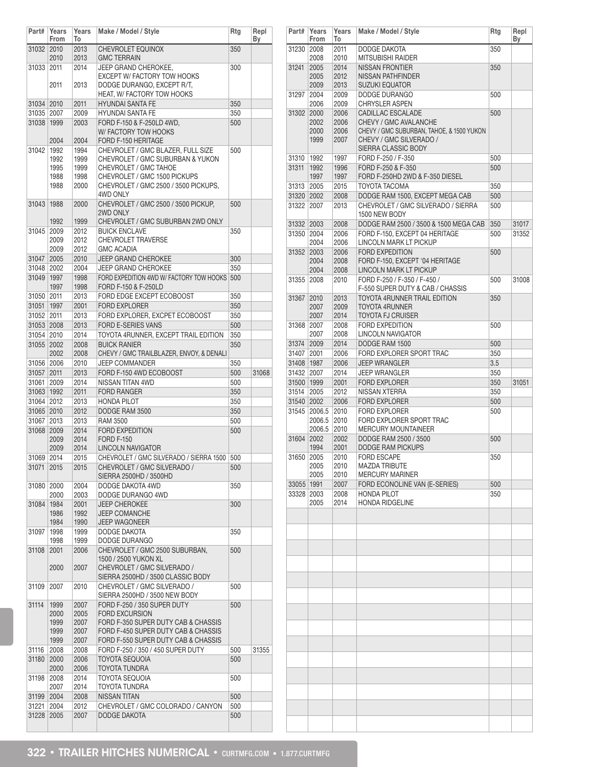| Part# | Years From | Years To | Make / Model / Style | Rtg | Repl By |
|---|---|---|---|---|---|
| 31032 | 2010 | 2013 | CHEVROLET EQUINOX | 350 | |
| | 2010 | 2013 | GMC TERRAIN | | |
| 31033 | 2011 | 2014 | JEEP GRAND CHEROKEE, EXCEPT W/ FACTORY TOW HOOKS | 300 | |
| | 2011 | 2013 | DODGE DURANGO, EXCEPT R/T, HEAT, W/ FACTORY TOW HOOKS | | |
| 31034 | 2010 | 2011 | HYUNDAI SANTA FE | 350 | |
| 31035 | 2007 | 2009 | HYUNDAI SANTA FE | 350 | |
| 31038 | 1999 | 2003 | FORD F-150 & F-250LD 4WD, W/ FACTORY TOW HOOKS | 500 | |
| | 2004 | 2004 | FORD F-150 HERITAGE | | |
| 31042 | 1992 | 1994 | CHEVROLET / GMC BLAZER, FULL SIZE | 500 | |
| | 1992 | 1999 | CHEVROLET / GMC SUBURBAN & YUKON | | |
| | 1995 | 1999 | CHEVROLET / GMC TAHOE | | |
| | 1988 | 1998 | CHEVROLET / GMC 1500 PICKUPS | | |
| | 1988 | 2000 | CHEVROLET / GMC 2500 / 3500 PICKUPS, 4WD ONLY | | |
| 31043 | 1988 | 2000 | CHEVROLET / GMC 2500 / 3500 PICKUP, 2WD ONLY | 500 | |
| | 1992 | 1999 | CHEVROLET / GMC SUBURBAN 2WD ONLY | | |
| 31045 | 2009 | 2012 | BUICK ENCLAVE | 350 | |
| | 2009 | 2012 | CHEVROLET TRAVERSE | | |
| | 2009 | 2012 | GMC ACADIA | | |
| 31047 | 2005 | 2010 | JEEP GRAND CHEROKEE | 300 | |
| 31048 | 2002 | 2004 | JEEP GRAND CHEROKEE | 350 | |
| 31049 | 1997 | 1998 | FORD EXPEDITION 4WD W/ FACTORY TOW HOOKS | 500 | |
| | 1997 | 1998 | FORD F-150 & F-250LD | | |
| 31050 | 2011 | 2013 | FORD EDGE EXCEPT ECOBOOST | 350 | |
| 31051 | 1997 | 2001 | FORD EXPLORER | 350 | |
| 31052 | 2011 | 2013 | FORD EXPLORER, EXCPET ECOBOOST | 350 | |
| 31053 | 2008 | 2013 | FORD E-SERIES VANS | 500 | |
| 31054 | 2010 | 2014 | TOYOTA 4RUNNER, EXCEPT TRAIL EDITION | 350 | |
| 31055 | 2002 | 2008 | BUICK RANIER | 350 | |
| | 2002 | 2008 | CHEVY / GMC TRAILBLAZER, ENVOY, & DENALI | | |
| 31056 | 2006 | 2010 | JEEP COMMANDER | 350 | |
| 31057 | 2011 | 2013 | FORD F-150 4WD ECOBOOST | 500 | 31068 |
| 31061 | 2009 | 2014 | NISSAN TITAN 4WD | 500 | |
| 31063 | 1992 | 2011 | FORD RANGER | 350 | |
| 31064 | 2012 | 2013 | HONDA PILOT | 350 | |
| 31065 | 2010 | 2012 | DODGE RAM 3500 | 350 | |
| 31067 | 2013 | 2013 | RAM 3500 | 500 | |
| 31068 | 2009 | 2014 | FORD EXPEDITION | 500 | |
| | 2009 | 2014 | FORD F-150 | | |
| | 2009 | 2014 | LINCOLN NAVIGATOR | | |
| 31069 | 2014 | 2015 | CHEVROLET / GMC SILVERADO / SIERRA 1500 | 500 | |
| 31071 | 2015 | 2015 | CHEVROLET / GMC SILVERADO / SIERRA 2500HD / 3500HD | 500 | |
| 31080 | 2000 | 2004 | DODGE DAKOTA 4WD | 350 | |
| | 2000 | 2003 | DODGE DURANGO 4WD | | |
| 31084 | 1984 | 2001 | JEEP CHEROKEE | 300 | |
| | 1986 | 1992 | JEEP COMANCHE | | |
| | 1984 | 1990 | JEEP WAGONEER | | |
| 31097 | 1998 | 1999 | DODGE DAKOTA | 350 | |
| | 1998 | 1999 | DODGE DURANGO | | |
| 31108 | 2001 | 2006 | CHEVROLET / GMC 2500 SUBURBAN, 1500 / 2500 YUKON XL | 500 | |
| | 2000 | 2007 | CHEVROLET / GMC SILVERADO / SIERRA 2500HD / 3500 CLASSIC BODY | | |
| 31109 | 2007 | 2010 | CHEVROLET / GMC SILVERADO / SIERRA 2500HD / 3500 NEW BODY | 500 | |
| 31114 | 1999 | 2007 | FORD F-250 / 350 SUPER DUTY | 500 | |
| | 2000 | 2005 | FORD EXCURSION | | |
| | 1999 | 2007 | FORD F-350 SUPER DUTY CAB & CHASSIS | | |
| | 1999 | 2007 | FORD F-450 SUPER DUTY CAB & CHASSIS | | |
| | 1999 | 2007 | FORD F-550 SUPER DUTY CAB & CHASSIS | | |
| 31116 | 2008 | 2008 | FORD F-250 / 350 / 450 SUPER DUTY | 500 | 31355 |
| 31180 | 2000 | 2006 | TOYOTA SEQUOIA | 500 | |
| | 2000 | 2006 | TOYOTA TUNDRA | | |
| 31198 | 2008 | 2014 | TOYOTA SEQUOIA | 500 | |
| | 2007 | 2014 | TOYOTA TUNDRA | | |
| 31199 | 2004 | 2008 | NISSAN TITAN | 500 | |
| 31221 | 2004 | 2012 | CHEVROLET / GMC COLORADO / CANYON | 500 | |
| 31228 | 2005 | 2007 | DODGE DAKOTA | 500 | |
| 31230 | 2008 | 2011 | DODGE DAKOTA | 350 | |
| | 2008 | 2010 | MITSUBISHI RAIDER | | |
| 31241 | 2005 | 2014 | NISSAN FRONTIER | 350 | |
| | 2005 | 2012 | NISSAN PATHFINDER | | |
| | 2009 | 2013 | SUZUKI EQUATOR | | |
| 31297 | 2004 | 2009 | DODGE DURANGO | 500 | |
| | 2006 | 2009 | CHRYSLER ASPEN | | |
| 31302 | 2000 | 2006 | CADILLAC ESCALADE | 500 | |
| | 2002 | 2006 | CHEVY / GMC AVALANCHE | | |
| | 2000 | 2006 | CHEVY / GMC SUBURBAN, TAHOE, & 1500 YUKON | | |
| | 1999 | 2007 | CHEVY / GMC SILVERADO / SIERRA CLASSIC BODY | | |
| 31310 | 1992 | 1997 | FORD F-250 / F-350 | 500 | |
| 31311 | 1992 | 1996 | FORD F-250 & F-350 | 500 | |
| | 1997 | 1997 | FORD F-250HD 2WD & F-350 DIESEL | | |
| 31313 | 2005 | 2015 | TOYOTA TACOMA | 350 | |
| 31320 | 2002 | 2008 | DODGE RAM 1500, EXCEPT MEGA CAB | 500 | |
| 31322 | 2007 | 2013 | CHEVROLET / GMC SILVERADO / SIERRA 1500 NEW BODY | 500 | |
| 31332 | 2003 | 2008 | DODGE RAM 2500 / 3500 & 1500 MEGA CAB | 350 | 31017 |
| 31350 | 2004 | 2006 | FORD F-150, EXCEPT 04 HERITAGE | 500 | 31352 |
| | 2004 | 2006 | LINCOLN MARK LT PICKUP | | |
| 31352 | 2003 | 2006 | FORD EXPEDITION | 500 | |
| | 2004 | 2008 | FORD F-150, EXCEPT '04 HERITAGE | | |
| | 2004 | 2008 | LINCOLN MARK LT PICKUP | | |
| 31355 | 2008 | 2010 | FORD F-250 / F-350 / F-450 / F-550 SUPER DUTY & CAB / CHASSIS | 500 | 31008 |
| 31367 | 2010 | 2013 | TOYOTA 4RUNNER TRAIL EDITION | 350 | |
| | 2007 | 2009 | TOYOTA 4RUNNER | | |
| | 2007 | 2014 | TOYOTA FJ CRUISER | | |
| 31368 | 2007 | 2008 | FORD EXPEDITION | 500 | |
| | 2007 | 2008 | LINCOLN NAVIGATOR | | |
| 31374 | 2009 | 2014 | DODGE RAM 1500 | 500 | |
| 31407 | 2001 | 2006 | FORD EXPLORER SPORT TRAC | 350 | |
| 31408 | 1987 | 2006 | JEEP WRANGLER | 3.5 | |
| 31432 | 2007 | 2014 | JEEP WRANGLER | 350 | |
| 31500 | 1999 | 2001 | FORD EXPLORER | 350 | 31051 |
| 31514 | 2005 | 2012 | NISSAN XTERRA | 350 | |
| 31540 | 2002 | 2006 | FORD EXPLORER | 500 | |
| 31545 | 2006.5 | 2010 | FORD EXPLORER | 500 | |
| | 2006.5 | 2010 | FORD EXPLORER SPORT TRAC | | |
| | 2006.5 | 2010 | MERCURY MOUNTAINEER | | |
| 31604 | 2002 | 2002 | DODGE RAM 2500 / 3500 | 500 | |
| | 1994 | 2001 | DODGE RAM PICKUPS | | |
| 31650 | 2005 | 2010 | FORD ESCAPE | 350 | |
| | 2005 | 2010 | MAZDA TRIBUTE | | |
| | 2005 | 2010 | MERCURY MARINER | | |
| 33055 | 1991 | 2007 | FORD ECONOLINE VAN (E-SERIES) | 500 | |
| 33328 | 2003 | 2008 | HONDA PILOT | 350 | |
| | 2005 | 2014 | HONDA RIDGELINE | | |

**TRAILER HITCHES NUMERICAL** • CURTMFG.COM • 1.877.CURTMFG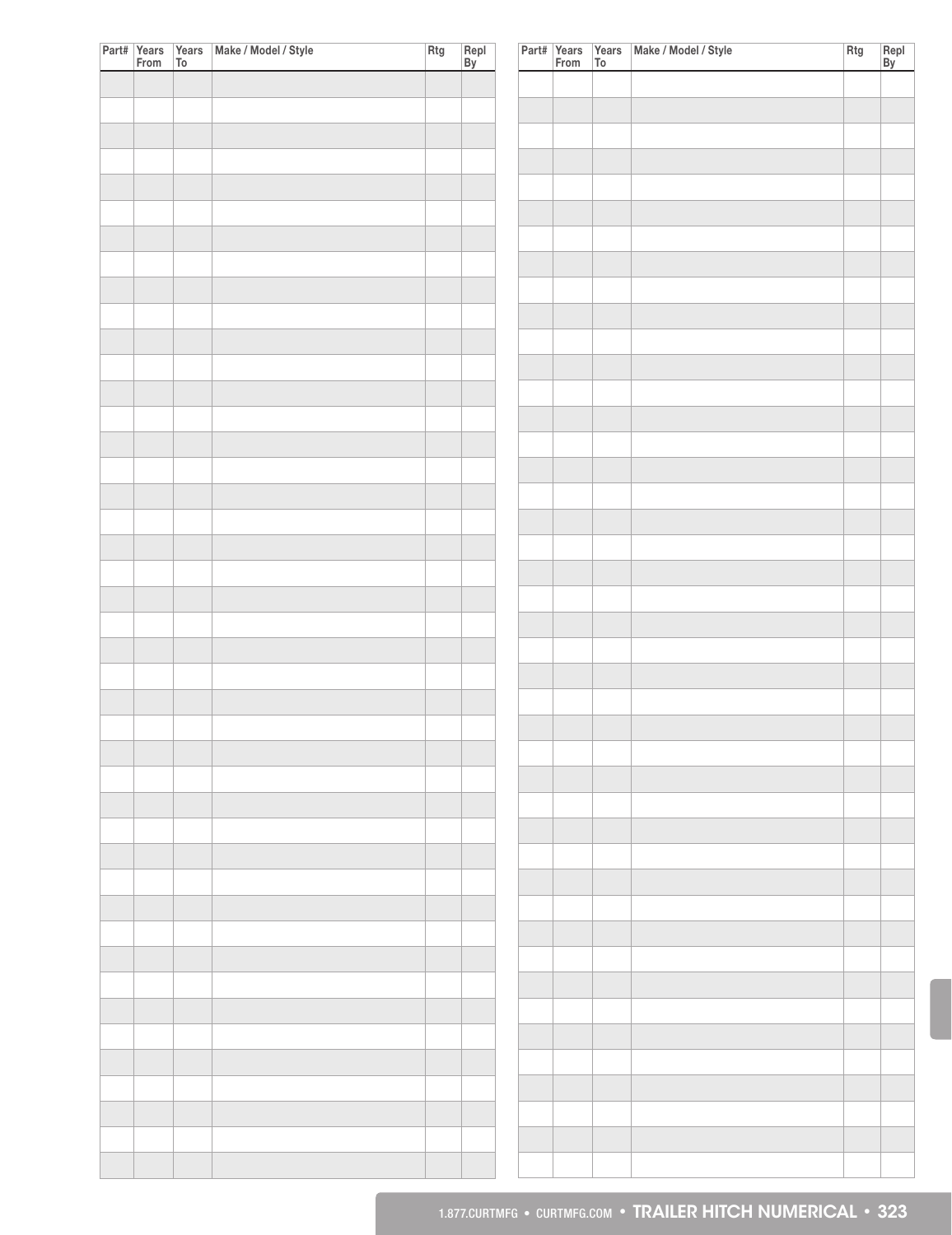| Part# | Years From | Years To | Make / Model / Style | Rtg | Repl By |
|---|---|---|---|---|---|
| | | | | | |

| Part# | Years From | Years To | Make / Model / Style | Rtg | Repl By |
|---|---|---|---|---|---|
| | | | | | |